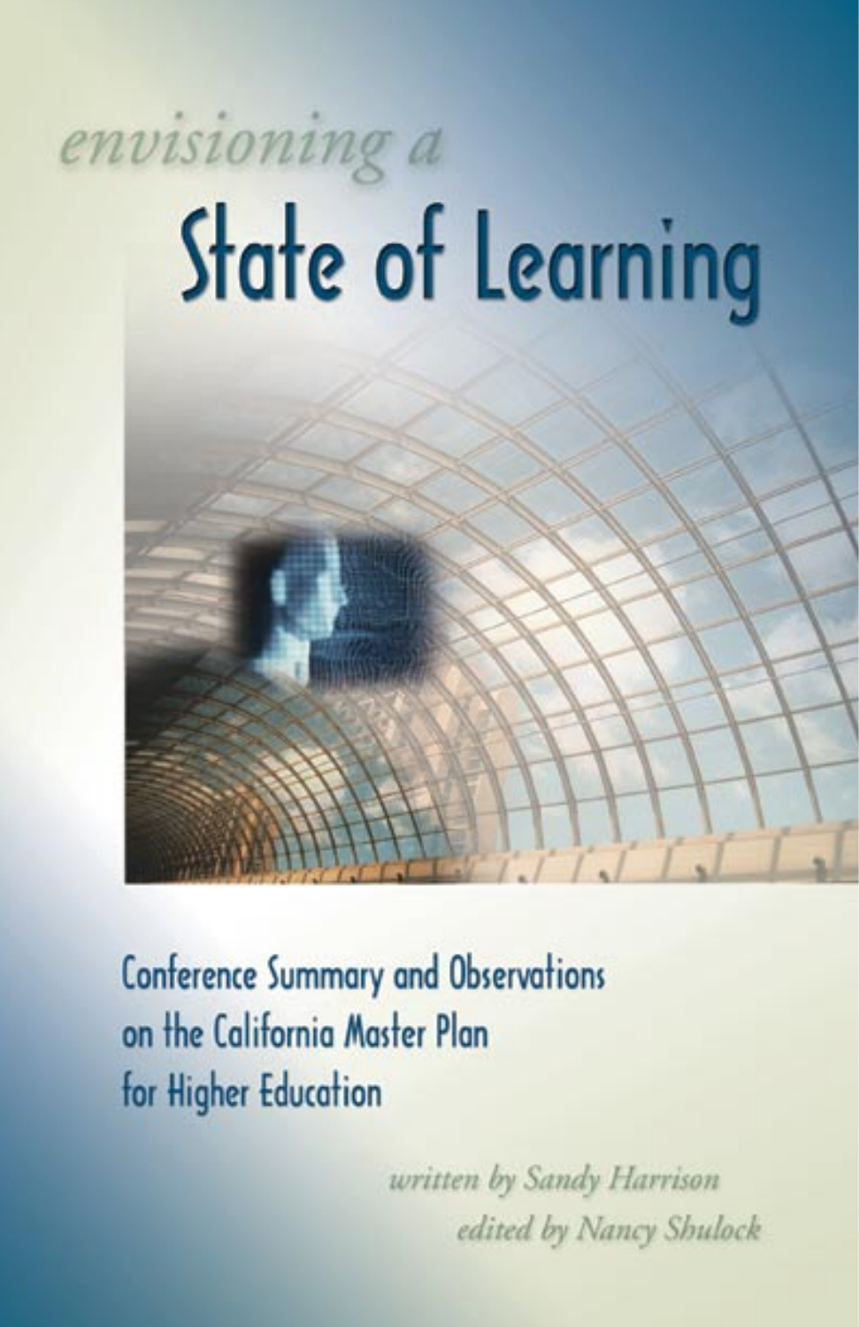*envisioning a*

# State of Learning

## Conference Summary and Observations on the California Master Plan for Higher Education

*written by Sandy Harrison*

*edited by Nancy Shulock*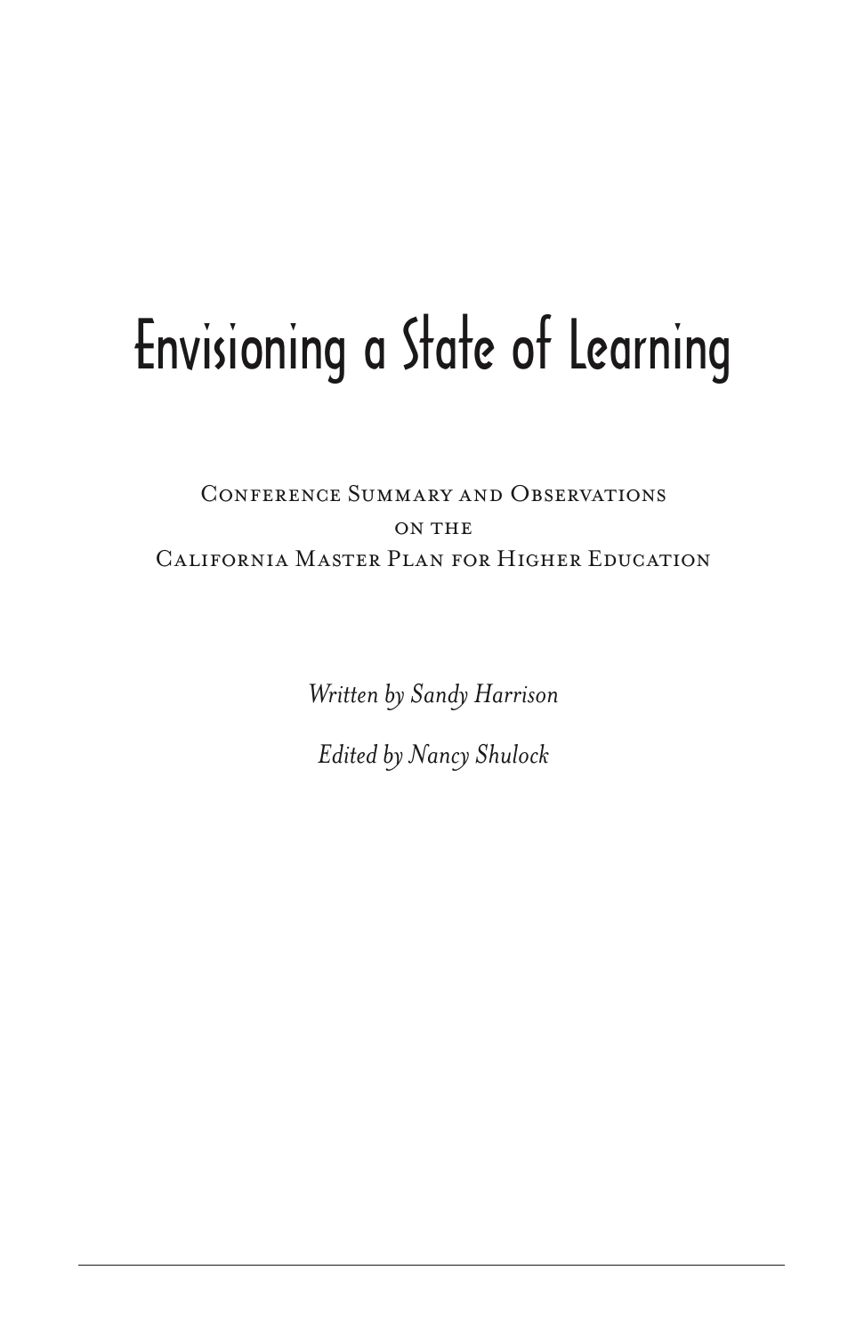# Envisioning a State of Learning

Conference Summary and Observations
on the
California Master Plan for Higher Education

*Written by Sandy Harrison*

*Edited by Nancy Shulock*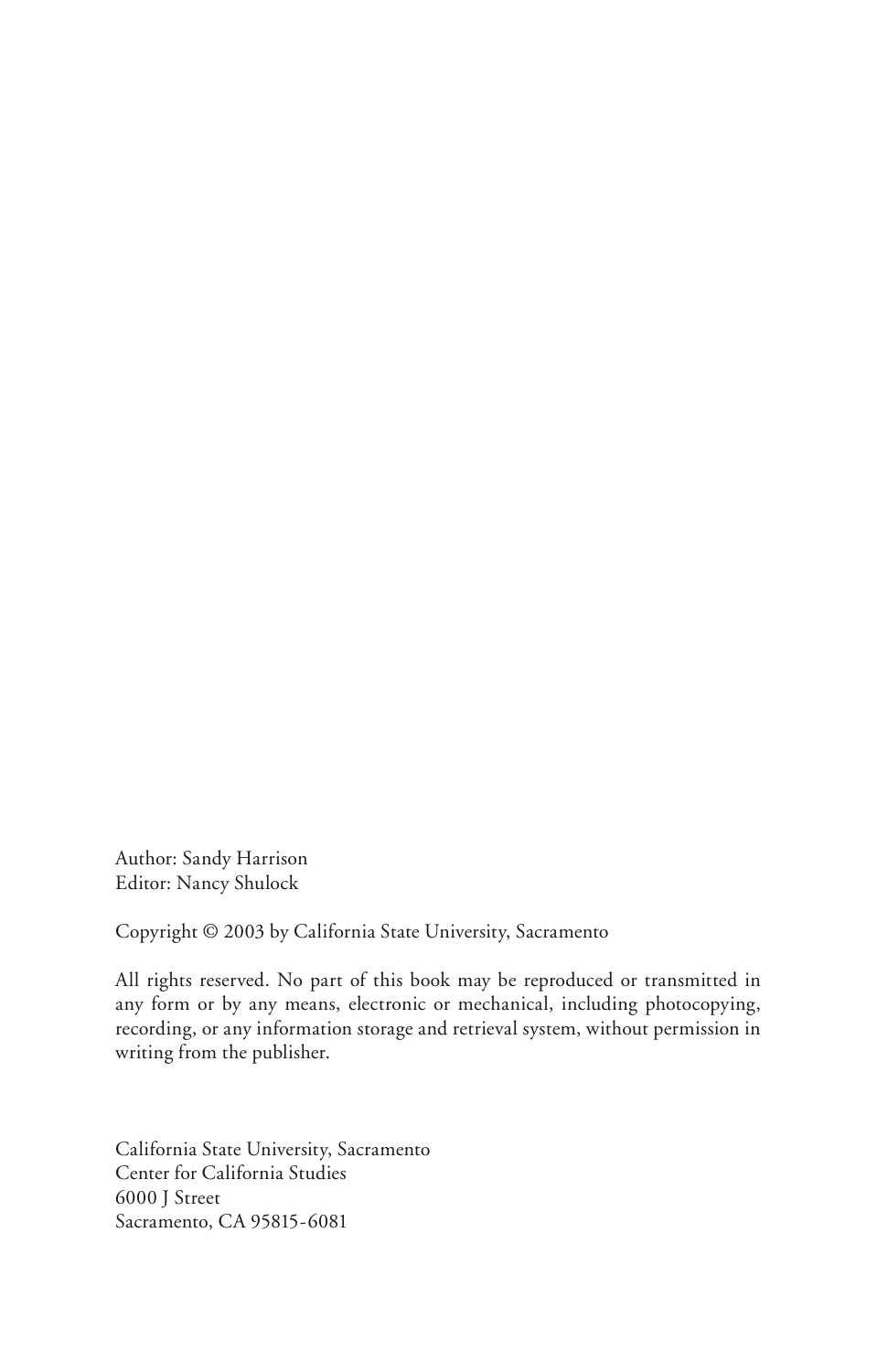Author: Sandy Harrison
Editor: Nancy Shulock

Copyright © 2003 by California State University, Sacramento

All rights reserved. No part of this book may be reproduced or transmitted in any form or by any means, electronic or mechanical, including photocopying, recording, or any information storage and retrieval system, without permission in writing from the publisher.

California State University, Sacramento
Center for California Studies
6000 J Street
Sacramento, CA 95815-6081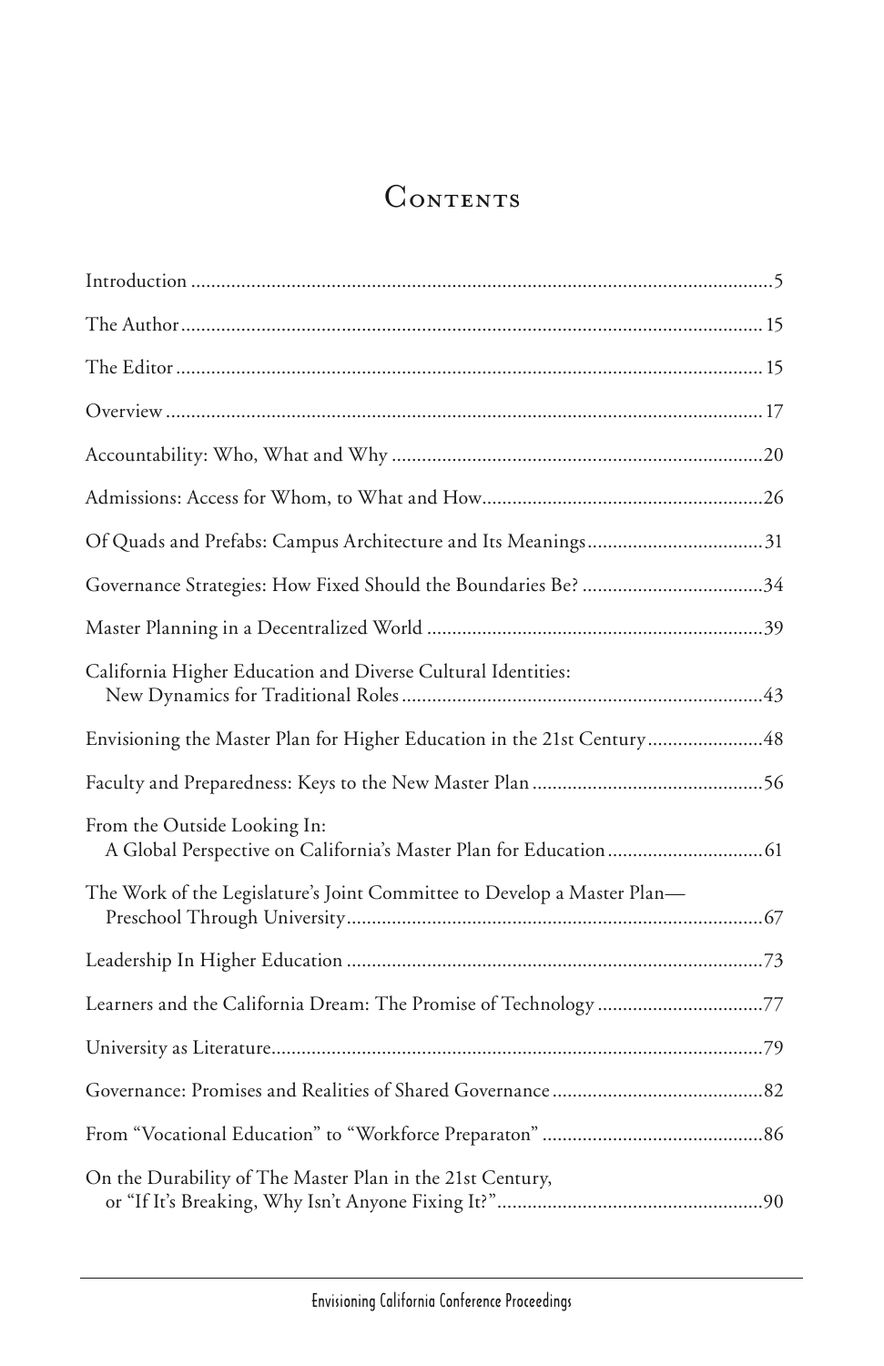# Contents

- Introduction ... 5
- The Author ... 15
- The Editor ... 15
- Overview ... 17
- Accountability: Who, What and Why ... 20
- Admissions: Access for Whom, to What and How ... 26
- Of Quads and Prefabs: Campus Architecture and Its Meanings ... 31
- Governance Strategies: How Fixed Should the Boundaries Be? ... 34
- Master Planning in a Decentralized World ... 39
- California Higher Education and Diverse Cultural Identities: New Dynamics for Traditional Roles ... 43
- Envisioning the Master Plan for Higher Education in the 21st Century ... 48
- Faculty and Preparedness: Keys to the New Master Plan ... 56
- From the Outside Looking In: A Global Perspective on California's Master Plan for Education ... 61
- The Work of the Legislature's Joint Committee to Develop a Master Plan—Preschool Through University ... 67
- Leadership In Higher Education ... 73
- Learners and the California Dream: The Promise of Technology ... 77
- University as Literature ... 79
- Governance: Promises and Realities of Shared Governance ... 82
- From "Vocational Education" to "Workforce Preparaton" ... 86
- On the Durability of The Master Plan in the 21st Century, or "If It's Breaking, Why Isn't Anyone Fixing It?" ... 90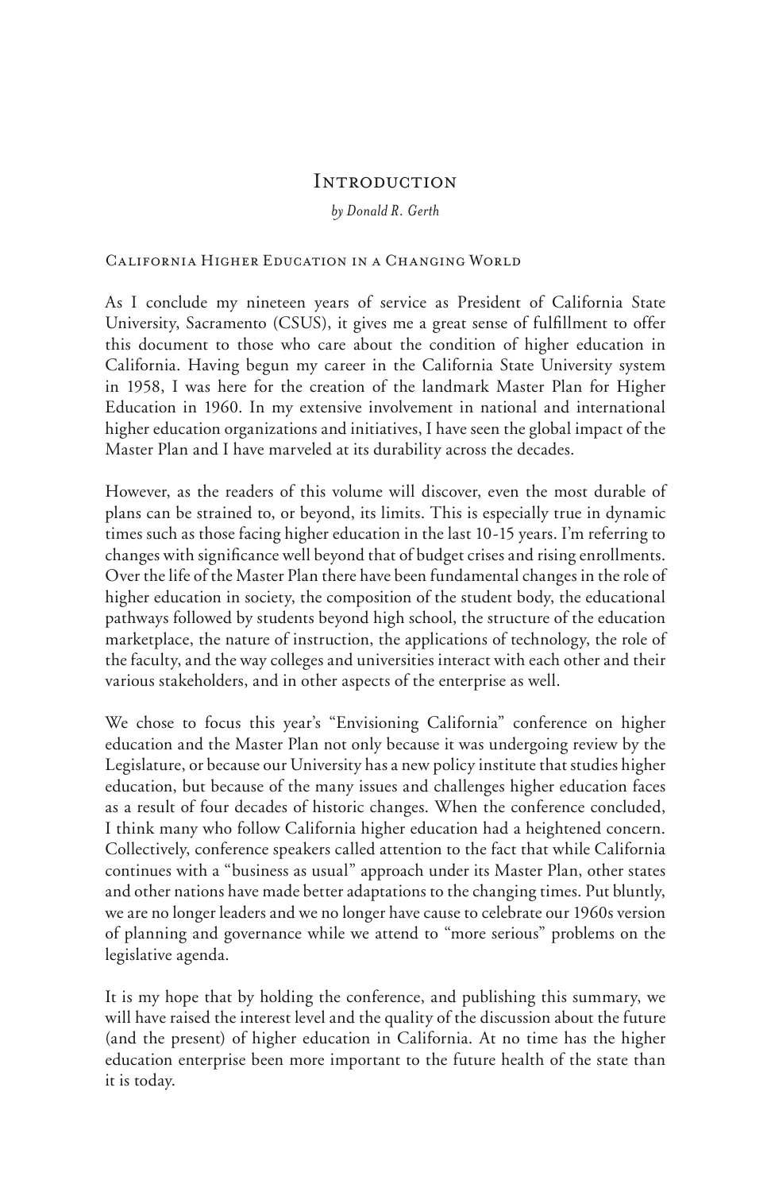# Introduction

*by Donald R. Gerth*

## California Higher Education in a Changing World

As I conclude my nineteen years of service as President of California State University, Sacramento (CSUS), it gives me a great sense of fulfillment to offer this document to those who care about the condition of higher education in California. Having begun my career in the California State University system in 1958, I was here for the creation of the landmark Master Plan for Higher Education in 1960. In my extensive involvement in national and international higher education organizations and initiatives, I have seen the global impact of the Master Plan and I have marveled at its durability across the decades.

However, as the readers of this volume will discover, even the most durable of plans can be strained to, or beyond, its limits. This is especially true in dynamic times such as those facing higher education in the last 10-15 years. I'm referring to changes with significance well beyond that of budget crises and rising enrollments. Over the life of the Master Plan there have been fundamental changes in the role of higher education in society, the composition of the student body, the educational pathways followed by students beyond high school, the structure of the education marketplace, the nature of instruction, the applications of technology, the role of the faculty, and the way colleges and universities interact with each other and their various stakeholders, and in other aspects of the enterprise as well.

We chose to focus this year's "Envisioning California" conference on higher education and the Master Plan not only because it was undergoing review by the Legislature, or because our University has a new policy institute that studies higher education, but because of the many issues and challenges higher education faces as a result of four decades of historic changes. When the conference concluded, I think many who follow California higher education had a heightened concern. Collectively, conference speakers called attention to the fact that while California continues with a "business as usual" approach under its Master Plan, other states and other nations have made better adaptations to the changing times. Put bluntly, we are no longer leaders and we no longer have cause to celebrate our 1960s version of planning and governance while we attend to "more serious" problems on the legislative agenda.

It is my hope that by holding the conference, and publishing this summary, we will have raised the interest level and the quality of the discussion about the future (and the present) of higher education in California. At no time has the higher education enterprise been more important to the future health of the state than it is today.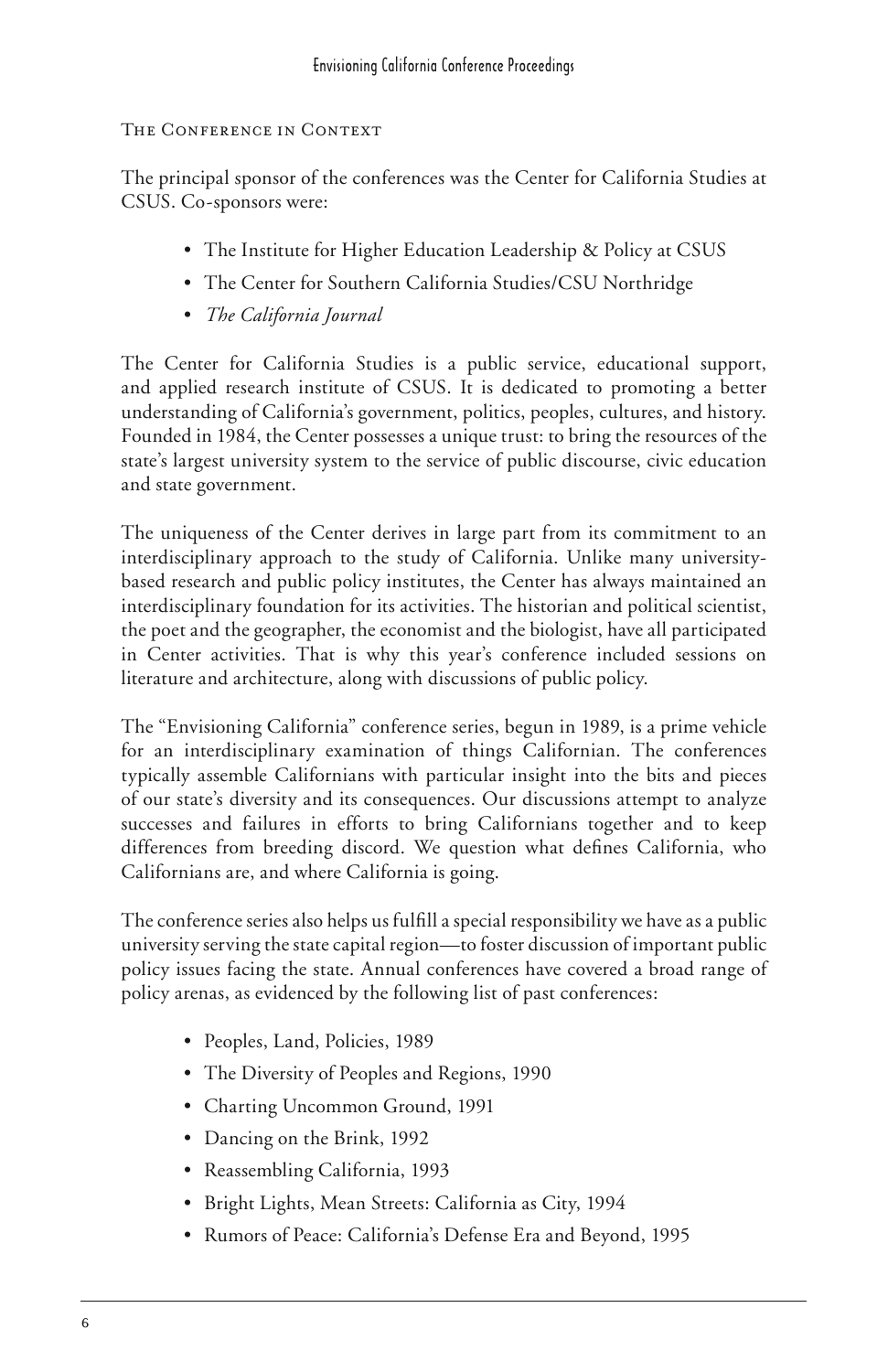## The Conference in Context

The principal sponsor of the conferences was the Center for California Studies at CSUS. Co-sponsors were:

- The Institute for Higher Education Leadership & Policy at CSUS
- The Center for Southern California Studies/CSU Northridge
- *The California Journal*

The Center for California Studies is a public service, educational support, and applied research institute of CSUS. It is dedicated to promoting a better understanding of California's government, politics, peoples, cultures, and history. Founded in 1984, the Center possesses a unique trust: to bring the resources of the state's largest university system to the service of public discourse, civic education and state government.

The uniqueness of the Center derives in large part from its commitment to an interdisciplinary approach to the study of California. Unlike many university-based research and public policy institutes, the Center has always maintained an interdisciplinary foundation for its activities. The historian and political scientist, the poet and the geographer, the economist and the biologist, have all participated in Center activities. That is why this year's conference included sessions on literature and architecture, along with discussions of public policy.

The "Envisioning California" conference series, begun in 1989, is a prime vehicle for an interdisciplinary examination of things Californian. The conferences typically assemble Californians with particular insight into the bits and pieces of our state's diversity and its consequences. Our discussions attempt to analyze successes and failures in efforts to bring Californians together and to keep differences from breeding discord. We question what defines California, who Californians are, and where California is going.

The conference series also helps us fulfill a special responsibility we have as a public university serving the state capital region—to foster discussion of important public policy issues facing the state. Annual conferences have covered a broad range of policy arenas, as evidenced by the following list of past conferences:

- Peoples, Land, Policies, 1989
- The Diversity of Peoples and Regions, 1990
- Charting Uncommon Ground, 1991
- Dancing on the Brink, 1992
- Reassembling California, 1993
- Bright Lights, Mean Streets: California as City, 1994
- Rumors of Peace: California's Defense Era and Beyond, 1995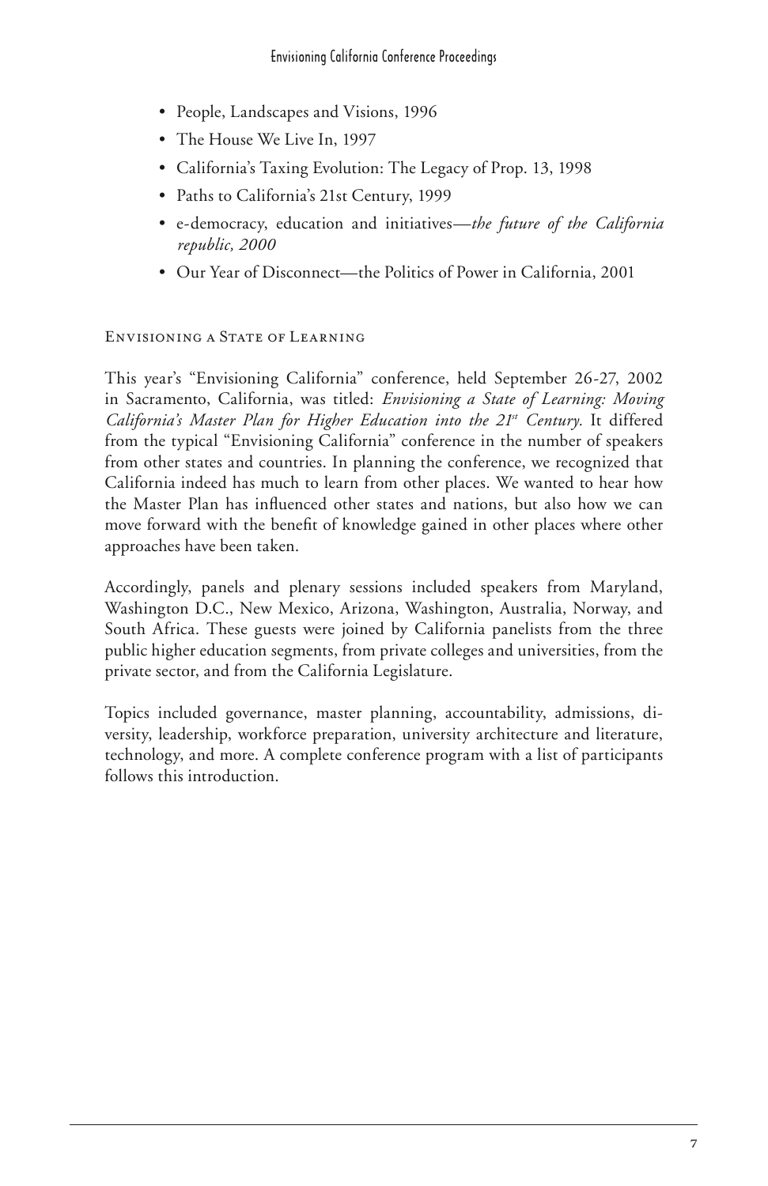- People, Landscapes and Visions, 1996
- The House We Live In, 1997
- California's Taxing Evolution: The Legacy of Prop. 13, 1998
- Paths to California's 21st Century, 1999
- e-democracy, education and initiatives—*the future of the California republic, 2000*
- Our Year of Disconnect—the Politics of Power in California, 2001

## Envisioning a State of Learning

This year's "Envisioning California" conference, held September 26-27, 2002 in Sacramento, California, was titled: *Envisioning a State of Learning: Moving California's Master Plan for Higher Education into the 21st Century.* It differed from the typical "Envisioning California" conference in the number of speakers from other states and countries. In planning the conference, we recognized that California indeed has much to learn from other places. We wanted to hear how the Master Plan has influenced other states and nations, but also how we can move forward with the benefit of knowledge gained in other places where other approaches have been taken.

Accordingly, panels and plenary sessions included speakers from Maryland, Washington D.C., New Mexico, Arizona, Washington, Australia, Norway, and South Africa. These guests were joined by California panelists from the three public higher education segments, from private colleges and universities, from the private sector, and from the California Legislature.

Topics included governance, master planning, accountability, admissions, diversity, leadership, workforce preparation, university architecture and literature, technology, and more. A complete conference program with a list of participants follows this introduction.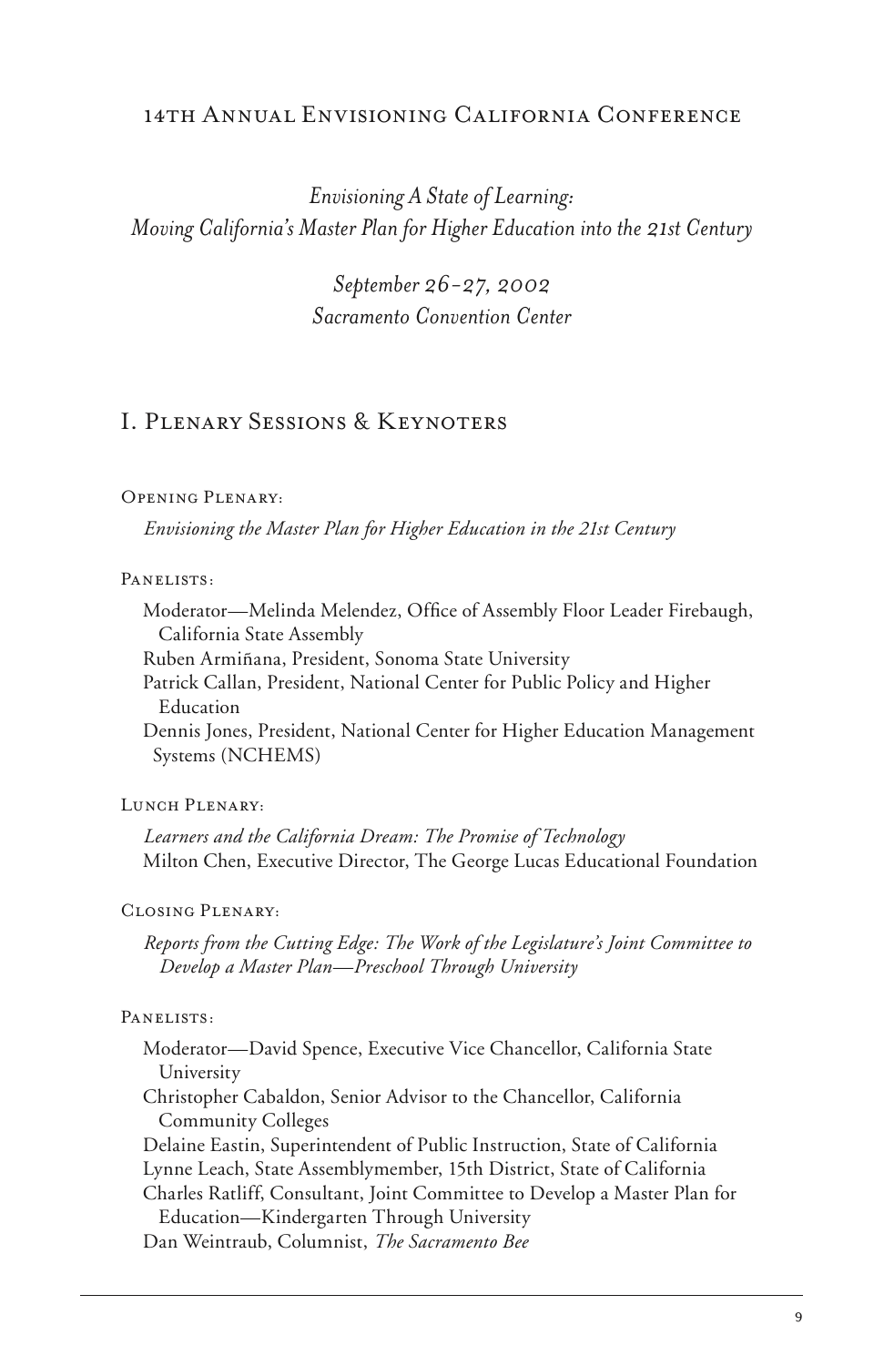# 14th Annual Envisioning California Conference

*Envisioning A State of Learning: Moving California's Master Plan for Higher Education into the 21st Century*

*September 26–27, 2002*
*Sacramento Convention Center*

## I. Plenary Sessions & Keynoters

### Opening Plenary:

*Envisioning the Master Plan for Higher Education in the 21st Century*

### Panelists:

Moderator—Melinda Melendez, Office of Assembly Floor Leader Firebaugh, California State Assembly
Ruben Armiñana, President, Sonoma State University
Patrick Callan, President, National Center for Public Policy and Higher Education
Dennis Jones, President, National Center for Higher Education Management Systems (NCHEMS)

### Lunch Plenary:

*Learners and the California Dream: The Promise of Technology*
Milton Chen, Executive Director, The George Lucas Educational Foundation

### Closing Plenary:

*Reports from the Cutting Edge: The Work of the Legislature's Joint Committee to Develop a Master Plan—Preschool Through University*

### Panelists:

Moderator—David Spence, Executive Vice Chancellor, California State University
Christopher Cabaldon, Senior Advisor to the Chancellor, California Community Colleges
Delaine Eastin, Superintendent of Public Instruction, State of California
Lynne Leach, State Assemblymember, 15th District, State of California
Charles Ratliff, Consultant, Joint Committee to Develop a Master Plan for Education—Kindergarten Through University
Dan Weintraub, Columnist, *The Sacramento Bee*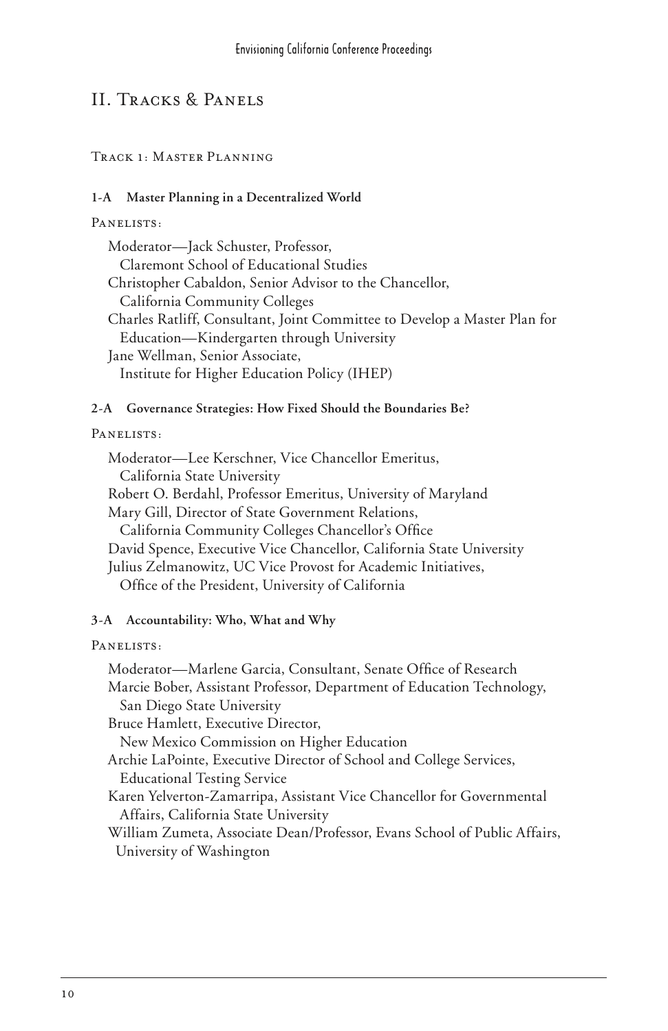## II. Tracks & Panels

### Track 1: Master Planning

**1-A Master Planning in a Decentralized World**

Panelists:

Moderator—Jack Schuster, Professor, Claremont School of Educational Studies
Christopher Cabaldon, Senior Advisor to the Chancellor, California Community Colleges
Charles Ratliff, Consultant, Joint Committee to Develop a Master Plan for Education—Kindergarten through University
Jane Wellman, Senior Associate, Institute for Higher Education Policy (IHEP)

**2-A Governance Strategies: How Fixed Should the Boundaries Be?**

Panelists:

Moderator—Lee Kerschner, Vice Chancellor Emeritus, California State University
Robert O. Berdahl, Professor Emeritus, University of Maryland
Mary Gill, Director of State Government Relations, California Community Colleges Chancellor's Office
David Spence, Executive Vice Chancellor, California State University
Julius Zelmanowitz, UC Vice Provost for Academic Initiatives, Office of the President, University of California

**3-A Accountability: Who, What and Why**

Panelists:

Moderator—Marlene Garcia, Consultant, Senate Office of Research
Marcie Bober, Assistant Professor, Department of Education Technology, San Diego State University
Bruce Hamlett, Executive Director, New Mexico Commission on Higher Education
Archie LaPointe, Executive Director of School and College Services, Educational Testing Service
Karen Yelverton-Zamarripa, Assistant Vice Chancellor for Governmental Affairs, California State University
William Zumeta, Associate Dean/Professor, Evans School of Public Affairs, University of Washington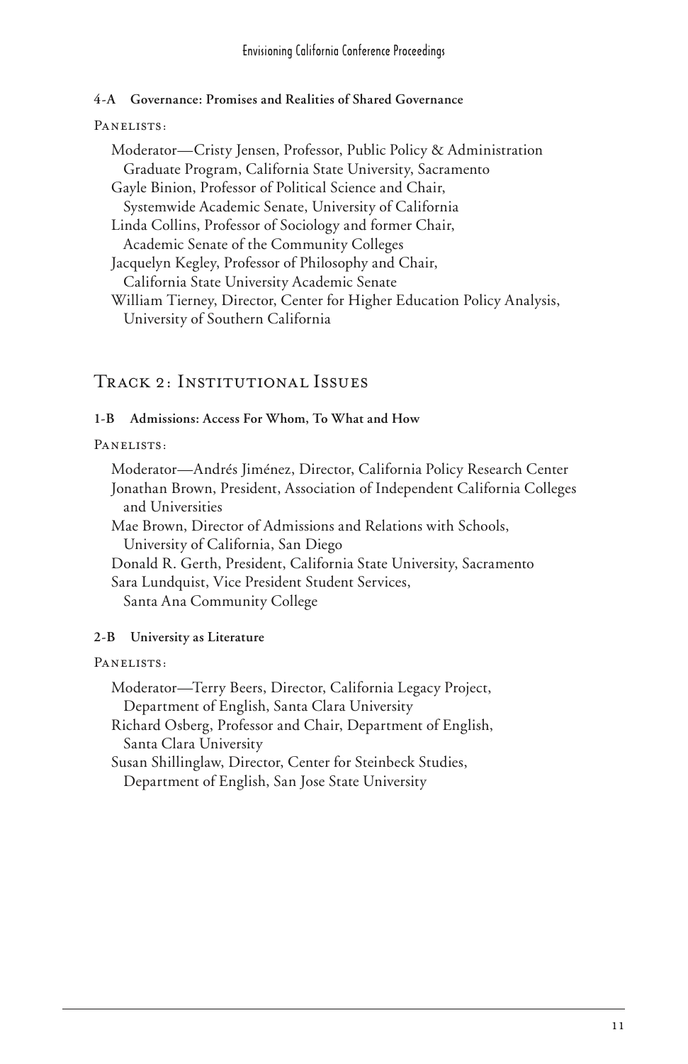#### 4-A Governance: Promises and Realities of Shared Governance

PANELISTS:

Moderator—Cristy Jensen, Professor, Public Policy & Administration Graduate Program, California State University, Sacramento
Gayle Binion, Professor of Political Science and Chair, Systemwide Academic Senate, University of California
Linda Collins, Professor of Sociology and former Chair, Academic Senate of the Community Colleges
Jacquelyn Kegley, Professor of Philosophy and Chair, California State University Academic Senate
William Tierney, Director, Center for Higher Education Policy Analysis, University of Southern California

## TRACK 2: INSTITUTIONAL ISSUES

#### 1-B Admissions: Access For Whom, To What and How

PANELISTS:

Moderator—Andrés Jiménez, Director, California Policy Research Center
Jonathan Brown, President, Association of Independent California Colleges and Universities
Mae Brown, Director of Admissions and Relations with Schools, University of California, San Diego
Donald R. Gerth, President, California State University, Sacramento
Sara Lundquist, Vice President Student Services, Santa Ana Community College

#### 2-B University as Literature

PANELISTS:

Moderator—Terry Beers, Director, California Legacy Project, Department of English, Santa Clara University
Richard Osberg, Professor and Chair, Department of English, Santa Clara University
Susan Shillinglaw, Director, Center for Steinbeck Studies, Department of English, San Jose State University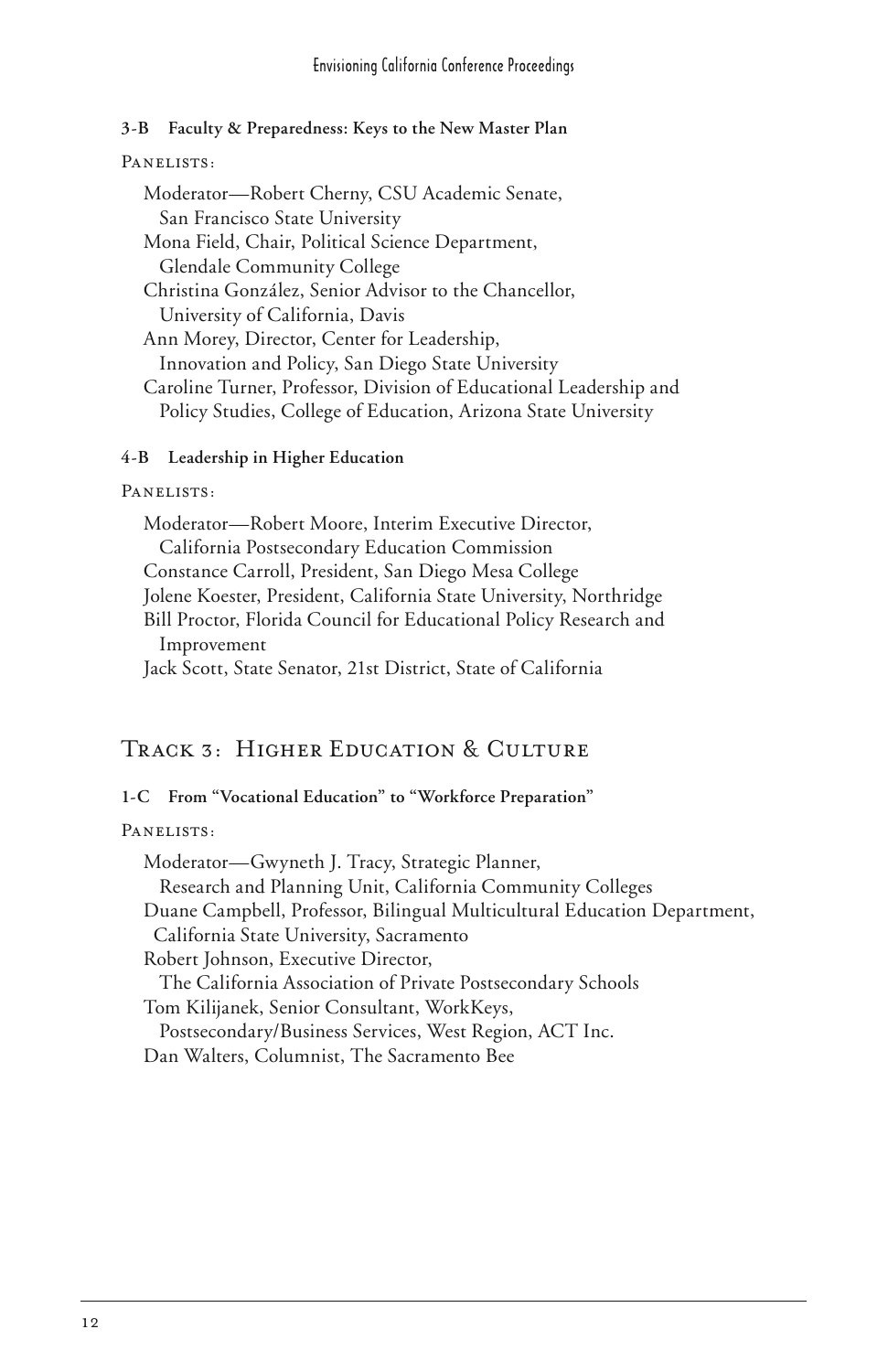#### 3-B Faculty & Preparedness: Keys to the New Master Plan

Panelists:

Moderator—Robert Cherny, CSU Academic Senate, San Francisco State University
Mona Field, Chair, Political Science Department, Glendale Community College
Christina González, Senior Advisor to the Chancellor, University of California, Davis
Ann Morey, Director, Center for Leadership, Innovation and Policy, San Diego State University
Caroline Turner, Professor, Division of Educational Leadership and Policy Studies, College of Education, Arizona State University

#### 4-B Leadership in Higher Education

Panelists:

Moderator—Robert Moore, Interim Executive Director, California Postsecondary Education Commission
Constance Carroll, President, San Diego Mesa College
Jolene Koester, President, California State University, Northridge
Bill Proctor, Florida Council for Educational Policy Research and Improvement
Jack Scott, State Senator, 21st District, State of California

## Track 3: Higher Education & Culture

#### 1-C From "Vocational Education" to "Workforce Preparation"

Panelists:

Moderator—Gwyneth J. Tracy, Strategic Planner, Research and Planning Unit, California Community Colleges
Duane Campbell, Professor, Bilingual Multicultural Education Department, California State University, Sacramento
Robert Johnson, Executive Director, The California Association of Private Postsecondary Schools
Tom Kilijanek, Senior Consultant, WorkKeys, Postsecondary/Business Services, West Region, ACT Inc.
Dan Walters, Columnist, The Sacramento Bee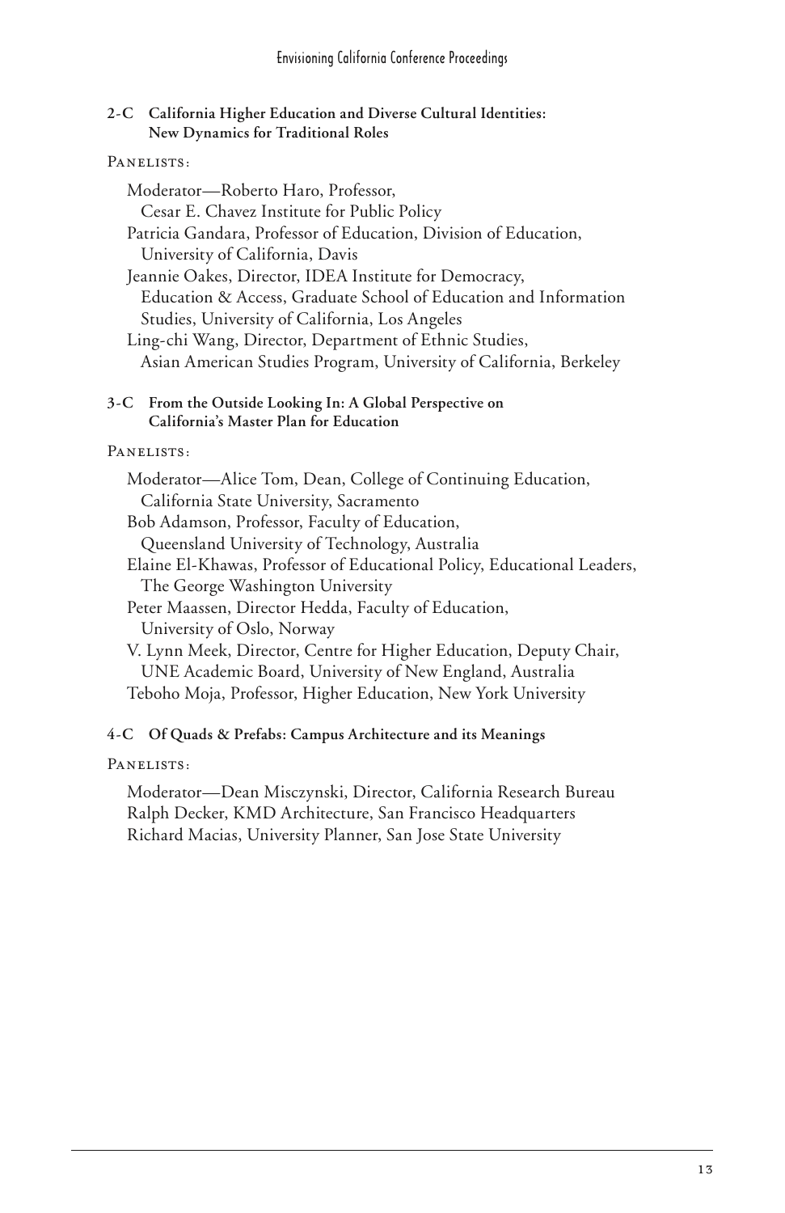**2-C California Higher Education and Diverse Cultural Identities: New Dynamics for Traditional Roles**

Panelists:

Moderator—Roberto Haro, Professor, Cesar E. Chavez Institute for Public Policy
Patricia Gandara, Professor of Education, Division of Education, University of California, Davis
Jeannie Oakes, Director, IDEA Institute for Democracy, Education & Access, Graduate School of Education and Information Studies, University of California, Los Angeles
Ling-chi Wang, Director, Department of Ethnic Studies, Asian American Studies Program, University of California, Berkeley

**3-C From the Outside Looking In: A Global Perspective on California's Master Plan for Education**

Panelists:

Moderator—Alice Tom, Dean, College of Continuing Education, California State University, Sacramento
Bob Adamson, Professor, Faculty of Education, Queensland University of Technology, Australia
Elaine El-Khawas, Professor of Educational Policy, Educational Leaders, The George Washington University
Peter Maassen, Director Hedda, Faculty of Education, University of Oslo, Norway
V. Lynn Meek, Director, Centre for Higher Education, Deputy Chair, UNE Academic Board, University of New England, Australia
Teboho Moja, Professor, Higher Education, New York University

**4-C Of Quads & Prefabs: Campus Architecture and its Meanings**

Panelists:

Moderator—Dean Misczynski, Director, California Research Bureau
Ralph Decker, KMD Architecture, San Francisco Headquarters
Richard Macias, University Planner, San Jose State University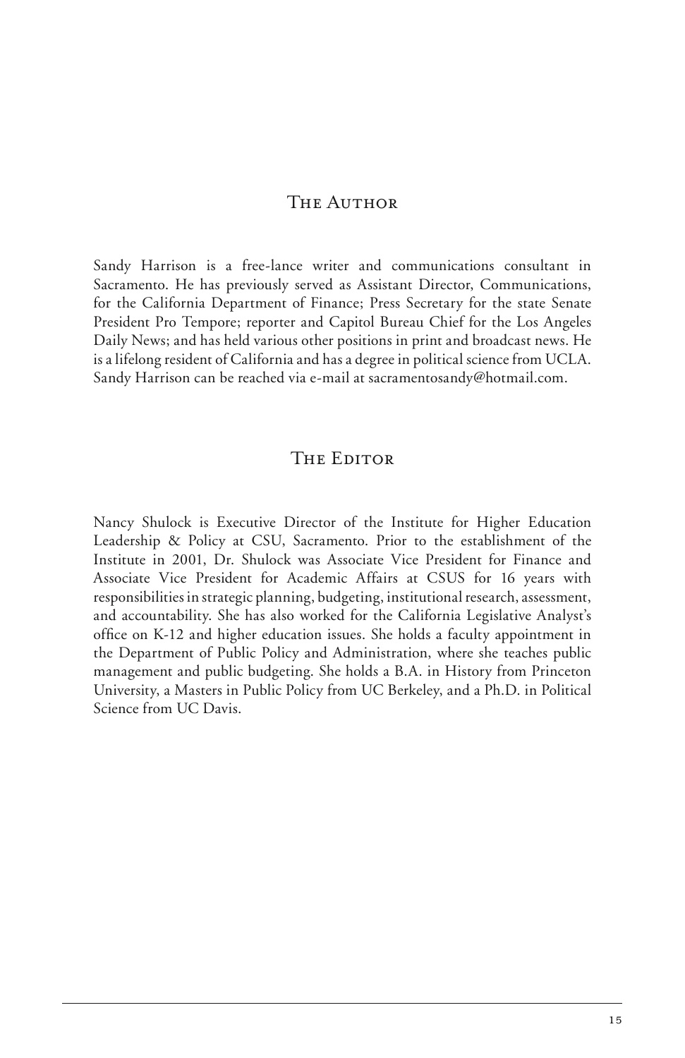## The Author

Sandy Harrison is a free-lance writer and communications consultant in Sacramento. He has previously served as Assistant Director, Communications, for the California Department of Finance; Press Secretary for the state Senate President Pro Tempore; reporter and Capitol Bureau Chief for the Los Angeles Daily News; and has held various other positions in print and broadcast news. He is a lifelong resident of California and has a degree in political science from UCLA. Sandy Harrison can be reached via e-mail at sacramentosandy@hotmail.com.

## The Editor

Nancy Shulock is Executive Director of the Institute for Higher Education Leadership & Policy at CSU, Sacramento. Prior to the establishment of the Institute in 2001, Dr. Shulock was Associate Vice President for Finance and Associate Vice President for Academic Affairs at CSUS for 16 years with responsibilities in strategic planning, budgeting, institutional research, assessment, and accountability. She has also worked for the California Legislative Analyst's office on K-12 and higher education issues. She holds a faculty appointment in the Department of Public Policy and Administration, where she teaches public management and public budgeting. She holds a B.A. in History from Princeton University, a Masters in Public Policy from UC Berkeley, and a Ph.D. in Political Science from UC Davis.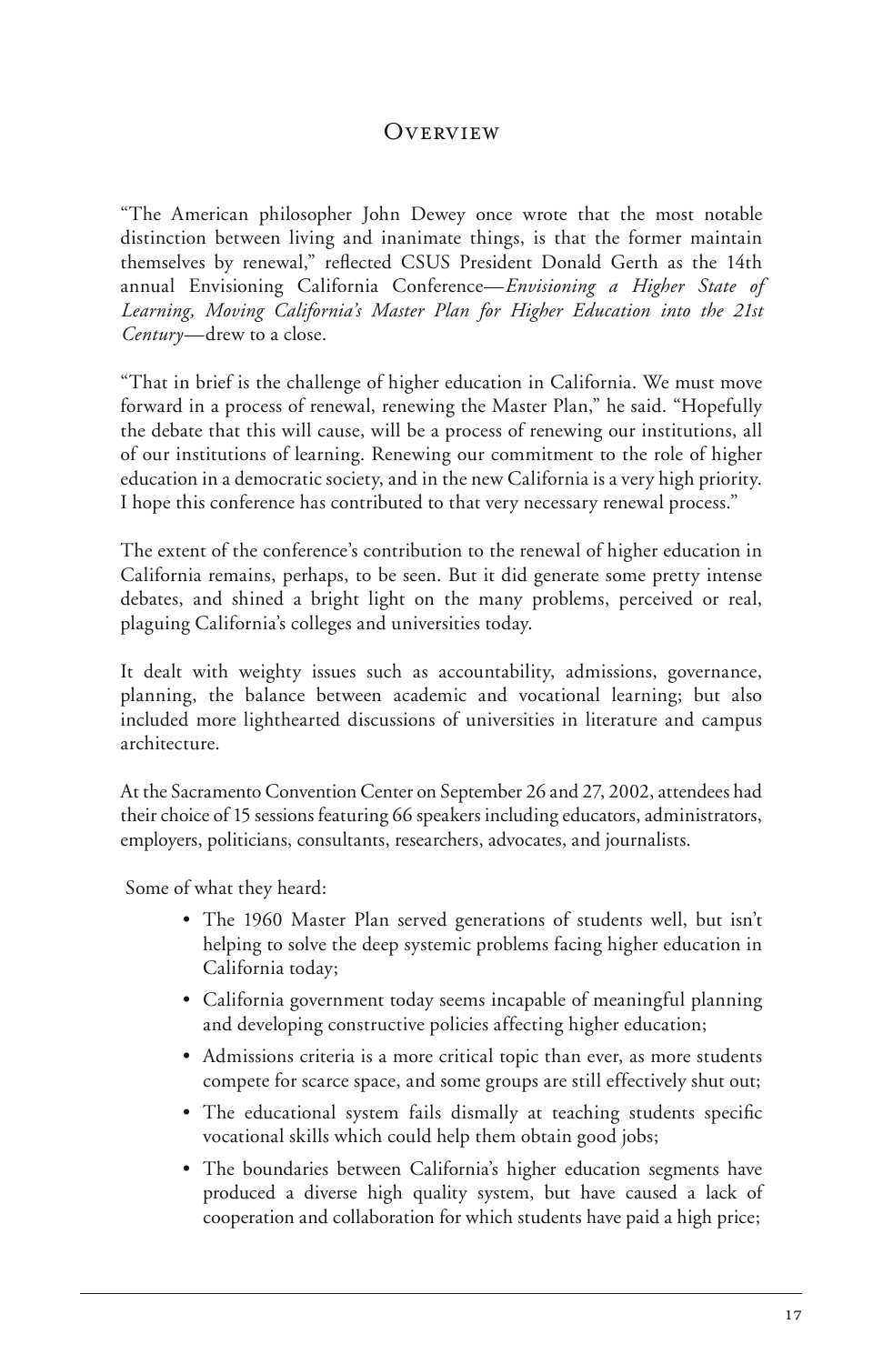# Overview

"The American philosopher John Dewey once wrote that the most notable distinction between living and inanimate things, is that the former maintain themselves by renewal," reflected CSUS President Donald Gerth as the 14th annual Envisioning California Conference—*Envisioning a Higher State of Learning, Moving California's Master Plan for Higher Education into the 21st Century*—drew to a close.

"That in brief is the challenge of higher education in California. We must move forward in a process of renewal, renewing the Master Plan," he said. "Hopefully the debate that this will cause, will be a process of renewing our institutions, all of our institutions of learning. Renewing our commitment to the role of higher education in a democratic society, and in the new California is a very high priority. I hope this conference has contributed to that very necessary renewal process."

The extent of the conference's contribution to the renewal of higher education in California remains, perhaps, to be seen. But it did generate some pretty intense debates, and shined a bright light on the many problems, perceived or real, plaguing California's colleges and universities today.

It dealt with weighty issues such as accountability, admissions, governance, planning, the balance between academic and vocational learning; but also included more lighthearted discussions of universities in literature and campus architecture.

At the Sacramento Convention Center on September 26 and 27, 2002, attendees had their choice of 15 sessions featuring 66 speakers including educators, administrators, employers, politicians, consultants, researchers, advocates, and journalists.

Some of what they heard:

- The 1960 Master Plan served generations of students well, but isn't helping to solve the deep systemic problems facing higher education in California today;
- California government today seems incapable of meaningful planning and developing constructive policies affecting higher education;
- Admissions criteria is a more critical topic than ever, as more students compete for scarce space, and some groups are still effectively shut out;
- The educational system fails dismally at teaching students specific vocational skills which could help them obtain good jobs;
- The boundaries between California's higher education segments have produced a diverse high quality system, but have caused a lack of cooperation and collaboration for which students have paid a high price;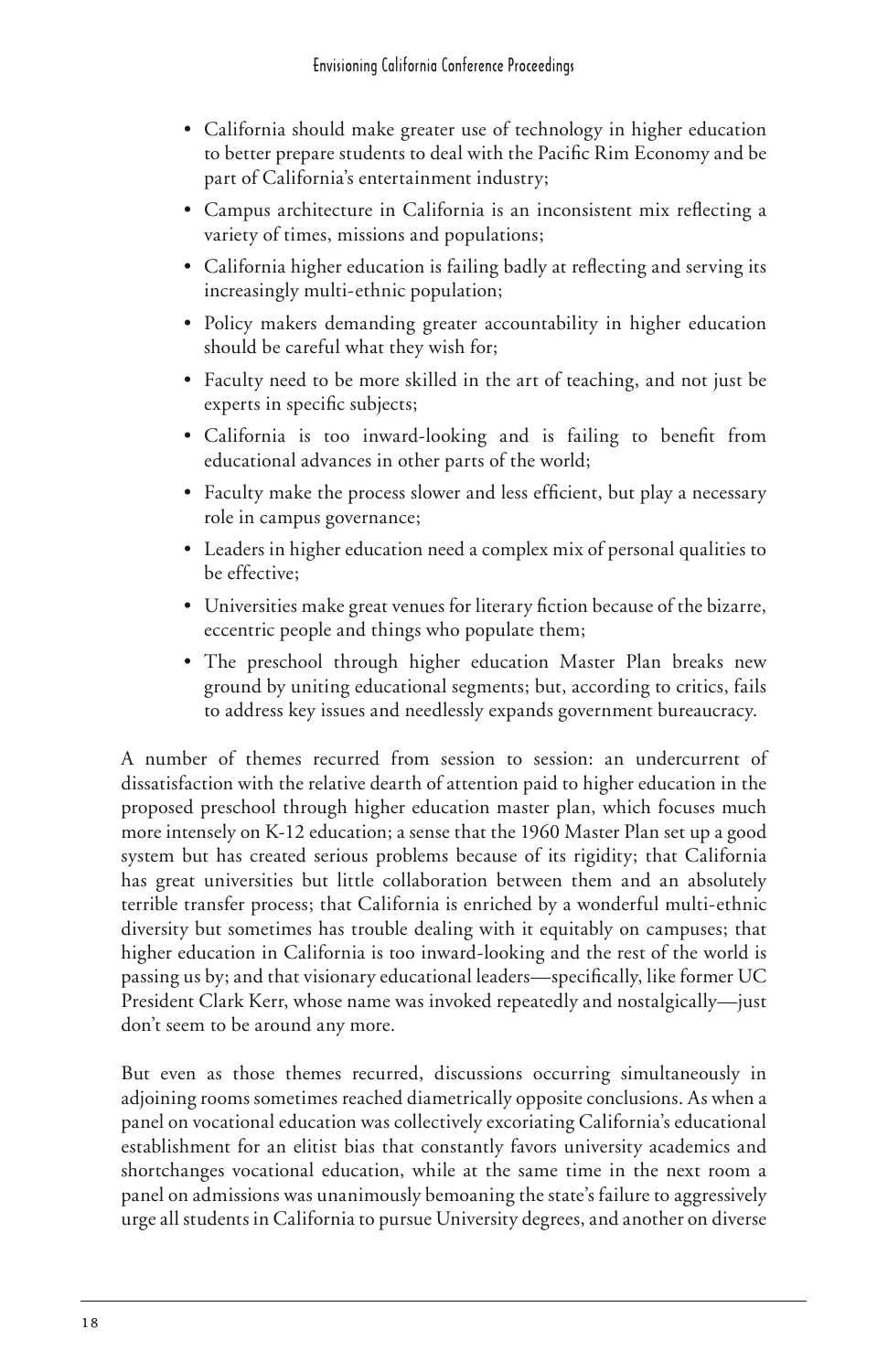- California should make greater use of technology in higher education to better prepare students to deal with the Pacific Rim Economy and be part of California's entertainment industry;
- Campus architecture in California is an inconsistent mix reflecting a variety of times, missions and populations;
- California higher education is failing badly at reflecting and serving its increasingly multi-ethnic population;
- Policy makers demanding greater accountability in higher education should be careful what they wish for;
- Faculty need to be more skilled in the art of teaching, and not just be experts in specific subjects;
- California is too inward-looking and is failing to benefit from educational advances in other parts of the world;
- Faculty make the process slower and less efficient, but play a necessary role in campus governance;
- Leaders in higher education need a complex mix of personal qualities to be effective;
- Universities make great venues for literary fiction because of the bizarre, eccentric people and things who populate them;
- The preschool through higher education Master Plan breaks new ground by uniting educational segments; but, according to critics, fails to address key issues and needlessly expands government bureaucracy.

A number of themes recurred from session to session: an undercurrent of dissatisfaction with the relative dearth of attention paid to higher education in the proposed preschool through higher education master plan, which focuses much more intensely on K-12 education; a sense that the 1960 Master Plan set up a good system but has created serious problems because of its rigidity; that California has great universities but little collaboration between them and an absolutely terrible transfer process; that California is enriched by a wonderful multi-ethnic diversity but sometimes has trouble dealing with it equitably on campuses; that higher education in California is too inward-looking and the rest of the world is passing us by; and that visionary educational leaders—specifically, like former UC President Clark Kerr, whose name was invoked repeatedly and nostalgically—just don't seem to be around any more.

But even as those themes recurred, discussions occurring simultaneously in adjoining rooms sometimes reached diametrically opposite conclusions. As when a panel on vocational education was collectively excoriating California's educational establishment for an elitist bias that constantly favors university academics and shortchanges vocational education, while at the same time in the next room a panel on admissions was unanimously bemoaning the state's failure to aggressively urge all students in California to pursue University degrees, and another on diverse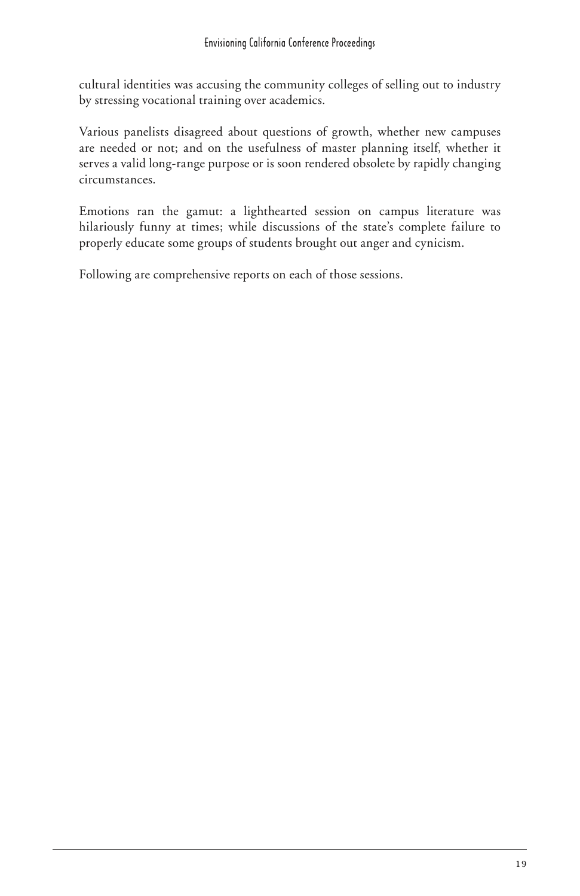cultural identities was accusing the community colleges of selling out to industry by stressing vocational training over academics.

Various panelists disagreed about questions of growth, whether new campuses are needed or not; and on the usefulness of master planning itself, whether it serves a valid long-range purpose or is soon rendered obsolete by rapidly changing circumstances.

Emotions ran the gamut: a lighthearted session on campus literature was hilariously funny at times; while discussions of the state's complete failure to properly educate some groups of students brought out anger and cynicism.

Following are comprehensive reports on each of those sessions.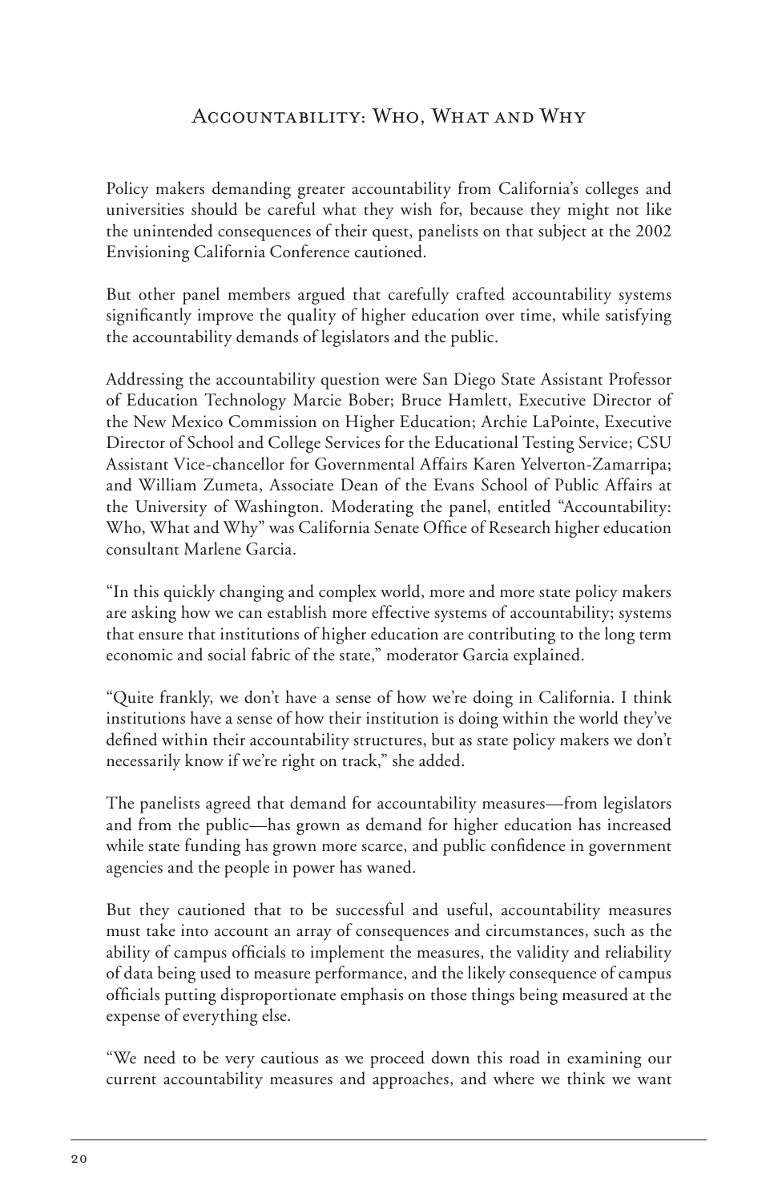## Accountability: Who, What and Why

Policy makers demanding greater accountability from California's colleges and universities should be careful what they wish for, because they might not like the unintended consequences of their quest, panelists on that subject at the 2002 Envisioning California Conference cautioned.

But other panel members argued that carefully crafted accountability systems significantly improve the quality of higher education over time, while satisfying the accountability demands of legislators and the public.

Addressing the accountability question were San Diego State Assistant Professor of Education Technology Marcie Bober; Bruce Hamlett, Executive Director of the New Mexico Commission on Higher Education; Archie LaPointe, Executive Director of School and College Services for the Educational Testing Service; CSU Assistant Vice-chancellor for Governmental Affairs Karen Yelverton-Zamarripa; and William Zumeta, Associate Dean of the Evans School of Public Affairs at the University of Washington. Moderating the panel, entitled "Accountability: Who, What and Why" was California Senate Office of Research higher education consultant Marlene Garcia.

"In this quickly changing and complex world, more and more state policy makers are asking how we can establish more effective systems of accountability; systems that ensure that institutions of higher education are contributing to the long term economic and social fabric of the state," moderator Garcia explained.

"Quite frankly, we don't have a sense of how we're doing in California. I think institutions have a sense of how their institution is doing within the world they've defined within their accountability structures, but as state policy makers we don't necessarily know if we're right on track," she added.

The panelists agreed that demand for accountability measures—from legislators and from the public—has grown as demand for higher education has increased while state funding has grown more scarce, and public confidence in government agencies and the people in power has waned.

But they cautioned that to be successful and useful, accountability measures must take into account an array of consequences and circumstances, such as the ability of campus officials to implement the measures, the validity and reliability of data being used to measure performance, and the likely consequence of campus officials putting disproportionate emphasis on those things being measured at the expense of everything else.

"We need to be very cautious as we proceed down this road in examining our current accountability measures and approaches, and where we think we want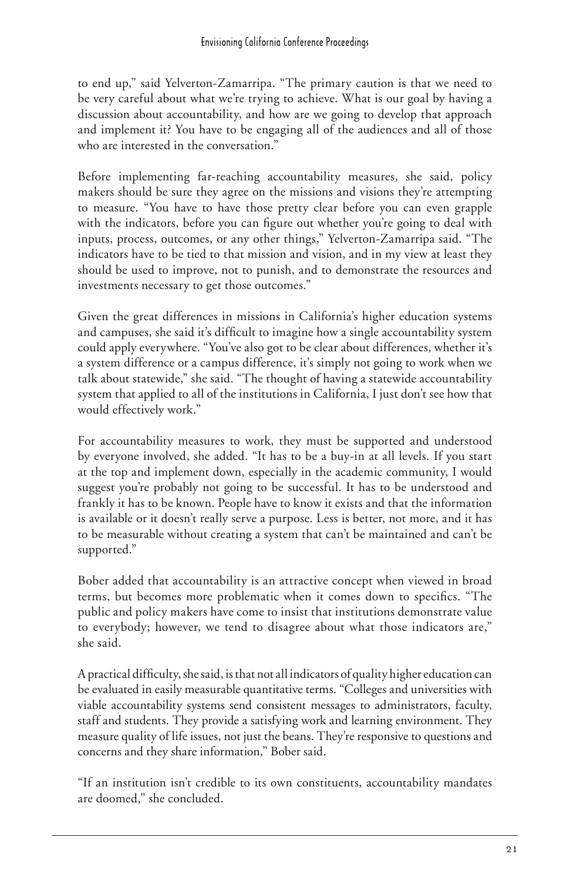to end up," said Yelverton-Zamarripa. "The primary caution is that we need to be very careful about what we're trying to achieve. What is our goal by having a discussion about accountability, and how are we going to develop that approach and implement it? You have to be engaging all of the audiences and all of those who are interested in the conversation."

Before implementing far-reaching accountability measures, she said, policy makers should be sure they agree on the missions and visions they're attempting to measure. "You have to have those pretty clear before you can even grapple with the indicators, before you can figure out whether you're going to deal with inputs, process, outcomes, or any other things," Yelverton-Zamarripa said. "The indicators have to be tied to that mission and vision, and in my view at least they should be used to improve, not to punish, and to demonstrate the resources and investments necessary to get those outcomes."

Given the great differences in missions in California's higher education systems and campuses, she said it's difficult to imagine how a single accountability system could apply everywhere. "You've also got to be clear about differences, whether it's a system difference or a campus difference, it's simply not going to work when we talk about statewide," she said. "The thought of having a statewide accountability system that applied to all of the institutions in California, I just don't see how that would effectively work."

For accountability measures to work, they must be supported and understood by everyone involved, she added. "It has to be a buy-in at all levels. If you start at the top and implement down, especially in the academic community, I would suggest you're probably not going to be successful. It has to be understood and frankly it has to be known. People have to know it exists and that the information is available or it doesn't really serve a purpose. Less is better, not more, and it has to be measurable without creating a system that can't be maintained and can't be supported."

Bober added that accountability is an attractive concept when viewed in broad terms, but becomes more problematic when it comes down to specifics. "The public and policy makers have come to insist that institutions demonstrate value to everybody; however, we tend to disagree about what those indicators are," she said.

A practical difficulty, she said, is that not all indicators of quality higher education can be evaluated in easily measurable quantitative terms. "Colleges and universities with viable accountability systems send consistent messages to administrators, faculty, staff and students. They provide a satisfying work and learning environment. They measure quality of life issues, not just the beans. They're responsive to questions and concerns and they share information," Bober said.

"If an institution isn't credible to its own constituents, accountability mandates are doomed," she concluded.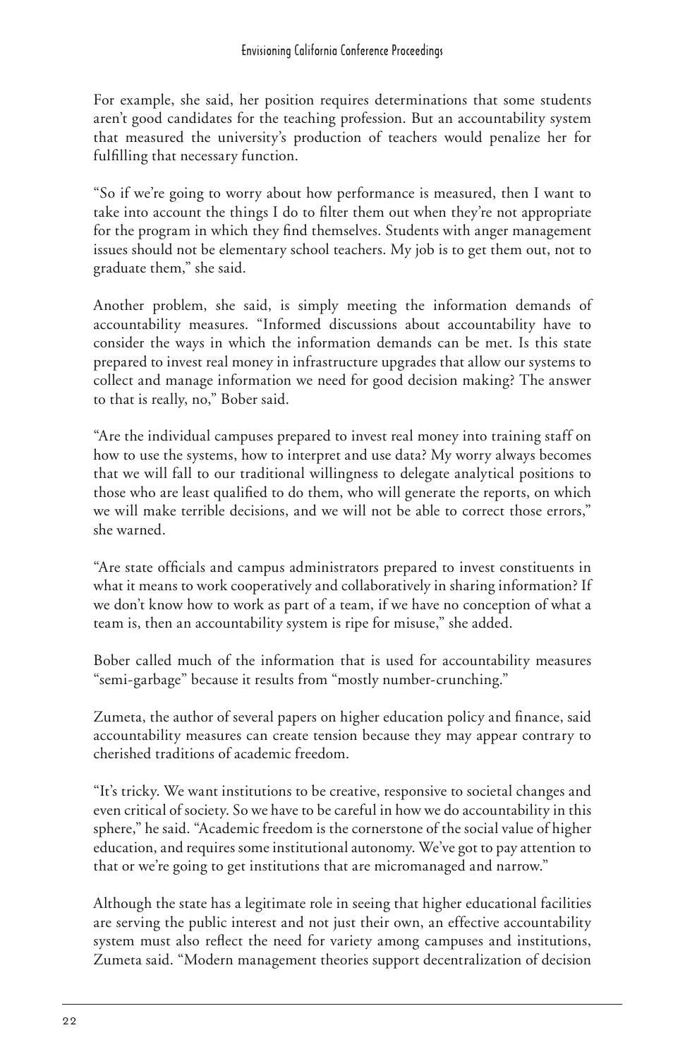For example, she said, her position requires determinations that some students aren't good candidates for the teaching profession. But an accountability system that measured the university's production of teachers would penalize her for fulfilling that necessary function.

"So if we're going to worry about how performance is measured, then I want to take into account the things I do to filter them out when they're not appropriate for the program in which they find themselves. Students with anger management issues should not be elementary school teachers. My job is to get them out, not to graduate them," she said.

Another problem, she said, is simply meeting the information demands of accountability measures. "Informed discussions about accountability have to consider the ways in which the information demands can be met. Is this state prepared to invest real money in infrastructure upgrades that allow our systems to collect and manage information we need for good decision making? The answer to that is really, no," Bober said.

"Are the individual campuses prepared to invest real money into training staff on how to use the systems, how to interpret and use data? My worry always becomes that we will fall to our traditional willingness to delegate analytical positions to those who are least qualified to do them, who will generate the reports, on which we will make terrible decisions, and we will not be able to correct those errors," she warned.

"Are state officials and campus administrators prepared to invest constituents in what it means to work cooperatively and collaboratively in sharing information? If we don't know how to work as part of a team, if we have no conception of what a team is, then an accountability system is ripe for misuse," she added.

Bober called much of the information that is used for accountability measures "semi-garbage" because it results from "mostly number-crunching."

Zumeta, the author of several papers on higher education policy and finance, said accountability measures can create tension because they may appear contrary to cherished traditions of academic freedom.

"It's tricky. We want institutions to be creative, responsive to societal changes and even critical of society. So we have to be careful in how we do accountability in this sphere," he said. "Academic freedom is the cornerstone of the social value of higher education, and requires some institutional autonomy. We've got to pay attention to that or we're going to get institutions that are micromanaged and narrow."

Although the state has a legitimate role in seeing that higher educational facilities are serving the public interest and not just their own, an effective accountability system must also reflect the need for variety among campuses and institutions, Zumeta said. "Modern management theories support decentralization of decision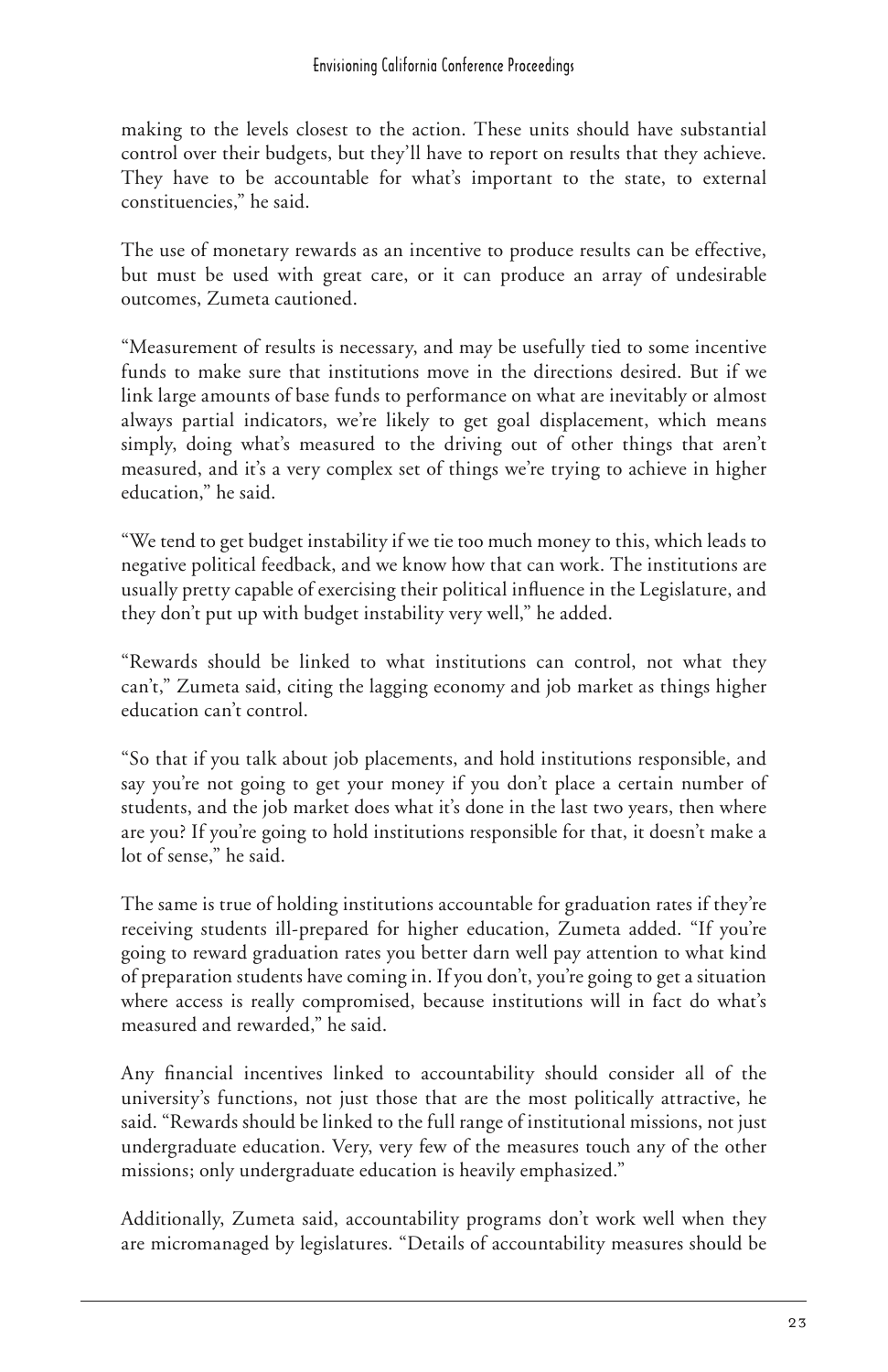making to the levels closest to the action. These units should have substantial control over their budgets, but they'll have to report on results that they achieve. They have to be accountable for what's important to the state, to external constituencies," he said.

The use of monetary rewards as an incentive to produce results can be effective, but must be used with great care, or it can produce an array of undesirable outcomes, Zumeta cautioned.

"Measurement of results is necessary, and may be usefully tied to some incentive funds to make sure that institutions move in the directions desired. But if we link large amounts of base funds to performance on what are inevitably or almost always partial indicators, we're likely to get goal displacement, which means simply, doing what's measured to the driving out of other things that aren't measured, and it's a very complex set of things we're trying to achieve in higher education," he said.

"We tend to get budget instability if we tie too much money to this, which leads to negative political feedback, and we know how that can work. The institutions are usually pretty capable of exercising their political influence in the Legislature, and they don't put up with budget instability very well," he added.

"Rewards should be linked to what institutions can control, not what they can't," Zumeta said, citing the lagging economy and job market as things higher education can't control.

"So that if you talk about job placements, and hold institutions responsible, and say you're not going to get your money if you don't place a certain number of students, and the job market does what it's done in the last two years, then where are you? If you're going to hold institutions responsible for that, it doesn't make a lot of sense," he said.

The same is true of holding institutions accountable for graduation rates if they're receiving students ill-prepared for higher education, Zumeta added. "If you're going to reward graduation rates you better darn well pay attention to what kind of preparation students have coming in. If you don't, you're going to get a situation where access is really compromised, because institutions will in fact do what's measured and rewarded," he said.

Any financial incentives linked to accountability should consider all of the university's functions, not just those that are the most politically attractive, he said. "Rewards should be linked to the full range of institutional missions, not just undergraduate education. Very, very few of the measures touch any of the other missions; only undergraduate education is heavily emphasized."

Additionally, Zumeta said, accountability programs don't work well when they are micromanaged by legislatures. "Details of accountability measures should be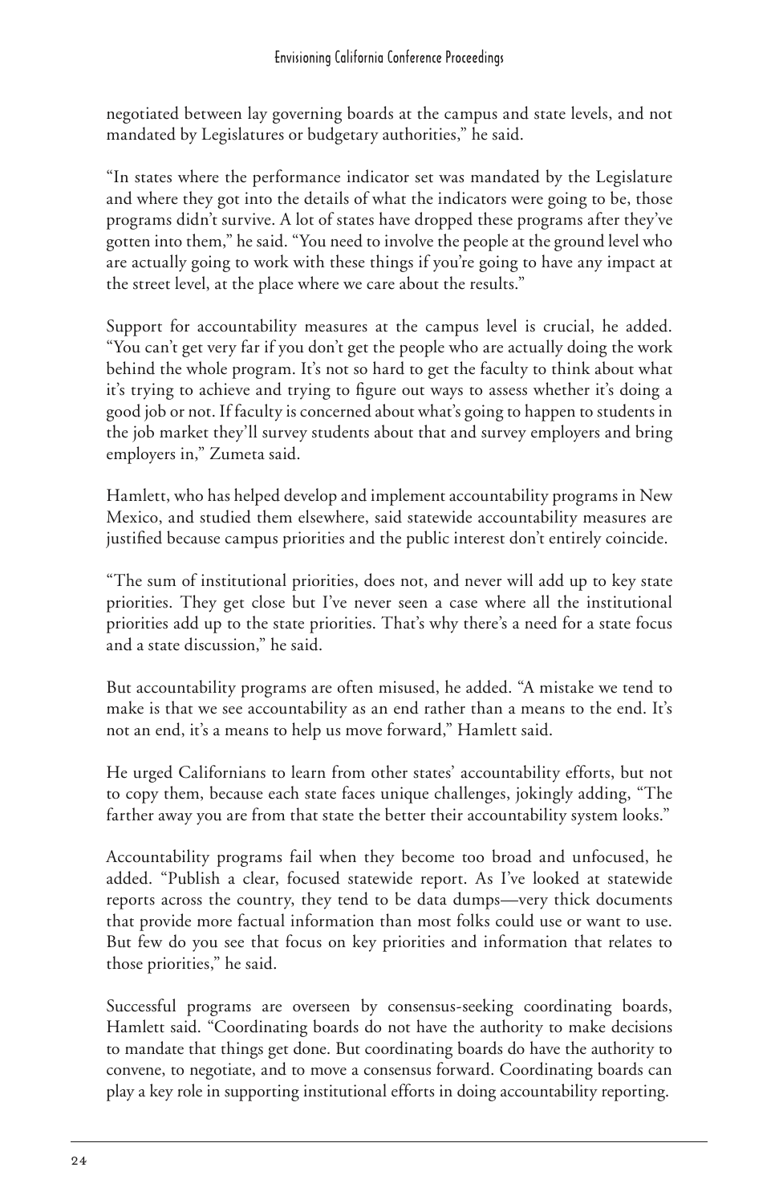negotiated between lay governing boards at the campus and state levels, and not mandated by Legislatures or budgetary authorities," he said.

"In states where the performance indicator set was mandated by the Legislature and where they got into the details of what the indicators were going to be, those programs didn't survive. A lot of states have dropped these programs after they've gotten into them," he said. "You need to involve the people at the ground level who are actually going to work with these things if you're going to have any impact at the street level, at the place where we care about the results."

Support for accountability measures at the campus level is crucial, he added. "You can't get very far if you don't get the people who are actually doing the work behind the whole program. It's not so hard to get the faculty to think about what it's trying to achieve and trying to figure out ways to assess whether it's doing a good job or not. If faculty is concerned about what's going to happen to students in the job market they'll survey students about that and survey employers and bring employers in," Zumeta said.

Hamlett, who has helped develop and implement accountability programs in New Mexico, and studied them elsewhere, said statewide accountability measures are justified because campus priorities and the public interest don't entirely coincide.

"The sum of institutional priorities, does not, and never will add up to key state priorities. They get close but I've never seen a case where all the institutional priorities add up to the state priorities. That's why there's a need for a state focus and a state discussion," he said.

But accountability programs are often misused, he added. "A mistake we tend to make is that we see accountability as an end rather than a means to the end. It's not an end, it's a means to help us move forward," Hamlett said.

He urged Californians to learn from other states' accountability efforts, but not to copy them, because each state faces unique challenges, jokingly adding, "The farther away you are from that state the better their accountability system looks."

Accountability programs fail when they become too broad and unfocused, he added. "Publish a clear, focused statewide report. As I've looked at statewide reports across the country, they tend to be data dumps—very thick documents that provide more factual information than most folks could use or want to use. But few do you see that focus on key priorities and information that relates to those priorities," he said.

Successful programs are overseen by consensus-seeking coordinating boards, Hamlett said. "Coordinating boards do not have the authority to make decisions to mandate that things get done. But coordinating boards do have the authority to convene, to negotiate, and to move a consensus forward. Coordinating boards can play a key role in supporting institutional efforts in doing accountability reporting.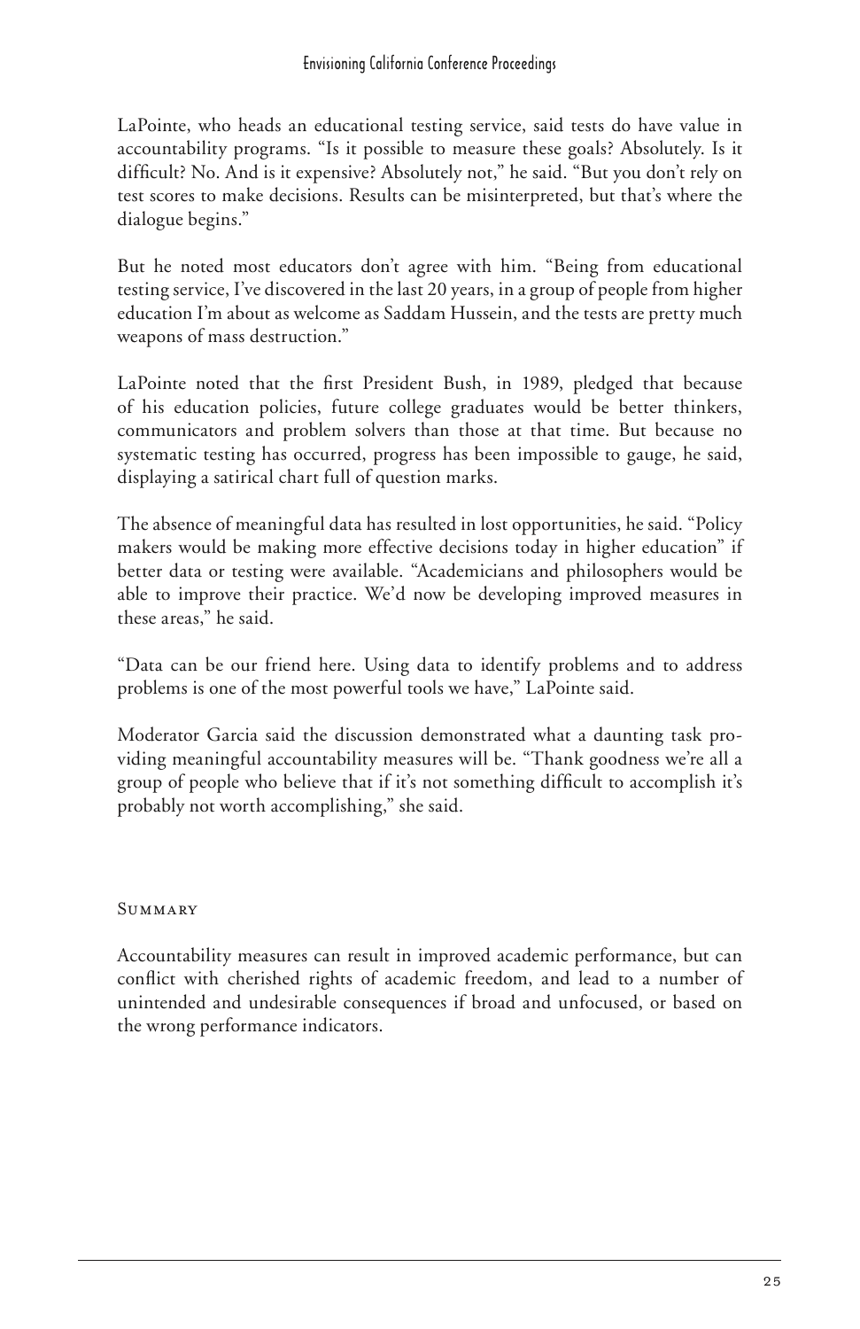LaPointe, who heads an educational testing service, said tests do have value in accountability programs. "Is it possible to measure these goals? Absolutely. Is it difficult? No. And is it expensive? Absolutely not," he said. "But you don't rely on test scores to make decisions. Results can be misinterpreted, but that's where the dialogue begins."

But he noted most educators don't agree with him. "Being from educational testing service, I've discovered in the last 20 years, in a group of people from higher education I'm about as welcome as Saddam Hussein, and the tests are pretty much weapons of mass destruction."

LaPointe noted that the first President Bush, in 1989, pledged that because of his education policies, future college graduates would be better thinkers, communicators and problem solvers than those at that time. But because no systematic testing has occurred, progress has been impossible to gauge, he said, displaying a satirical chart full of question marks.

The absence of meaningful data has resulted in lost opportunities, he said. "Policy makers would be making more effective decisions today in higher education" if better data or testing were available. "Academicians and philosophers would be able to improve their practice. We'd now be developing improved measures in these areas," he said.

"Data can be our friend here. Using data to identify problems and to address problems is one of the most powerful tools we have," LaPointe said.

Moderator Garcia said the discussion demonstrated what a daunting task providing meaningful accountability measures will be. "Thank goodness we're all a group of people who believe that if it's not something difficult to accomplish it's probably not worth accomplishing," she said.

## Summary

Accountability measures can result in improved academic performance, but can conflict with cherished rights of academic freedom, and lead to a number of unintended and undesirable consequences if broad and unfocused, or based on the wrong performance indicators.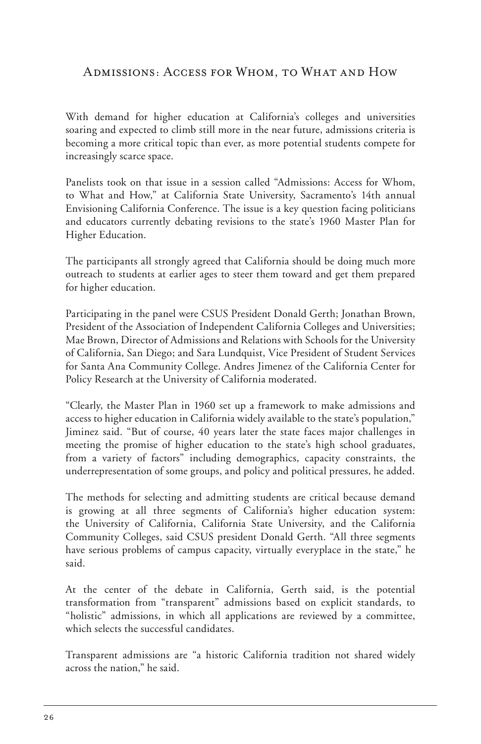## Admissions: Access for Whom, to What and How

With demand for higher education at California's colleges and universities soaring and expected to climb still more in the near future, admissions criteria is becoming a more critical topic than ever, as more potential students compete for increasingly scarce space.

Panelists took on that issue in a session called "Admissions: Access for Whom, to What and How," at California State University, Sacramento's 14th annual Envisioning California Conference. The issue is a key question facing politicians and educators currently debating revisions to the state's 1960 Master Plan for Higher Education.

The participants all strongly agreed that California should be doing much more outreach to students at earlier ages to steer them toward and get them prepared for higher education.

Participating in the panel were CSUS President Donald Gerth; Jonathan Brown, President of the Association of Independent California Colleges and Universities; Mae Brown, Director of Admissions and Relations with Schools for the University of California, San Diego; and Sara Lundquist, Vice President of Student Services for Santa Ana Community College. Andres Jimenez of the California Center for Policy Research at the University of California moderated.

"Clearly, the Master Plan in 1960 set up a framework to make admissions and access to higher education in California widely available to the state's population," Jiminez said. "But of course, 40 years later the state faces major challenges in meeting the promise of higher education to the state's high school graduates, from a variety of factors" including demographics, capacity constraints, the underrepresentation of some groups, and policy and political pressures, he added.

The methods for selecting and admitting students are critical because demand is growing at all three segments of California's higher education system: the University of California, California State University, and the California Community Colleges, said CSUS president Donald Gerth. "All three segments have serious problems of campus capacity, virtually everyplace in the state," he said.

At the center of the debate in California, Gerth said, is the potential transformation from "transparent" admissions based on explicit standards, to "holistic" admissions, in which all applications are reviewed by a committee, which selects the successful candidates.

Transparent admissions are "a historic California tradition not shared widely across the nation," he said.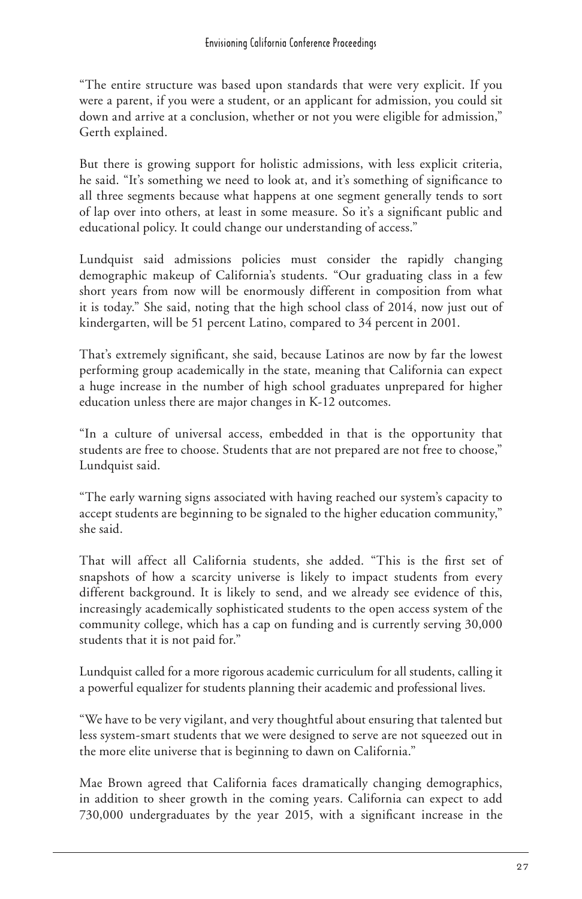"The entire structure was based upon standards that were very explicit. If you were a parent, if you were a student, or an applicant for admission, you could sit down and arrive at a conclusion, whether or not you were eligible for admission," Gerth explained.

But there is growing support for holistic admissions, with less explicit criteria, he said. "It's something we need to look at, and it's something of significance to all three segments because what happens at one segment generally tends to sort of lap over into others, at least in some measure. So it's a significant public and educational policy. It could change our understanding of access."

Lundquist said admissions policies must consider the rapidly changing demographic makeup of California's students. "Our graduating class in a few short years from now will be enormously different in composition from what it is today." She said, noting that the high school class of 2014, now just out of kindergarten, will be 51 percent Latino, compared to 34 percent in 2001.

That's extremely significant, she said, because Latinos are now by far the lowest performing group academically in the state, meaning that California can expect a huge increase in the number of high school graduates unprepared for higher education unless there are major changes in K-12 outcomes.

"In a culture of universal access, embedded in that is the opportunity that students are free to choose. Students that are not prepared are not free to choose," Lundquist said.

"The early warning signs associated with having reached our system's capacity to accept students are beginning to be signaled to the higher education community," she said.

That will affect all California students, she added. "This is the first set of snapshots of how a scarcity universe is likely to impact students from every different background. It is likely to send, and we already see evidence of this, increasingly academically sophisticated students to the open access system of the community college, which has a cap on funding and is currently serving 30,000 students that it is not paid for."

Lundquist called for a more rigorous academic curriculum for all students, calling it a powerful equalizer for students planning their academic and professional lives.

"We have to be very vigilant, and very thoughtful about ensuring that talented but less system-smart students that we were designed to serve are not squeezed out in the more elite universe that is beginning to dawn on California."

Mae Brown agreed that California faces dramatically changing demographics, in addition to sheer growth in the coming years. California can expect to add 730,000 undergraduates by the year 2015, with a significant increase in the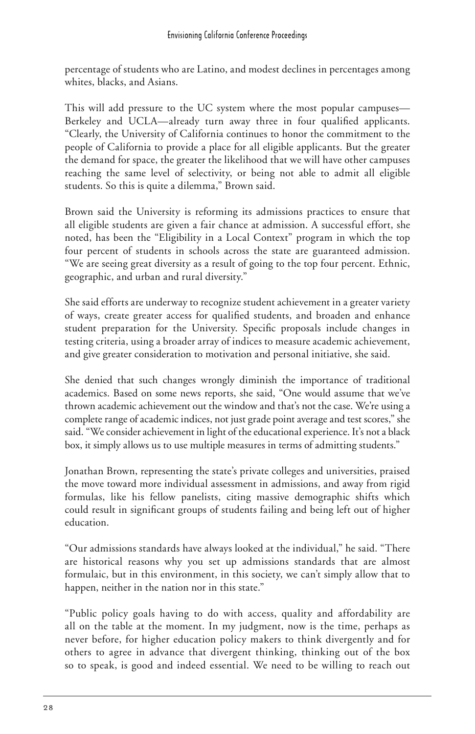percentage of students who are Latino, and modest declines in percentages among whites, blacks, and Asians.

This will add pressure to the UC system where the most popular campuses—Berkeley and UCLA—already turn away three in four qualified applicants. "Clearly, the University of California continues to honor the commitment to the people of California to provide a place for all eligible applicants. But the greater the demand for space, the greater the likelihood that we will have other campuses reaching the same level of selectivity, or being not able to admit all eligible students. So this is quite a dilemma," Brown said.

Brown said the University is reforming its admissions practices to ensure that all eligible students are given a fair chance at admission. A successful effort, she noted, has been the "Eligibility in a Local Context" program in which the top four percent of students in schools across the state are guaranteed admission. "We are seeing great diversity as a result of going to the top four percent. Ethnic, geographic, and urban and rural diversity."

She said efforts are underway to recognize student achievement in a greater variety of ways, create greater access for qualified students, and broaden and enhance student preparation for the University. Specific proposals include changes in testing criteria, using a broader array of indices to measure academic achievement, and give greater consideration to motivation and personal initiative, she said.

She denied that such changes wrongly diminish the importance of traditional academics. Based on some news reports, she said, "One would assume that we've thrown academic achievement out the window and that's not the case. We're using a complete range of academic indices, not just grade point average and test scores," she said. "We consider achievement in light of the educational experience. It's not a black box, it simply allows us to use multiple measures in terms of admitting students."

Jonathan Brown, representing the state's private colleges and universities, praised the move toward more individual assessment in admissions, and away from rigid formulas, like his fellow panelists, citing massive demographic shifts which could result in significant groups of students failing and being left out of higher education.

"Our admissions standards have always looked at the individual," he said. "There are historical reasons why you set up admissions standards that are almost formulaic, but in this environment, in this society, we can't simply allow that to happen, neither in the nation nor in this state."

"Public policy goals having to do with access, quality and affordability are all on the table at the moment. In my judgment, now is the time, perhaps as never before, for higher education policy makers to think divergently and for others to agree in advance that divergent thinking, thinking out of the box so to speak, is good and indeed essential. We need to be willing to reach out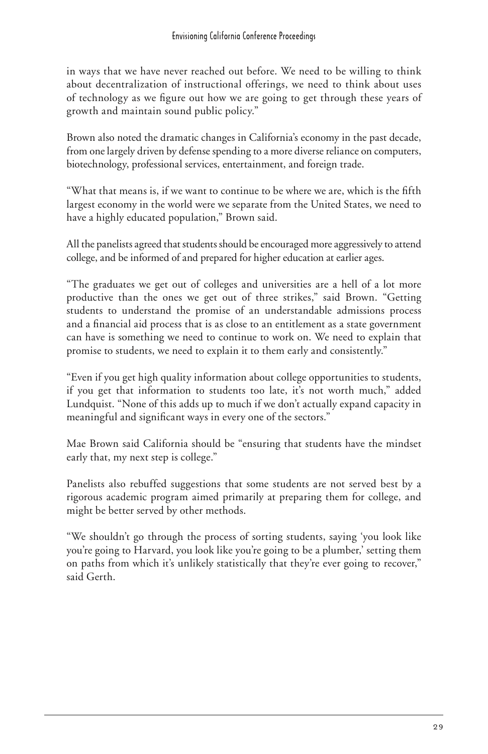in ways that we have never reached out before. We need to be willing to think about decentralization of instructional offerings, we need to think about uses of technology as we figure out how we are going to get through these years of growth and maintain sound public policy."

Brown also noted the dramatic changes in California's economy in the past decade, from one largely driven by defense spending to a more diverse reliance on computers, biotechnology, professional services, entertainment, and foreign trade.

"What that means is, if we want to continue to be where we are, which is the fifth largest economy in the world were we separate from the United States, we need to have a highly educated population," Brown said.

All the panelists agreed that students should be encouraged more aggressively to attend college, and be informed of and prepared for higher education at earlier ages.

"The graduates we get out of colleges and universities are a hell of a lot more productive than the ones we get out of three strikes," said Brown. "Getting students to understand the promise of an understandable admissions process and a financial aid process that is as close to an entitlement as a state government can have is something we need to continue to work on. We need to explain that promise to students, we need to explain it to them early and consistently."

"Even if you get high quality information about college opportunities to students, if you get that information to students too late, it's not worth much," added Lundquist. "None of this adds up to much if we don't actually expand capacity in meaningful and significant ways in every one of the sectors."

Mae Brown said California should be "ensuring that students have the mindset early that, my next step is college."

Panelists also rebuffed suggestions that some students are not served best by a rigorous academic program aimed primarily at preparing them for college, and might be better served by other methods.

"We shouldn't go through the process of sorting students, saying 'you look like you're going to Harvard, you look like you're going to be a plumber,' setting them on paths from which it's unlikely statistically that they're ever going to recover," said Gerth.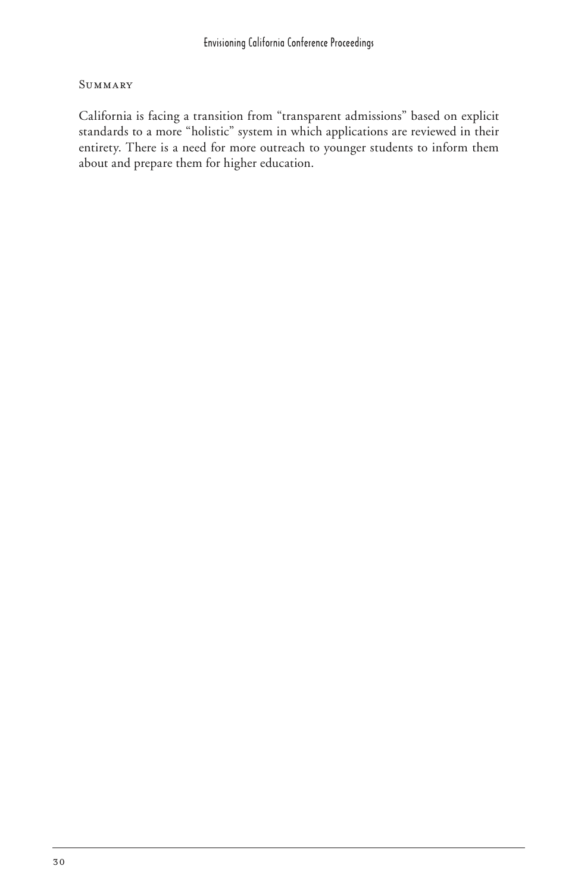### Summary

California is facing a transition from "transparent admissions" based on explicit standards to a more "holistic" system in which applications are reviewed in their entirety. There is a need for more outreach to younger students to inform them about and prepare them for higher education.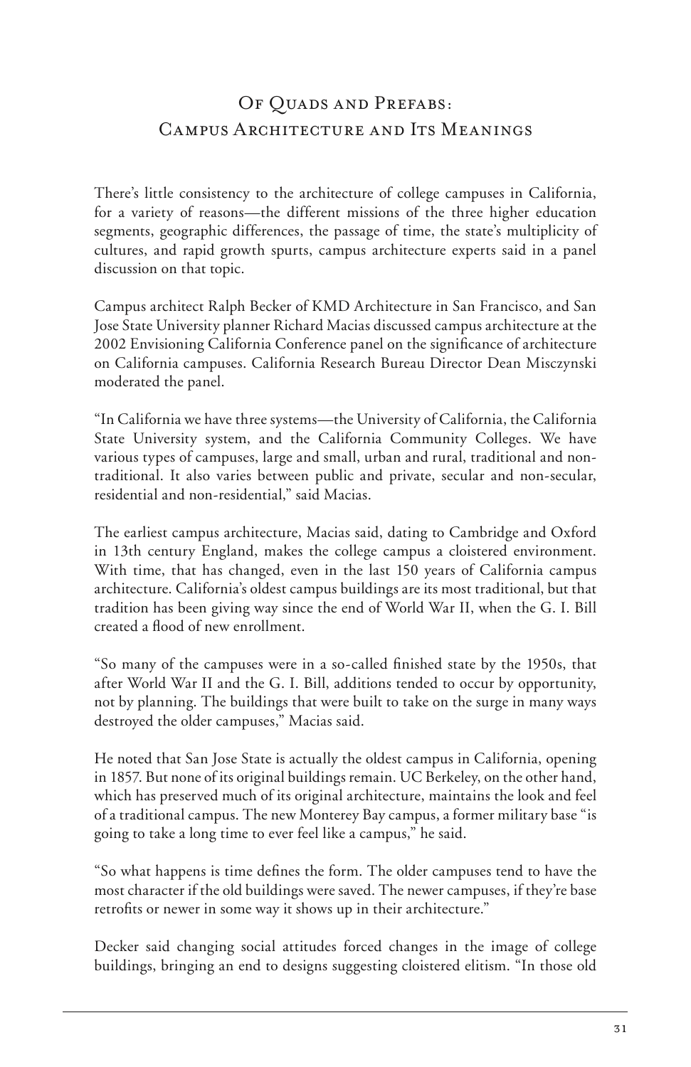# Of Quads and Prefabs: Campus Architecture and Its Meanings

There's little consistency to the architecture of college campuses in California, for a variety of reasons—the different missions of the three higher education segments, geographic differences, the passage of time, the state's multiplicity of cultures, and rapid growth spurts, campus architecture experts said in a panel discussion on that topic.

Campus architect Ralph Becker of KMD Architecture in San Francisco, and San Jose State University planner Richard Macias discussed campus architecture at the 2002 Envisioning California Conference panel on the significance of architecture on California campuses. California Research Bureau Director Dean Misczynski moderated the panel.

"In California we have three systems—the University of California, the California State University system, and the California Community Colleges. We have various types of campuses, large and small, urban and rural, traditional and non-traditional. It also varies between public and private, secular and non-secular, residential and non-residential," said Macias.

The earliest campus architecture, Macias said, dating to Cambridge and Oxford in 13th century England, makes the college campus a cloistered environment. With time, that has changed, even in the last 150 years of California campus architecture. California's oldest campus buildings are its most traditional, but that tradition has been giving way since the end of World War II, when the G. I. Bill created a flood of new enrollment.

"So many of the campuses were in a so-called finished state by the 1950s, that after World War II and the G. I. Bill, additions tended to occur by opportunity, not by planning. The buildings that were built to take on the surge in many ways destroyed the older campuses," Macias said.

He noted that San Jose State is actually the oldest campus in California, opening in 1857. But none of its original buildings remain. UC Berkeley, on the other hand, which has preserved much of its original architecture, maintains the look and feel of a traditional campus. The new Monterey Bay campus, a former military base "is going to take a long time to ever feel like a campus," he said.

"So what happens is time defines the form. The older campuses tend to have the most character if the old buildings were saved. The newer campuses, if they're base retrofits or newer in some way it shows up in their architecture."

Decker said changing social attitudes forced changes in the image of college buildings, bringing an end to designs suggesting cloistered elitism. "In those old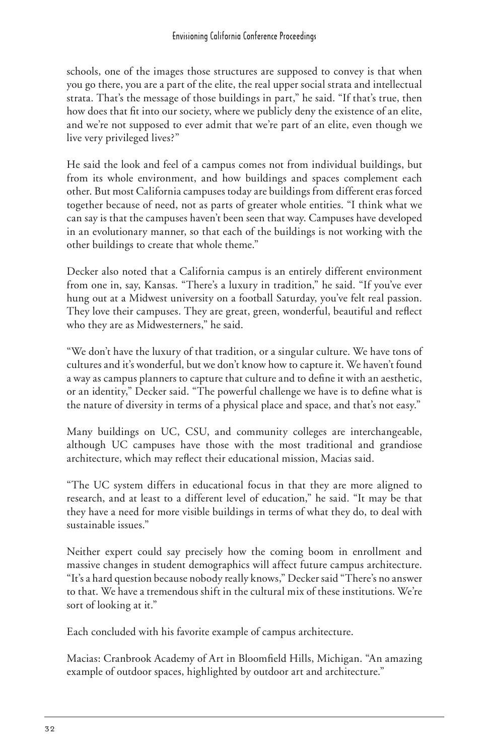schools, one of the images those structures are supposed to convey is that when you go there, you are a part of the elite, the real upper social strata and intellectual strata. That's the message of those buildings in part," he said. "If that's true, then how does that fit into our society, where we publicly deny the existence of an elite, and we're not supposed to ever admit that we're part of an elite, even though we live very privileged lives?"

He said the look and feel of a campus comes not from individual buildings, but from its whole environment, and how buildings and spaces complement each other. But most California campuses today are buildings from different eras forced together because of need, not as parts of greater whole entities. "I think what we can say is that the campuses haven't been seen that way. Campuses have developed in an evolutionary manner, so that each of the buildings is not working with the other buildings to create that whole theme."

Decker also noted that a California campus is an entirely different environment from one in, say, Kansas. "There's a luxury in tradition," he said. "If you've ever hung out at a Midwest university on a football Saturday, you've felt real passion. They love their campuses. They are great, green, wonderful, beautiful and reflect who they are as Midwesterners," he said.

"We don't have the luxury of that tradition, or a singular culture. We have tons of cultures and it's wonderful, but we don't know how to capture it. We haven't found a way as campus planners to capture that culture and to define it with an aesthetic, or an identity," Decker said. "The powerful challenge we have is to define what is the nature of diversity in terms of a physical place and space, and that's not easy."

Many buildings on UC, CSU, and community colleges are interchangeable, although UC campuses have those with the most traditional and grandiose architecture, which may reflect their educational mission, Macias said.

"The UC system differs in educational focus in that they are more aligned to research, and at least to a different level of education," he said. "It may be that they have a need for more visible buildings in terms of what they do, to deal with sustainable issues."

Neither expert could say precisely how the coming boom in enrollment and massive changes in student demographics will affect future campus architecture. "It's a hard question because nobody really knows," Decker said "There's no answer to that. We have a tremendous shift in the cultural mix of these institutions. We're sort of looking at it."

Each concluded with his favorite example of campus architecture.

Macias: Cranbrook Academy of Art in Bloomfield Hills, Michigan. "An amazing example of outdoor spaces, highlighted by outdoor art and architecture."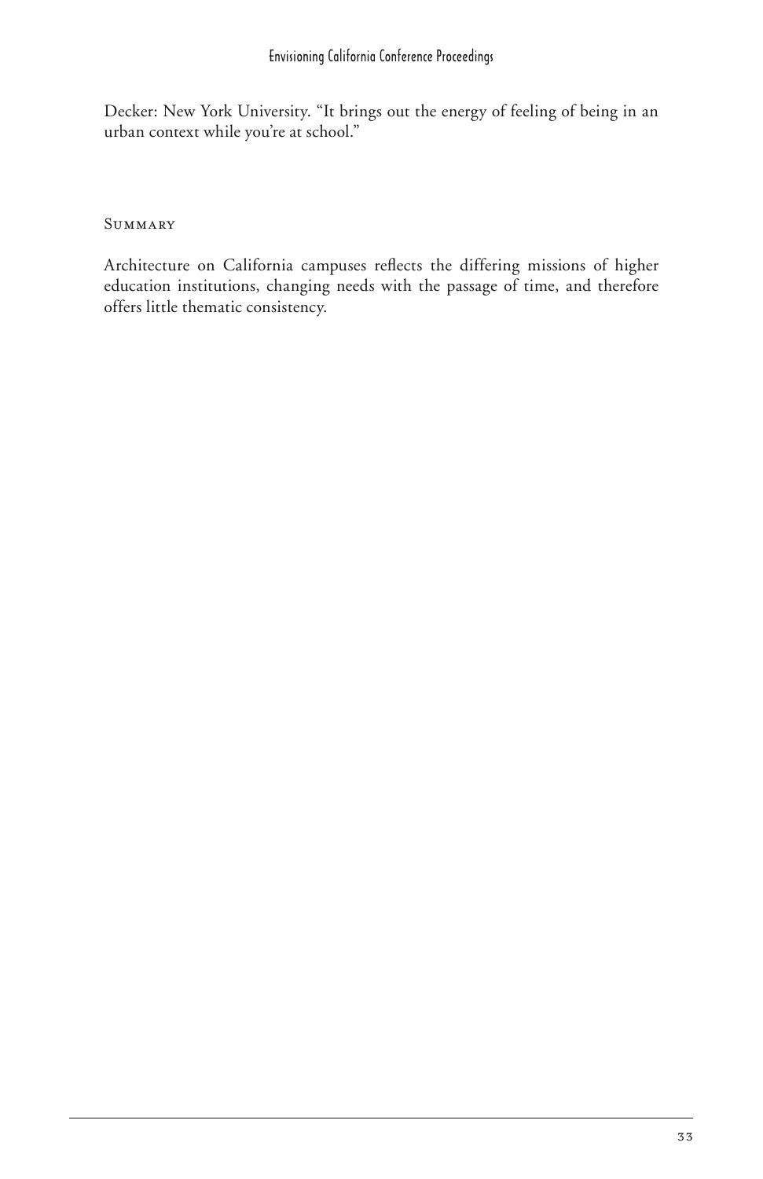Decker: New York University. "It brings out the energy of feeling of being in an urban context while you're at school."

## Summary

Architecture on California campuses reflects the differing missions of higher education institutions, changing needs with the passage of time, and therefore offers little thematic consistency.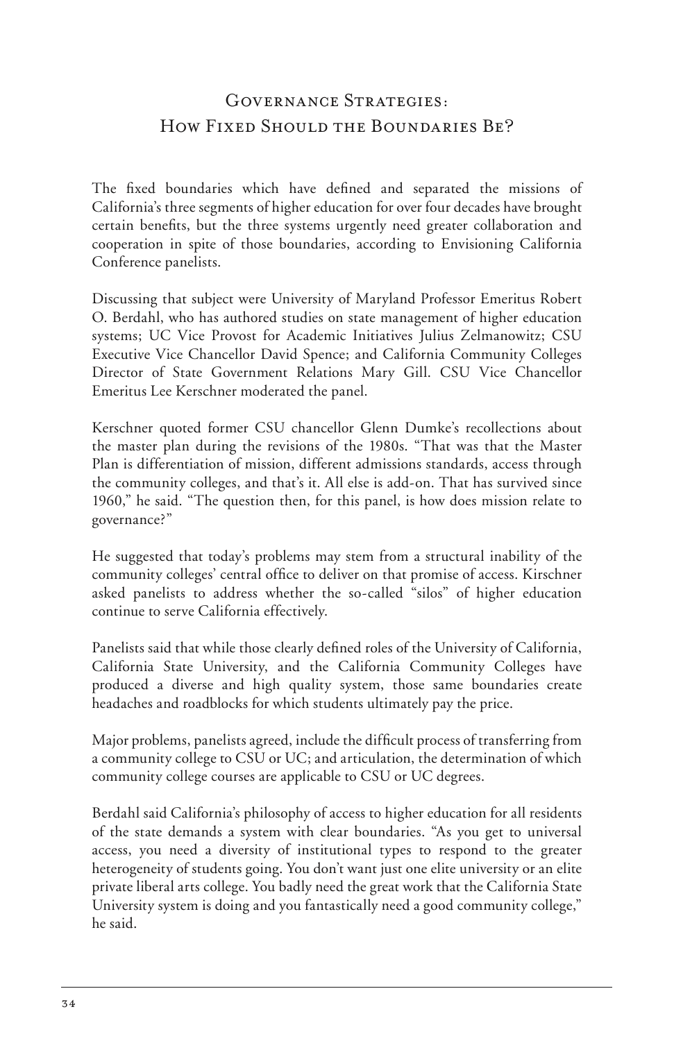# Governance Strategies: How Fixed Should the Boundaries Be?

The fixed boundaries which have defined and separated the missions of California's three segments of higher education for over four decades have brought certain benefits, but the three systems urgently need greater collaboration and cooperation in spite of those boundaries, according to Envisioning California Conference panelists.

Discussing that subject were University of Maryland Professor Emeritus Robert O. Berdahl, who has authored studies on state management of higher education systems; UC Vice Provost for Academic Initiatives Julius Zelmanowitz; CSU Executive Vice Chancellor David Spence; and California Community Colleges Director of State Government Relations Mary Gill. CSU Vice Chancellor Emeritus Lee Kerschner moderated the panel.

Kerschner quoted former CSU chancellor Glenn Dumke's recollections about the master plan during the revisions of the 1980s. "That was that the Master Plan is differentiation of mission, different admissions standards, access through the community colleges, and that's it. All else is add-on. That has survived since 1960," he said. "The question then, for this panel, is how does mission relate to governance?"

He suggested that today's problems may stem from a structural inability of the community colleges' central office to deliver on that promise of access. Kirschner asked panelists to address whether the so-called "silos" of higher education continue to serve California effectively.

Panelists said that while those clearly defined roles of the University of California, California State University, and the California Community Colleges have produced a diverse and high quality system, those same boundaries create headaches and roadblocks for which students ultimately pay the price.

Major problems, panelists agreed, include the difficult process of transferring from a community college to CSU or UC; and articulation, the determination of which community college courses are applicable to CSU or UC degrees.

Berdahl said California's philosophy of access to higher education for all residents of the state demands a system with clear boundaries. "As you get to universal access, you need a diversity of institutional types to respond to the greater heterogeneity of students going. You don't want just one elite university or an elite private liberal arts college. You badly need the great work that the California State University system is doing and you fantastically need a good community college," he said.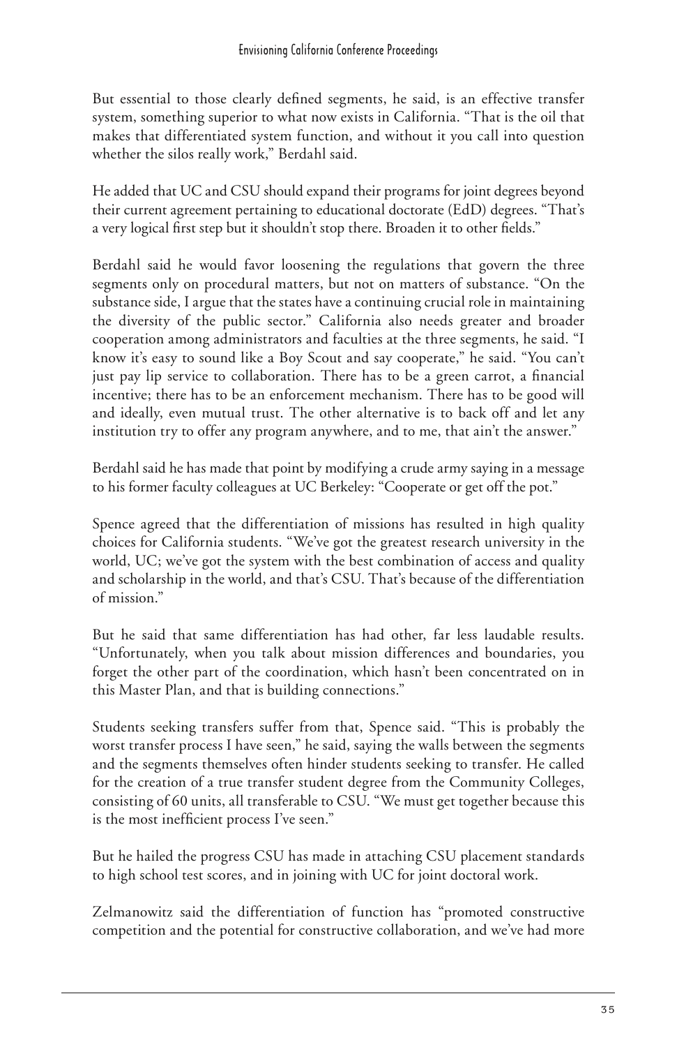But essential to those clearly defined segments, he said, is an effective transfer system, something superior to what now exists in California. "That is the oil that makes that differentiated system function, and without it you call into question whether the silos really work," Berdahl said.

He added that UC and CSU should expand their programs for joint degrees beyond their current agreement pertaining to educational doctorate (EdD) degrees. "That's a very logical first step but it shouldn't stop there. Broaden it to other fields."

Berdahl said he would favor loosening the regulations that govern the three segments only on procedural matters, but not on matters of substance. "On the substance side, I argue that the states have a continuing crucial role in maintaining the diversity of the public sector." California also needs greater and broader cooperation among administrators and faculties at the three segments, he said. "I know it's easy to sound like a Boy Scout and say cooperate," he said. "You can't just pay lip service to collaboration. There has to be a green carrot, a financial incentive; there has to be an enforcement mechanism. There has to be good will and ideally, even mutual trust. The other alternative is to back off and let any institution try to offer any program anywhere, and to me, that ain't the answer."

Berdahl said he has made that point by modifying a crude army saying in a message to his former faculty colleagues at UC Berkeley: "Cooperate or get off the pot."

Spence agreed that the differentiation of missions has resulted in high quality choices for California students. "We've got the greatest research university in the world, UC; we've got the system with the best combination of access and quality and scholarship in the world, and that's CSU. That's because of the differentiation of mission."

But he said that same differentiation has had other, far less laudable results. "Unfortunately, when you talk about mission differences and boundaries, you forget the other part of the coordination, which hasn't been concentrated on in this Master Plan, and that is building connections."

Students seeking transfers suffer from that, Spence said. "This is probably the worst transfer process I have seen," he said, saying the walls between the segments and the segments themselves often hinder students seeking to transfer. He called for the creation of a true transfer student degree from the Community Colleges, consisting of 60 units, all transferable to CSU. "We must get together because this is the most inefficient process I've seen."

But he hailed the progress CSU has made in attaching CSU placement standards to high school test scores, and in joining with UC for joint doctoral work.

Zelmanowitz said the differentiation of function has "promoted constructive competition and the potential for constructive collaboration, and we've had more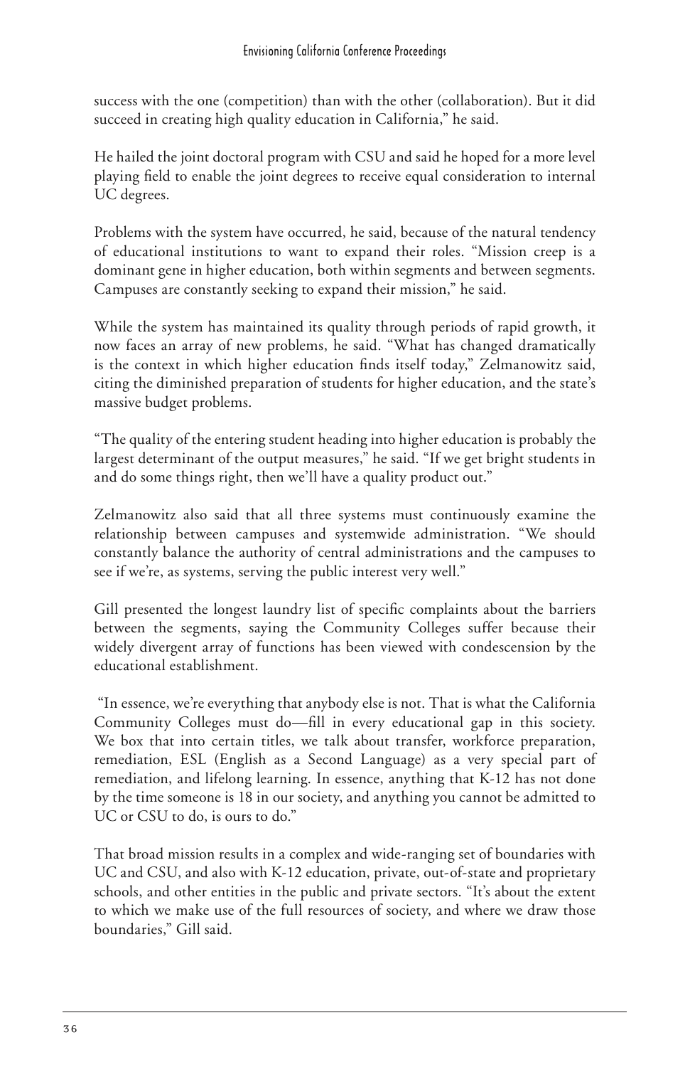success with the one (competition) than with the other (collaboration). But it did succeed in creating high quality education in California," he said.

He hailed the joint doctoral program with CSU and said he hoped for a more level playing field to enable the joint degrees to receive equal consideration to internal UC degrees.

Problems with the system have occurred, he said, because of the natural tendency of educational institutions to want to expand their roles. "Mission creep is a dominant gene in higher education, both within segments and between segments. Campuses are constantly seeking to expand their mission," he said.

While the system has maintained its quality through periods of rapid growth, it now faces an array of new problems, he said. "What has changed dramatically is the context in which higher education finds itself today," Zelmanowitz said, citing the diminished preparation of students for higher education, and the state's massive budget problems.

"The quality of the entering student heading into higher education is probably the largest determinant of the output measures," he said. "If we get bright students in and do some things right, then we'll have a quality product out."

Zelmanowitz also said that all three systems must continuously examine the relationship between campuses and systemwide administration. "We should constantly balance the authority of central administrations and the campuses to see if we're, as systems, serving the public interest very well."

Gill presented the longest laundry list of specific complaints about the barriers between the segments, saying the Community Colleges suffer because their widely divergent array of functions has been viewed with condescension by the educational establishment.

"In essence, we're everything that anybody else is not. That is what the California Community Colleges must do—fill in every educational gap in this society. We box that into certain titles, we talk about transfer, workforce preparation, remediation, ESL (English as a Second Language) as a very special part of remediation, and lifelong learning. In essence, anything that K-12 has not done by the time someone is 18 in our society, and anything you cannot be admitted to UC or CSU to do, is ours to do."

That broad mission results in a complex and wide-ranging set of boundaries with UC and CSU, and also with K-12 education, private, out-of-state and proprietary schools, and other entities in the public and private sectors. "It's about the extent to which we make use of the full resources of society, and where we draw those boundaries," Gill said.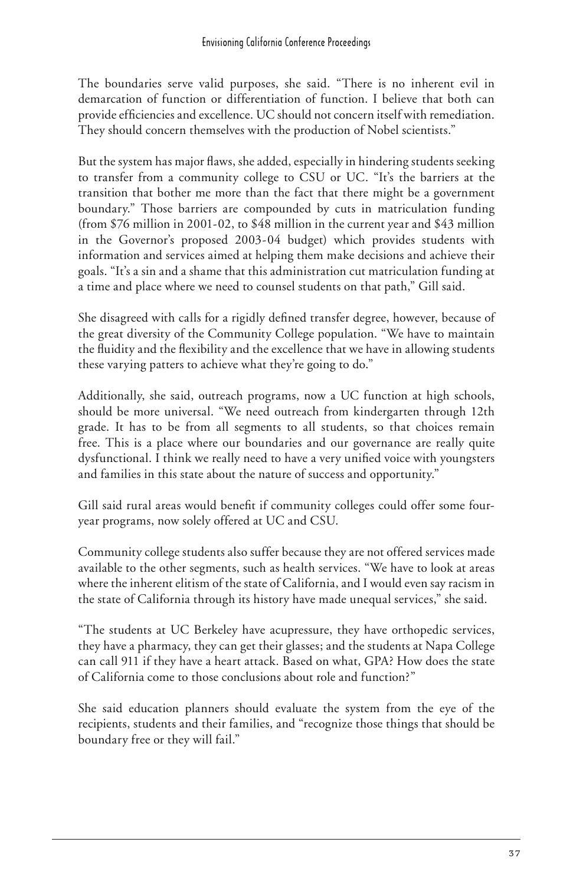The boundaries serve valid purposes, she said. "There is no inherent evil in demarcation of function or differentiation of function. I believe that both can provide efficiencies and excellence. UC should not concern itself with remediation. They should concern themselves with the production of Nobel scientists."

But the system has major flaws, she added, especially in hindering students seeking to transfer from a community college to CSU or UC. "It's the barriers at the transition that bother me more than the fact that there might be a government boundary." Those barriers are compounded by cuts in matriculation funding (from $76 million in 2001-02, to $48 million in the current year and $43 million in the Governor's proposed 2003-04 budget) which provides students with information and services aimed at helping them make decisions and achieve their goals. "It's a sin and a shame that this administration cut matriculation funding at a time and place where we need to counsel students on that path," Gill said.

She disagreed with calls for a rigidly defined transfer degree, however, because of the great diversity of the Community College population. "We have to maintain the fluidity and the flexibility and the excellence that we have in allowing students these varying patters to achieve what they're going to do."

Additionally, she said, outreach programs, now a UC function at high schools, should be more universal. "We need outreach from kindergarten through 12th grade. It has to be from all segments to all students, so that choices remain free. This is a place where our boundaries and our governance are really quite dysfunctional. I think we really need to have a very unified voice with youngsters and families in this state about the nature of success and opportunity."

Gill said rural areas would benefit if community colleges could offer some four-year programs, now solely offered at UC and CSU.

Community college students also suffer because they are not offered services made available to the other segments, such as health services. "We have to look at areas where the inherent elitism of the state of California, and I would even say racism in the state of California through its history have made unequal services," she said.

"The students at UC Berkeley have acupressure, they have orthopedic services, they have a pharmacy, they can get their glasses; and the students at Napa College can call 911 if they have a heart attack. Based on what, GPA? How does the state of California come to those conclusions about role and function?"

She said education planners should evaluate the system from the eye of the recipients, students and their families, and "recognize those things that should be boundary free or they will fail."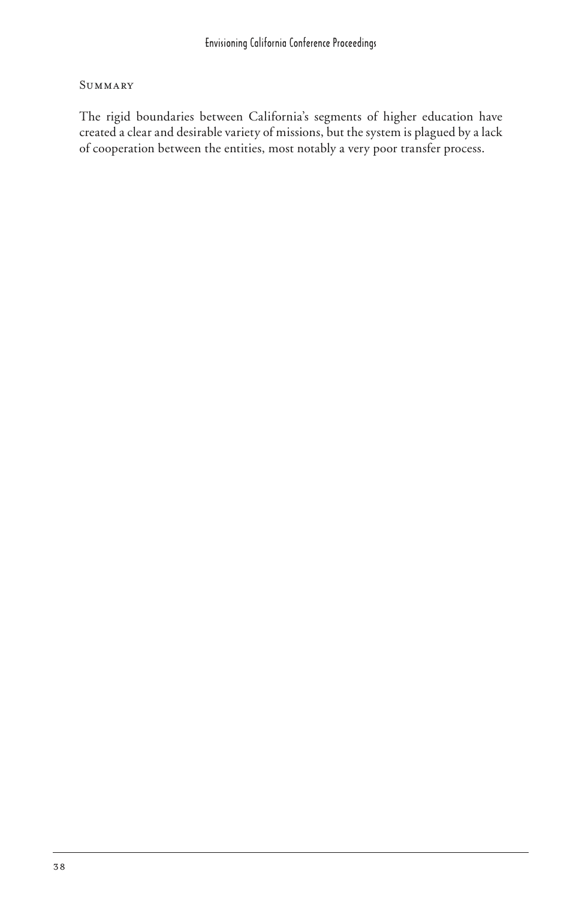### Summary

The rigid boundaries between California's segments of higher education have created a clear and desirable variety of missions, but the system is plagued by a lack of cooperation between the entities, most notably a very poor transfer process.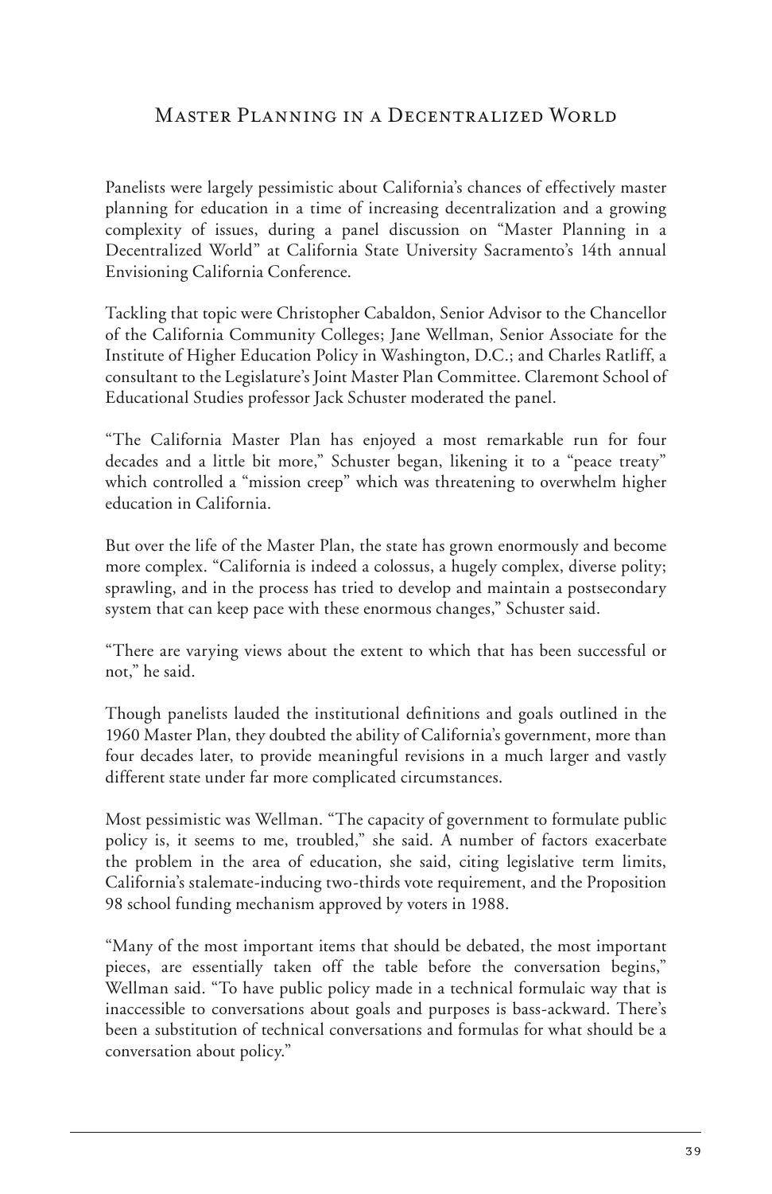## Master Planning in a Decentralized World

Panelists were largely pessimistic about California's chances of effectively master planning for education in a time of increasing decentralization and a growing complexity of issues, during a panel discussion on "Master Planning in a Decentralized World" at California State University Sacramento's 14th annual Envisioning California Conference.

Tackling that topic were Christopher Cabaldon, Senior Advisor to the Chancellor of the California Community Colleges; Jane Wellman, Senior Associate for the Institute of Higher Education Policy in Washington, D.C.; and Charles Ratliff, a consultant to the Legislature's Joint Master Plan Committee. Claremont School of Educational Studies professor Jack Schuster moderated the panel.

"The California Master Plan has enjoyed a most remarkable run for four decades and a little bit more," Schuster began, likening it to a "peace treaty" which controlled a "mission creep" which was threatening to overwhelm higher education in California.

But over the life of the Master Plan, the state has grown enormously and become more complex. "California is indeed a colossus, a hugely complex, diverse polity; sprawling, and in the process has tried to develop and maintain a postsecondary system that can keep pace with these enormous changes," Schuster said.

"There are varying views about the extent to which that has been successful or not," he said.

Though panelists lauded the institutional definitions and goals outlined in the 1960 Master Plan, they doubted the ability of California's government, more than four decades later, to provide meaningful revisions in a much larger and vastly different state under far more complicated circumstances.

Most pessimistic was Wellman. "The capacity of government to formulate public policy is, it seems to me, troubled," she said. A number of factors exacerbate the problem in the area of education, she said, citing legislative term limits, California's stalemate-inducing two-thirds vote requirement, and the Proposition 98 school funding mechanism approved by voters in 1988.

"Many of the most important items that should be debated, the most important pieces, are essentially taken off the table before the conversation begins," Wellman said. "To have public policy made in a technical formulaic way that is inaccessible to conversations about goals and purposes is bass-ackward. There's been a substitution of technical conversations and formulas for what should be a conversation about policy."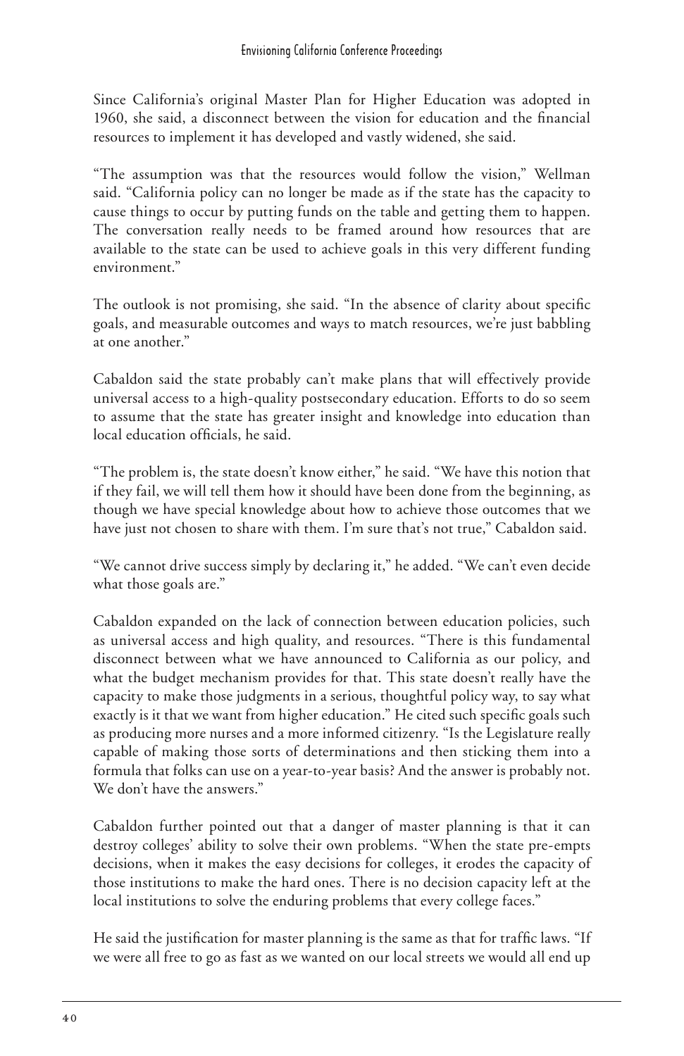Since California's original Master Plan for Higher Education was adopted in 1960, she said, a disconnect between the vision for education and the financial resources to implement it has developed and vastly widened, she said.

"The assumption was that the resources would follow the vision," Wellman said. "California policy can no longer be made as if the state has the capacity to cause things to occur by putting funds on the table and getting them to happen. The conversation really needs to be framed around how resources that are available to the state can be used to achieve goals in this very different funding environment."

The outlook is not promising, she said. "In the absence of clarity about specific goals, and measurable outcomes and ways to match resources, we're just babbling at one another."

Cabaldon said the state probably can't make plans that will effectively provide universal access to a high-quality postsecondary education. Efforts to do so seem to assume that the state has greater insight and knowledge into education than local education officials, he said.

"The problem is, the state doesn't know either," he said. "We have this notion that if they fail, we will tell them how it should have been done from the beginning, as though we have special knowledge about how to achieve those outcomes that we have just not chosen to share with them. I'm sure that's not true," Cabaldon said.

"We cannot drive success simply by declaring it," he added. "We can't even decide what those goals are."

Cabaldon expanded on the lack of connection between education policies, such as universal access and high quality, and resources. "There is this fundamental disconnect between what we have announced to California as our policy, and what the budget mechanism provides for that. This state doesn't really have the capacity to make those judgments in a serious, thoughtful policy way, to say what exactly is it that we want from higher education." He cited such specific goals such as producing more nurses and a more informed citizenry. "Is the Legislature really capable of making those sorts of determinations and then sticking them into a formula that folks can use on a year-to-year basis? And the answer is probably not. We don't have the answers."

Cabaldon further pointed out that a danger of master planning is that it can destroy colleges' ability to solve their own problems. "When the state pre-empts decisions, when it makes the easy decisions for colleges, it erodes the capacity of those institutions to make the hard ones. There is no decision capacity left at the local institutions to solve the enduring problems that every college faces."

He said the justification for master planning is the same as that for traffic laws. "If we were all free to go as fast as we wanted on our local streets we would all end up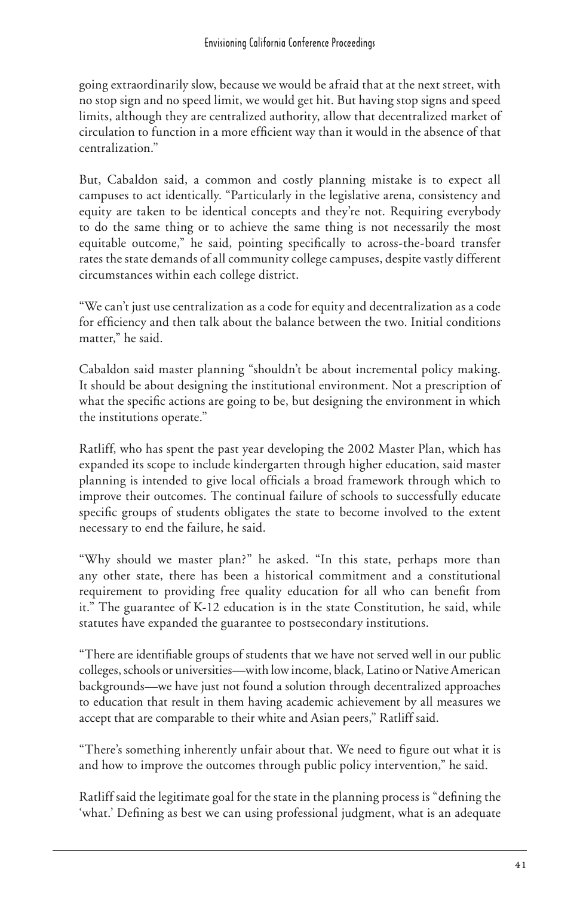going extraordinarily slow, because we would be afraid that at the next street, with no stop sign and no speed limit, we would get hit. But having stop signs and speed limits, although they are centralized authority, allow that decentralized market of circulation to function in a more efficient way than it would in the absence of that centralization."

But, Cabaldon said, a common and costly planning mistake is to expect all campuses to act identically. "Particularly in the legislative arena, consistency and equity are taken to be identical concepts and they're not. Requiring everybody to do the same thing or to achieve the same thing is not necessarily the most equitable outcome," he said, pointing specifically to across-the-board transfer rates the state demands of all community college campuses, despite vastly different circumstances within each college district.

"We can't just use centralization as a code for equity and decentralization as a code for efficiency and then talk about the balance between the two. Initial conditions matter," he said.

Cabaldon said master planning "shouldn't be about incremental policy making. It should be about designing the institutional environment. Not a prescription of what the specific actions are going to be, but designing the environment in which the institutions operate."

Ratliff, who has spent the past year developing the 2002 Master Plan, which has expanded its scope to include kindergarten through higher education, said master planning is intended to give local officials a broad framework through which to improve their outcomes. The continual failure of schools to successfully educate specific groups of students obligates the state to become involved to the extent necessary to end the failure, he said.

"Why should we master plan?" he asked. "In this state, perhaps more than any other state, there has been a historical commitment and a constitutional requirement to providing free quality education for all who can benefit from it." The guarantee of K-12 education is in the state Constitution, he said, while statutes have expanded the guarantee to postsecondary institutions.

"There are identifiable groups of students that we have not served well in our public colleges, schools or universities—with low income, black, Latino or Native American backgrounds—we have just not found a solution through decentralized approaches to education that result in them having academic achievement by all measures we accept that are comparable to their white and Asian peers," Ratliff said.

"There's something inherently unfair about that. We need to figure out what it is and how to improve the outcomes through public policy intervention," he said.

Ratliff said the legitimate goal for the state in the planning process is "defining the 'what.' Defining as best we can using professional judgment, what is an adequate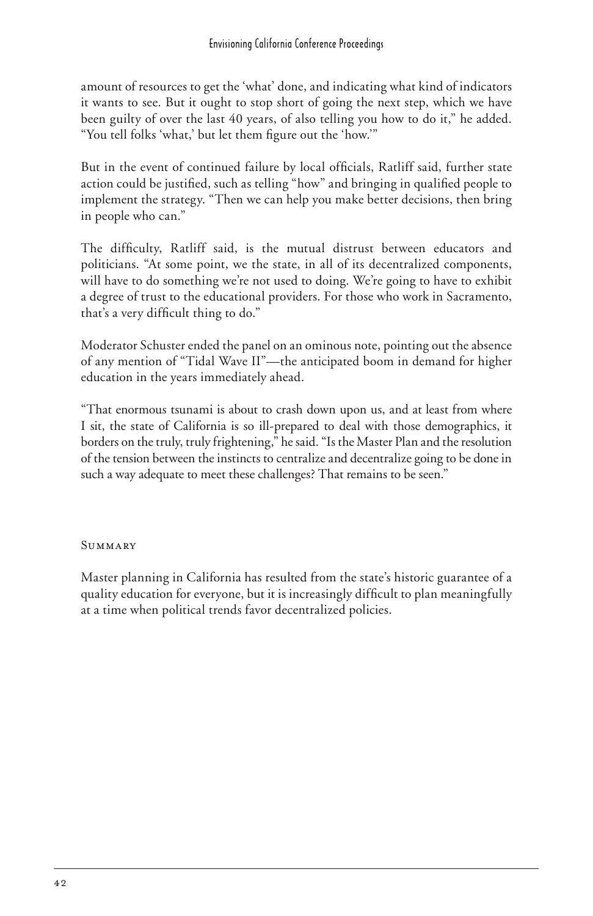amount of resources to get the 'what' done, and indicating what kind of indicators it wants to see. But it ought to stop short of going the next step, which we have been guilty of over the last 40 years, of also telling you how to do it," he added. "You tell folks 'what,' but let them figure out the 'how.'"

But in the event of continued failure by local officials, Ratliff said, further state action could be justified, such as telling "how" and bringing in qualified people to implement the strategy. "Then we can help you make better decisions, then bring in people who can."

The difficulty, Ratliff said, is the mutual distrust between educators and politicians. "At some point, we the state, in all of its decentralized components, will have to do something we're not used to doing. We're going to have to exhibit a degree of trust to the educational providers. For those who work in Sacramento, that's a very difficult thing to do."

Moderator Schuster ended the panel on an ominous note, pointing out the absence of any mention of "Tidal Wave II"—the anticipated boom in demand for higher education in the years immediately ahead.

"That enormous tsunami is about to crash down upon us, and at least from where I sit, the state of California is so ill-prepared to deal with those demographics, it borders on the truly, truly frightening," he said. "Is the Master Plan and the resolution of the tension between the instincts to centralize and decentralize going to be done in such a way adequate to meet these challenges? That remains to be seen."

## Summary

Master planning in California has resulted from the state's historic guarantee of a quality education for everyone, but it is increasingly difficult to plan meaningfully at a time when political trends favor decentralized policies.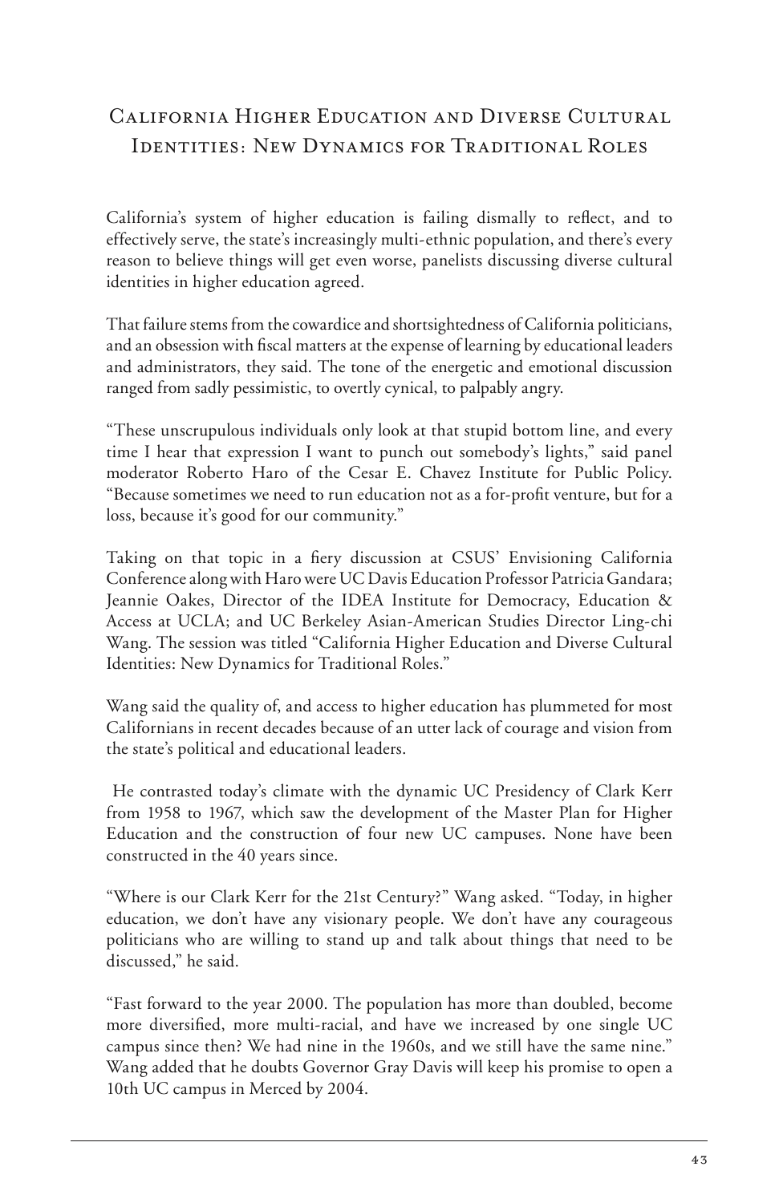## California Higher Education and Diverse Cultural Identities: New Dynamics for Traditional Roles

California's system of higher education is failing dismally to reflect, and to effectively serve, the state's increasingly multi-ethnic population, and there's every reason to believe things will get even worse, panelists discussing diverse cultural identities in higher education agreed.

That failure stems from the cowardice and shortsightedness of California politicians, and an obsession with fiscal matters at the expense of learning by educational leaders and administrators, they said. The tone of the energetic and emotional discussion ranged from sadly pessimistic, to overtly cynical, to palpably angry.

"These unscrupulous individuals only look at that stupid bottom line, and every time I hear that expression I want to punch out somebody's lights," said panel moderator Roberto Haro of the Cesar E. Chavez Institute for Public Policy. "Because sometimes we need to run education not as a for-profit venture, but for a loss, because it's good for our community."

Taking on that topic in a fiery discussion at CSUS' Envisioning California Conference along with Haro were UC Davis Education Professor Patricia Gandara; Jeannie Oakes, Director of the IDEA Institute for Democracy, Education & Access at UCLA; and UC Berkeley Asian-American Studies Director Ling-chi Wang. The session was titled "California Higher Education and Diverse Cultural Identities: New Dynamics for Traditional Roles."

Wang said the quality of, and access to higher education has plummeted for most Californians in recent decades because of an utter lack of courage and vision from the state's political and educational leaders.

He contrasted today's climate with the dynamic UC Presidency of Clark Kerr from 1958 to 1967, which saw the development of the Master Plan for Higher Education and the construction of four new UC campuses. None have been constructed in the 40 years since.

"Where is our Clark Kerr for the 21st Century?" Wang asked. "Today, in higher education, we don't have any visionary people. We don't have any courageous politicians who are willing to stand up and talk about things that need to be discussed," he said.

"Fast forward to the year 2000. The population has more than doubled, become more diversified, more multi-racial, and have we increased by one single UC campus since then? We had nine in the 1960s, and we still have the same nine." Wang added that he doubts Governor Gray Davis will keep his promise to open a 10th UC campus in Merced by 2004.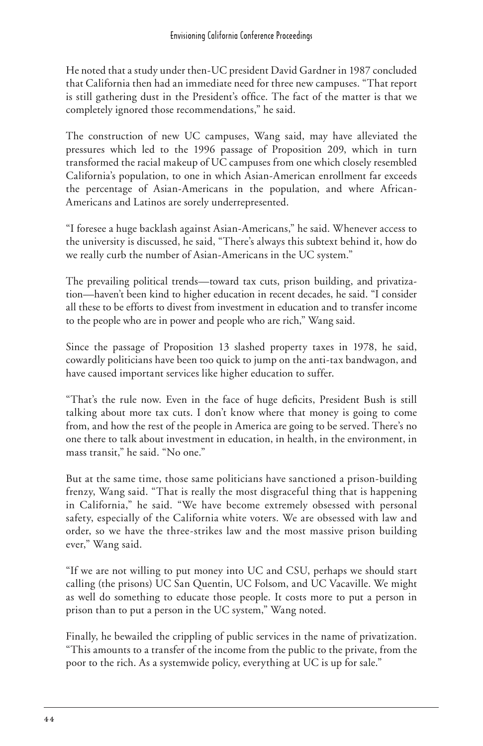He noted that a study under then-UC president David Gardner in 1987 concluded that California then had an immediate need for three new campuses. "That report is still gathering dust in the President's office. The fact of the matter is that we completely ignored those recommendations," he said.

The construction of new UC campuses, Wang said, may have alleviated the pressures which led to the 1996 passage of Proposition 209, which in turn transformed the racial makeup of UC campuses from one which closely resembled California's population, to one in which Asian-American enrollment far exceeds the percentage of Asian-Americans in the population, and where African-Americans and Latinos are sorely underrepresented.

"I foresee a huge backlash against Asian-Americans," he said. Whenever access to the university is discussed, he said, "There's always this subtext behind it, how do we really curb the number of Asian-Americans in the UC system."

The prevailing political trends—toward tax cuts, prison building, and privatization—haven't been kind to higher education in recent decades, he said. "I consider all these to be efforts to divest from investment in education and to transfer income to the people who are in power and people who are rich," Wang said.

Since the passage of Proposition 13 slashed property taxes in 1978, he said, cowardly politicians have been too quick to jump on the anti-tax bandwagon, and have caused important services like higher education to suffer.

"That's the rule now. Even in the face of huge deficits, President Bush is still talking about more tax cuts. I don't know where that money is going to come from, and how the rest of the people in America are going to be served. There's no one there to talk about investment in education, in health, in the environment, in mass transit," he said. "No one."

But at the same time, those same politicians have sanctioned a prison-building frenzy, Wang said. "That is really the most disgraceful thing that is happening in California," he said. "We have become extremely obsessed with personal safety, especially of the California white voters. We are obsessed with law and order, so we have the three-strikes law and the most massive prison building ever," Wang said.

"If we are not willing to put money into UC and CSU, perhaps we should start calling (the prisons) UC San Quentin, UC Folsom, and UC Vacaville. We might as well do something to educate those people. It costs more to put a person in prison than to put a person in the UC system," Wang noted.

Finally, he bewailed the crippling of public services in the name of privatization. "This amounts to a transfer of the income from the public to the private, from the poor to the rich. As a systemwide policy, everything at UC is up for sale."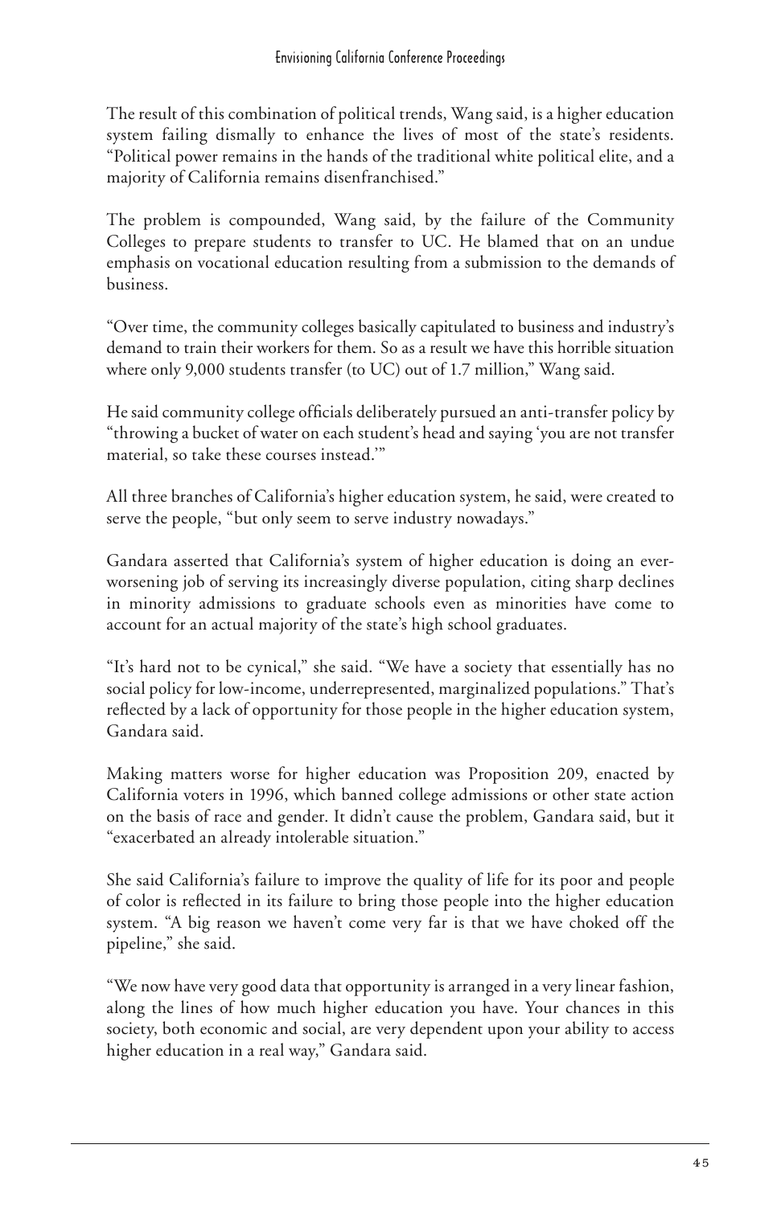The result of this combination of political trends, Wang said, is a higher education system failing dismally to enhance the lives of most of the state's residents. "Political power remains in the hands of the traditional white political elite, and a majority of California remains disenfranchised."

The problem is compounded, Wang said, by the failure of the Community Colleges to prepare students to transfer to UC. He blamed that on an undue emphasis on vocational education resulting from a submission to the demands of business.

"Over time, the community colleges basically capitulated to business and industry's demand to train their workers for them. So as a result we have this horrible situation where only 9,000 students transfer (to UC) out of 1.7 million," Wang said.

He said community college officials deliberately pursued an anti-transfer policy by "throwing a bucket of water on each student's head and saying 'you are not transfer material, so take these courses instead.'"

All three branches of California's higher education system, he said, were created to serve the people, "but only seem to serve industry nowadays."

Gandara asserted that California's system of higher education is doing an ever-worsening job of serving its increasingly diverse population, citing sharp declines in minority admissions to graduate schools even as minorities have come to account for an actual majority of the state's high school graduates.

"It's hard not to be cynical," she said. "We have a society that essentially has no social policy for low-income, underrepresented, marginalized populations." That's reflected by a lack of opportunity for those people in the higher education system, Gandara said.

Making matters worse for higher education was Proposition 209, enacted by California voters in 1996, which banned college admissions or other state action on the basis of race and gender. It didn't cause the problem, Gandara said, but it "exacerbated an already intolerable situation."

She said California's failure to improve the quality of life for its poor and people of color is reflected in its failure to bring those people into the higher education system. "A big reason we haven't come very far is that we have choked off the pipeline," she said.

"We now have very good data that opportunity is arranged in a very linear fashion, along the lines of how much higher education you have. Your chances in this society, both economic and social, are very dependent upon your ability to access higher education in a real way," Gandara said.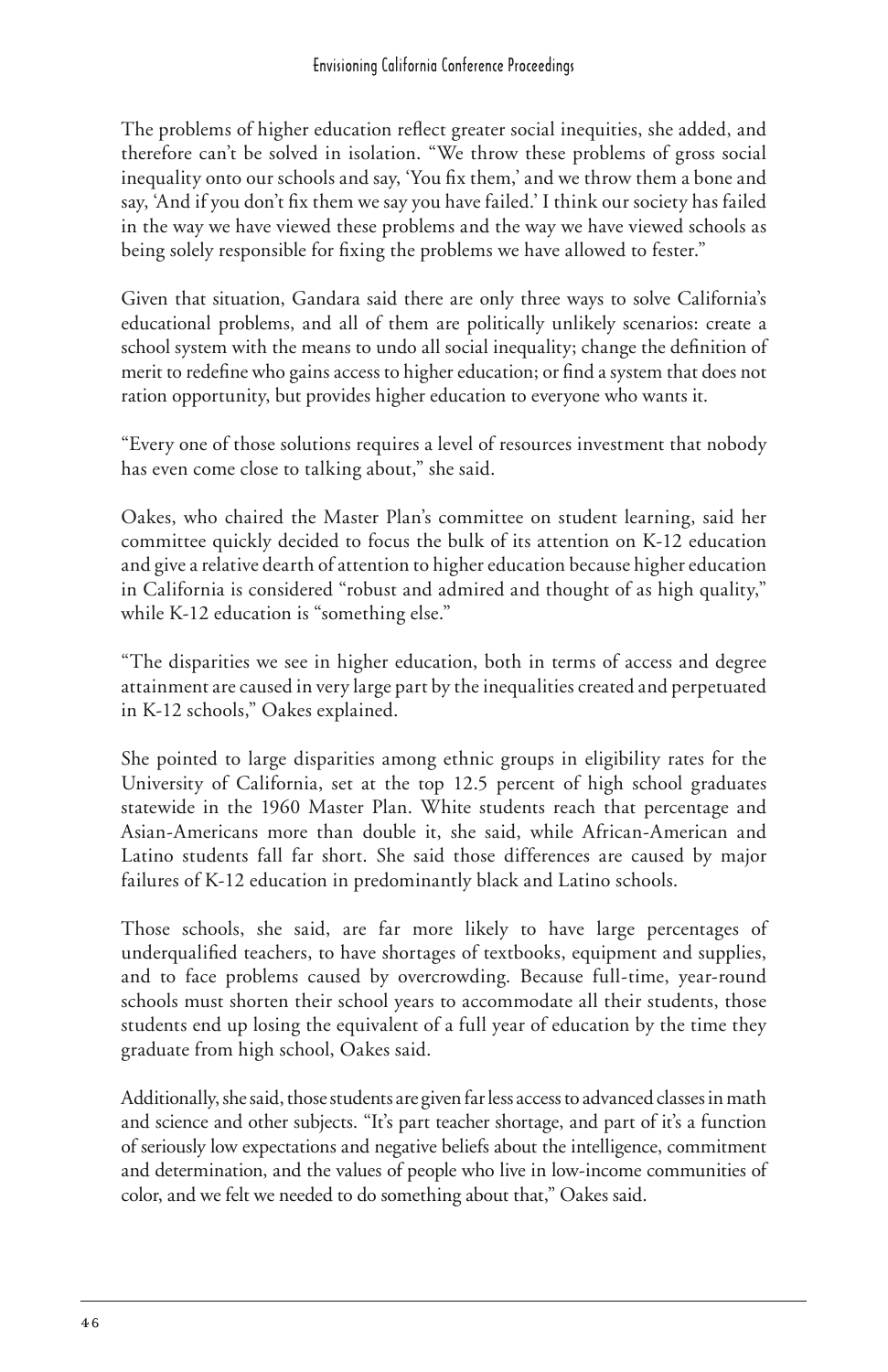The problems of higher education reflect greater social inequities, she added, and therefore can't be solved in isolation. "We throw these problems of gross social inequality onto our schools and say, 'You fix them,' and we throw them a bone and say, 'And if you don't fix them we say you have failed.' I think our society has failed in the way we have viewed these problems and the way we have viewed schools as being solely responsible for fixing the problems we have allowed to fester."

Given that situation, Gandara said there are only three ways to solve California's educational problems, and all of them are politically unlikely scenarios: create a school system with the means to undo all social inequality; change the definition of merit to redefine who gains access to higher education; or find a system that does not ration opportunity, but provides higher education to everyone who wants it.

"Every one of those solutions requires a level of resources investment that nobody has even come close to talking about," she said.

Oakes, who chaired the Master Plan's committee on student learning, said her committee quickly decided to focus the bulk of its attention on K-12 education and give a relative dearth of attention to higher education because higher education in California is considered "robust and admired and thought of as high quality," while K-12 education is "something else."

"The disparities we see in higher education, both in terms of access and degree attainment are caused in very large part by the inequalities created and perpetuated in K-12 schools," Oakes explained.

She pointed to large disparities among ethnic groups in eligibility rates for the University of California, set at the top 12.5 percent of high school graduates statewide in the 1960 Master Plan. White students reach that percentage and Asian-Americans more than double it, she said, while African-American and Latino students fall far short. She said those differences are caused by major failures of K-12 education in predominantly black and Latino schools.

Those schools, she said, are far more likely to have large percentages of underqualified teachers, to have shortages of textbooks, equipment and supplies, and to face problems caused by overcrowding. Because full-time, year-round schools must shorten their school years to accommodate all their students, those students end up losing the equivalent of a full year of education by the time they graduate from high school, Oakes said.

Additionally, she said, those students are given far less access to advanced classes in math and science and other subjects. "It's part teacher shortage, and part of it's a function of seriously low expectations and negative beliefs about the intelligence, commitment and determination, and the values of people who live in low-income communities of color, and we felt we needed to do something about that," Oakes said.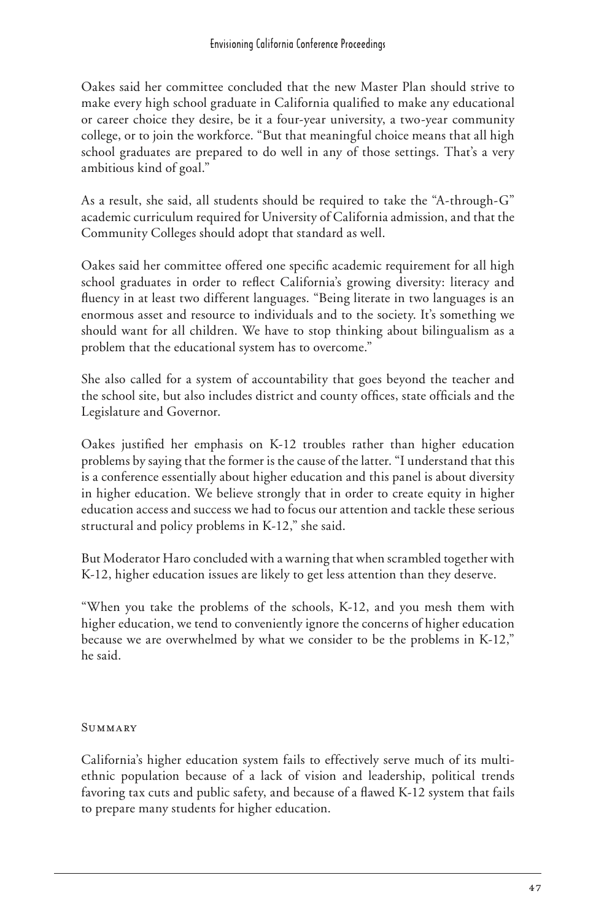Oakes said her committee concluded that the new Master Plan should strive to make every high school graduate in California qualified to make any educational or career choice they desire, be it a four-year university, a two-year community college, or to join the workforce. "But that meaningful choice means that all high school graduates are prepared to do well in any of those settings. That's a very ambitious kind of goal."

As a result, she said, all students should be required to take the "A-through-G" academic curriculum required for University of California admission, and that the Community Colleges should adopt that standard as well.

Oakes said her committee offered one specific academic requirement for all high school graduates in order to reflect California's growing diversity: literacy and fluency in at least two different languages. "Being literate in two languages is an enormous asset and resource to individuals and to the society. It's something we should want for all children. We have to stop thinking about bilingualism as a problem that the educational system has to overcome."

She also called for a system of accountability that goes beyond the teacher and the school site, but also includes district and county offices, state officials and the Legislature and Governor.

Oakes justified her emphasis on K-12 troubles rather than higher education problems by saying that the former is the cause of the latter. "I understand that this is a conference essentially about higher education and this panel is about diversity in higher education. We believe strongly that in order to create equity in higher education access and success we had to focus our attention and tackle these serious structural and policy problems in K-12," she said.

But Moderator Haro concluded with a warning that when scrambled together with K-12, higher education issues are likely to get less attention than they deserve.

"When you take the problems of the schools, K-12, and you mesh them with higher education, we tend to conveniently ignore the concerns of higher education because we are overwhelmed by what we consider to be the problems in K-12," he said.

## Summary

California's higher education system fails to effectively serve much of its multi-ethnic population because of a lack of vision and leadership, political trends favoring tax cuts and public safety, and because of a flawed K-12 system that fails to prepare many students for higher education.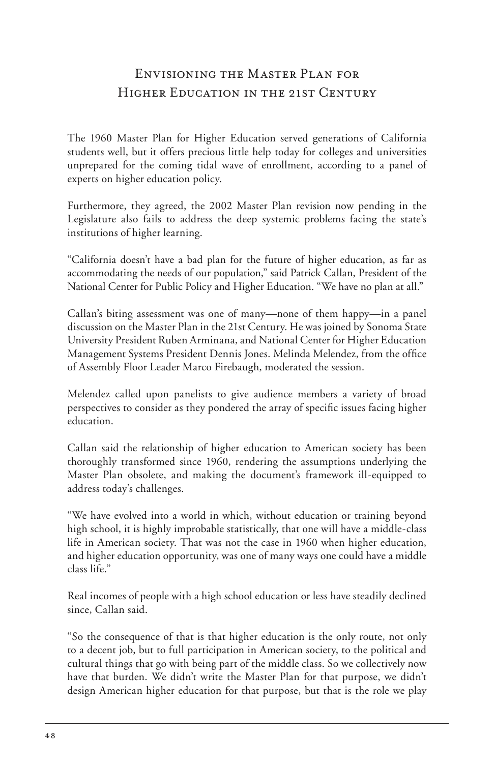# Envisioning the Master Plan for Higher Education in the 21st Century

The 1960 Master Plan for Higher Education served generations of California students well, but it offers precious little help today for colleges and universities unprepared for the coming tidal wave of enrollment, according to a panel of experts on higher education policy.

Furthermore, they agreed, the 2002 Master Plan revision now pending in the Legislature also fails to address the deep systemic problems facing the state's institutions of higher learning.

"California doesn't have a bad plan for the future of higher education, as far as accommodating the needs of our population," said Patrick Callan, President of the National Center for Public Policy and Higher Education. "We have no plan at all."

Callan's biting assessment was one of many—none of them happy—in a panel discussion on the Master Plan in the 21st Century. He was joined by Sonoma State University President Ruben Arminana, and National Center for Higher Education Management Systems President Dennis Jones. Melinda Melendez, from the office of Assembly Floor Leader Marco Firebaugh, moderated the session.

Melendez called upon panelists to give audience members a variety of broad perspectives to consider as they pondered the array of specific issues facing higher education.

Callan said the relationship of higher education to American society has been thoroughly transformed since 1960, rendering the assumptions underlying the Master Plan obsolete, and making the document's framework ill-equipped to address today's challenges.

"We have evolved into a world in which, without education or training beyond high school, it is highly improbable statistically, that one will have a middle-class life in American society. That was not the case in 1960 when higher education, and higher education opportunity, was one of many ways one could have a middle class life."

Real incomes of people with a high school education or less have steadily declined since, Callan said.

"So the consequence of that is that higher education is the only route, not only to a decent job, but to full participation in American society, to the political and cultural things that go with being part of the middle class. So we collectively now have that burden. We didn't write the Master Plan for that purpose, we didn't design American higher education for that purpose, but that is the role we play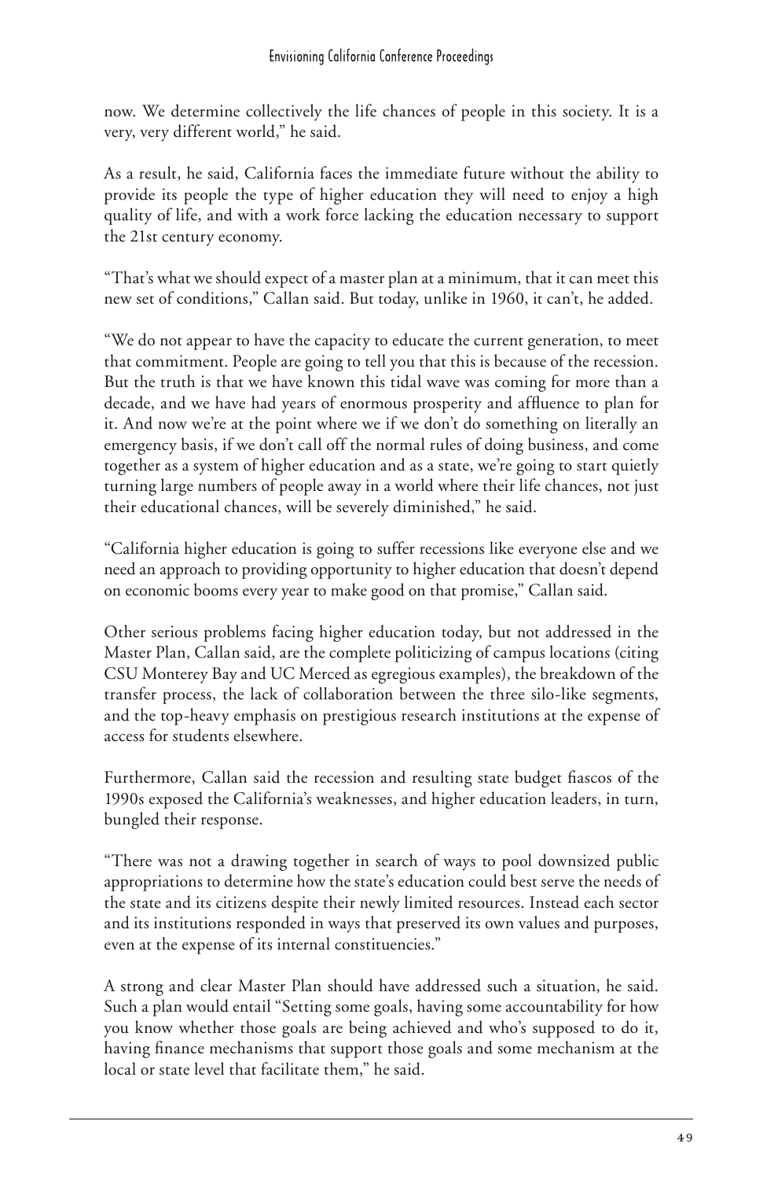now. We determine collectively the life chances of people in this society. It is a very, very different world," he said.

As a result, he said, California faces the immediate future without the ability to provide its people the type of higher education they will need to enjoy a high quality of life, and with a work force lacking the education necessary to support the 21st century economy.

"That's what we should expect of a master plan at a minimum, that it can meet this new set of conditions," Callan said. But today, unlike in 1960, it can't, he added.

"We do not appear to have the capacity to educate the current generation, to meet that commitment. People are going to tell you that this is because of the recession. But the truth is that we have known this tidal wave was coming for more than a decade, and we have had years of enormous prosperity and affluence to plan for it. And now we're at the point where we if we don't do something on literally an emergency basis, if we don't call off the normal rules of doing business, and come together as a system of higher education and as a state, we're going to start quietly turning large numbers of people away in a world where their life chances, not just their educational chances, will be severely diminished," he said.

"California higher education is going to suffer recessions like everyone else and we need an approach to providing opportunity to higher education that doesn't depend on economic booms every year to make good on that promise," Callan said.

Other serious problems facing higher education today, but not addressed in the Master Plan, Callan said, are the complete politicizing of campus locations (citing CSU Monterey Bay and UC Merced as egregious examples), the breakdown of the transfer process, the lack of collaboration between the three silo-like segments, and the top-heavy emphasis on prestigious research institutions at the expense of access for students elsewhere.

Furthermore, Callan said the recession and resulting state budget fiascos of the 1990s exposed the California's weaknesses, and higher education leaders, in turn, bungled their response.

"There was not a drawing together in search of ways to pool downsized public appropriations to determine how the state's education could best serve the needs of the state and its citizens despite their newly limited resources. Instead each sector and its institutions responded in ways that preserved its own values and purposes, even at the expense of its internal constituencies."

A strong and clear Master Plan should have addressed such a situation, he said. Such a plan would entail "Setting some goals, having some accountability for how you know whether those goals are being achieved and who's supposed to do it, having finance mechanisms that support those goals and some mechanism at the local or state level that facilitate them," he said.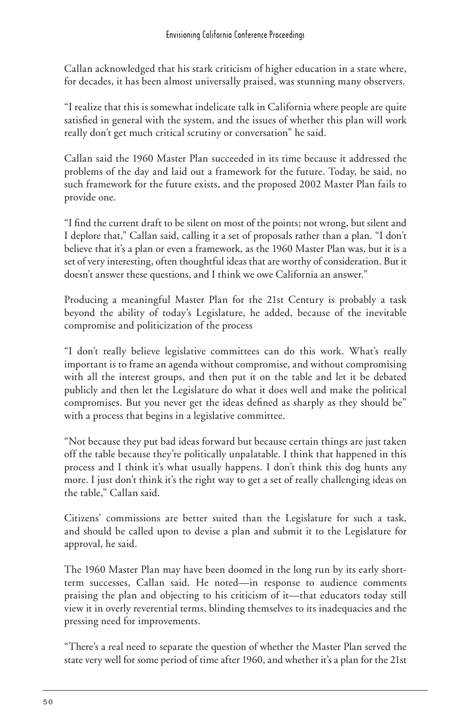Callan acknowledged that his stark criticism of higher education in a state where, for decades, it has been almost universally praised, was stunning many observers.

"I realize that this is somewhat indelicate talk in California where people are quite satisfied in general with the system, and the issues of whether this plan will work really don't get much critical scrutiny or conversation" he said.

Callan said the 1960 Master Plan succeeded in its time because it addressed the problems of the day and laid out a framework for the future. Today, he said, no such framework for the future exists, and the proposed 2002 Master Plan fails to provide one.

"I find the current draft to be silent on most of the points; not wrong, but silent and I deplore that," Callan said, calling it a set of proposals rather than a plan. "I don't believe that it's a plan or even a framework, as the 1960 Master Plan was, but it is a set of very interesting, often thoughtful ideas that are worthy of consideration. But it doesn't answer these questions, and I think we owe California an answer."

Producing a meaningful Master Plan for the 21st Century is probably a task beyond the ability of today's Legislature, he added, because of the inevitable compromise and politicization of the process

"I don't really believe legislative committees can do this work. What's really important is to frame an agenda without compromise, and without compromising with all the interest groups, and then put it on the table and let it be debated publicly and then let the Legislature do what it does well and make the political compromises. But you never get the ideas defined as sharply as they should be" with a process that begins in a legislative committee.

"Not because they put bad ideas forward but because certain things are just taken off the table because they're politically unpalatable. I think that happened in this process and I think it's what usually happens. I don't think this dog hunts any more. I just don't think it's the right way to get a set of really challenging ideas on the table," Callan said.

Citizens' commissions are better suited than the Legislature for such a task, and should be called upon to devise a plan and submit it to the Legislature for approval, he said.

The 1960 Master Plan may have been doomed in the long run by its early short-term successes, Callan said. He noted—in response to audience comments praising the plan and objecting to his criticism of it—that educators today still view it in overly reverential terms, blinding themselves to its inadequacies and the pressing need for improvements.

"There's a real need to separate the question of whether the Master Plan served the state very well for some period of time after 1960, and whether it's a plan for the 21st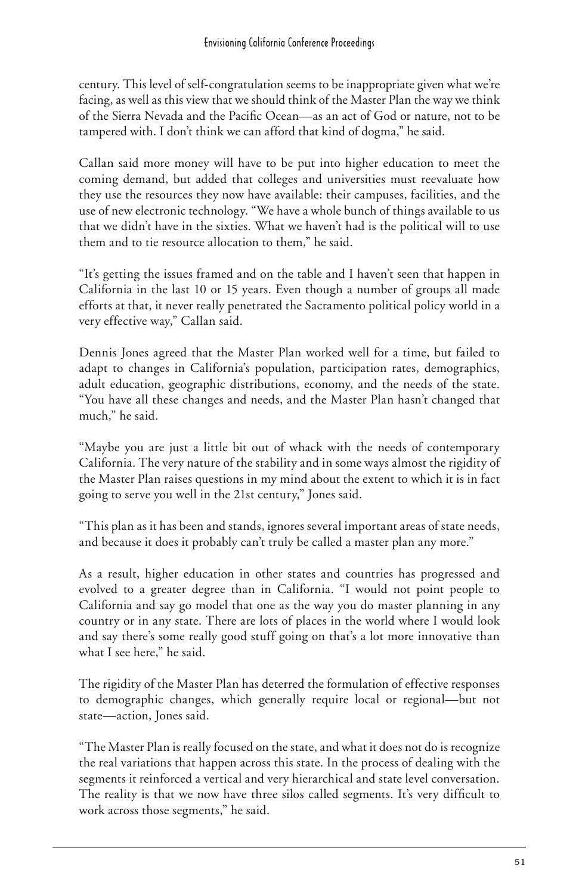century. This level of self-congratulation seems to be inappropriate given what we're facing, as well as this view that we should think of the Master Plan the way we think of the Sierra Nevada and the Pacific Ocean—as an act of God or nature, not to be tampered with. I don't think we can afford that kind of dogma," he said.

Callan said more money will have to be put into higher education to meet the coming demand, but added that colleges and universities must reevaluate how they use the resources they now have available: their campuses, facilities, and the use of new electronic technology. "We have a whole bunch of things available to us that we didn't have in the sixties. What we haven't had is the political will to use them and to tie resource allocation to them," he said.

"It's getting the issues framed and on the table and I haven't seen that happen in California in the last 10 or 15 years. Even though a number of groups all made efforts at that, it never really penetrated the Sacramento political policy world in a very effective way," Callan said.

Dennis Jones agreed that the Master Plan worked well for a time, but failed to adapt to changes in California's population, participation rates, demographics, adult education, geographic distributions, economy, and the needs of the state. "You have all these changes and needs, and the Master Plan hasn't changed that much," he said.

"Maybe you are just a little bit out of whack with the needs of contemporary California. The very nature of the stability and in some ways almost the rigidity of the Master Plan raises questions in my mind about the extent to which it is in fact going to serve you well in the 21st century," Jones said.

"This plan as it has been and stands, ignores several important areas of state needs, and because it does it probably can't truly be called a master plan any more."

As a result, higher education in other states and countries has progressed and evolved to a greater degree than in California. "I would not point people to California and say go model that one as the way you do master planning in any country or in any state. There are lots of places in the world where I would look and say there's some really good stuff going on that's a lot more innovative than what I see here," he said.

The rigidity of the Master Plan has deterred the formulation of effective responses to demographic changes, which generally require local or regional—but not state—action, Jones said.

"The Master Plan is really focused on the state, and what it does not do is recognize the real variations that happen across this state. In the process of dealing with the segments it reinforced a vertical and very hierarchical and state level conversation. The reality is that we now have three silos called segments. It's very difficult to work across those segments," he said.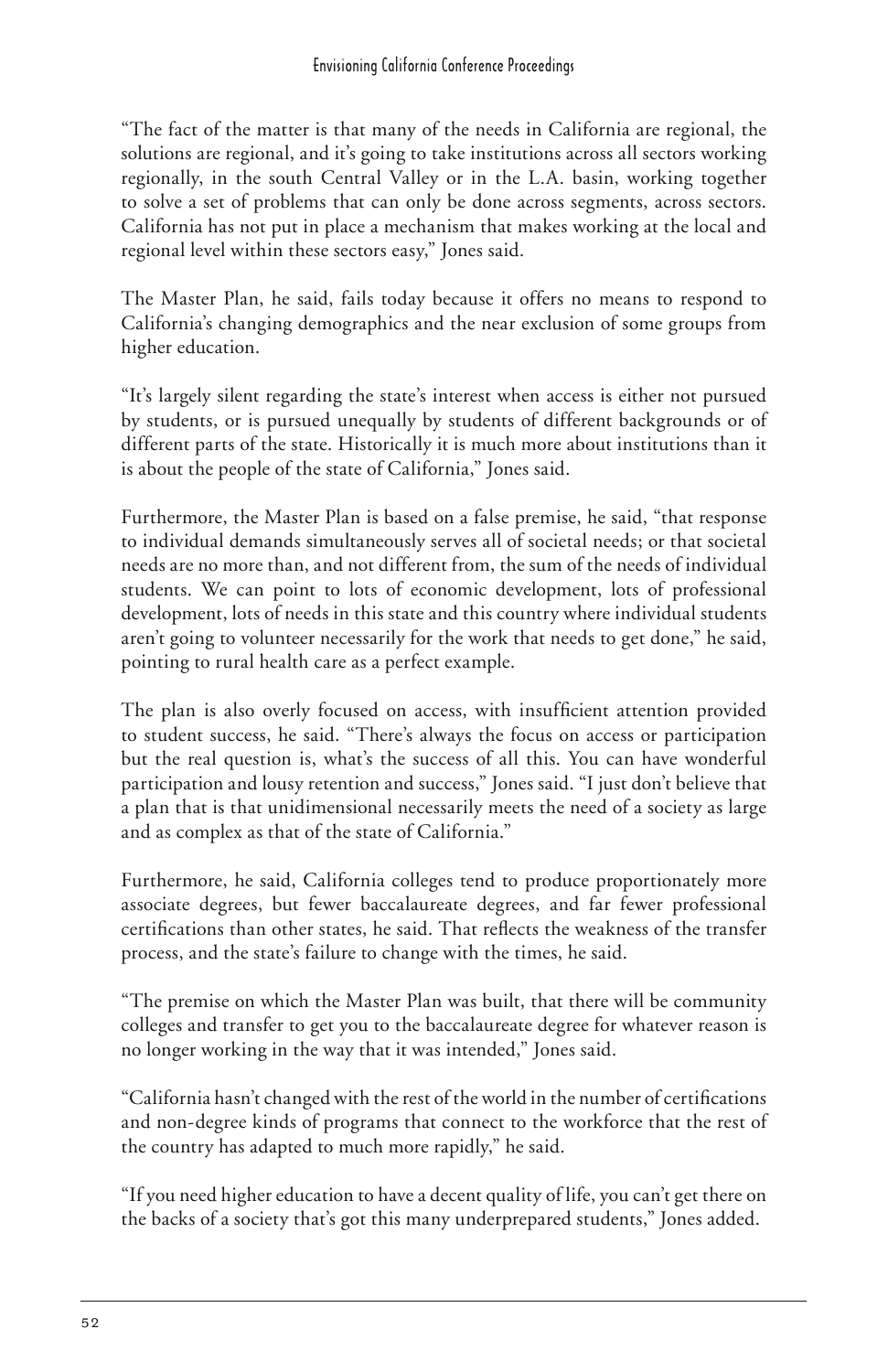"The fact of the matter is that many of the needs in California are regional, the solutions are regional, and it's going to take institutions across all sectors working regionally, in the south Central Valley or in the L.A. basin, working together to solve a set of problems that can only be done across segments, across sectors. California has not put in place a mechanism that makes working at the local and regional level within these sectors easy," Jones said.

The Master Plan, he said, fails today because it offers no means to respond to California's changing demographics and the near exclusion of some groups from higher education.

"It's largely silent regarding the state's interest when access is either not pursued by students, or is pursued unequally by students of different backgrounds or of different parts of the state. Historically it is much more about institutions than it is about the people of the state of California," Jones said.

Furthermore, the Master Plan is based on a false premise, he said, "that response to individual demands simultaneously serves all of societal needs; or that societal needs are no more than, and not different from, the sum of the needs of individual students. We can point to lots of economic development, lots of professional development, lots of needs in this state and this country where individual students aren't going to volunteer necessarily for the work that needs to get done," he said, pointing to rural health care as a perfect example.

The plan is also overly focused on access, with insufficient attention provided to student success, he said. "There's always the focus on access or participation but the real question is, what's the success of all this. You can have wonderful participation and lousy retention and success," Jones said. "I just don't believe that a plan that is that unidimensional necessarily meets the need of a society as large and as complex as that of the state of California."

Furthermore, he said, California colleges tend to produce proportionately more associate degrees, but fewer baccalaureate degrees, and far fewer professional certifications than other states, he said. That reflects the weakness of the transfer process, and the state's failure to change with the times, he said.

"The premise on which the Master Plan was built, that there will be community colleges and transfer to get you to the baccalaureate degree for whatever reason is no longer working in the way that it was intended," Jones said.

"California hasn't changed with the rest of the world in the number of certifications and non-degree kinds of programs that connect to the workforce that the rest of the country has adapted to much more rapidly," he said.

"If you need higher education to have a decent quality of life, you can't get there on the backs of a society that's got this many underprepared students," Jones added.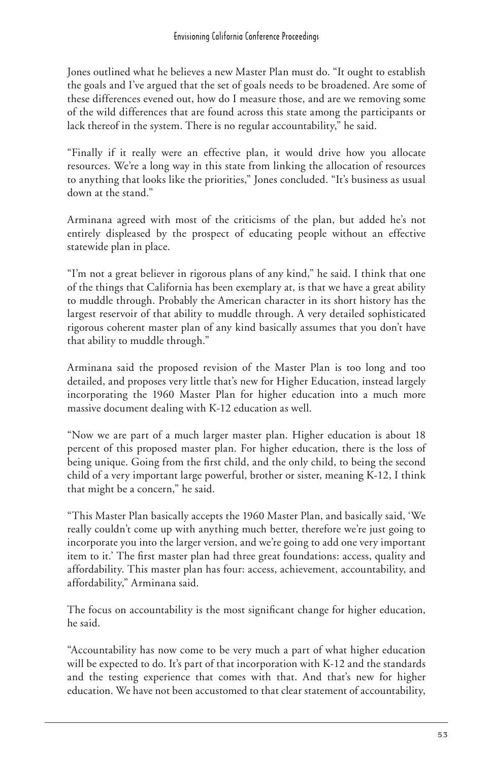Jones outlined what he believes a new Master Plan must do. “It ought to establish the goals and I’ve argued that the set of goals needs to be broadened. Are some of these differences evened out, how do I measure those, and are we removing some of the wild differences that are found across this state among the participants or lack thereof in the system. There is no regular accountability,” he said.

“Finally if it really were an effective plan, it would drive how you allocate resources. We’re a long way in this state from linking the allocation of resources to anything that looks like the priorities,” Jones concluded. “It’s business as usual down at the stand.”

Arminana agreed with most of the criticisms of the plan, but added he’s not entirely displeased by the prospect of educating people without an effective statewide plan in place.

“I’m not a great believer in rigorous plans of any kind,” he said. I think that one of the things that California has been exemplary at, is that we have a great ability to muddle through. Probably the American character in its short history has the largest reservoir of that ability to muddle through. A very detailed sophisticated rigorous coherent master plan of any kind basically assumes that you don’t have that ability to muddle through.”

Arminana said the proposed revision of the Master Plan is too long and too detailed, and proposes very little that’s new for Higher Education, instead largely incorporating the 1960 Master Plan for higher education into a much more massive document dealing with K-12 education as well.

“Now we are part of a much larger master plan. Higher education is about 18 percent of this proposed master plan. For higher education, there is the loss of being unique. Going from the first child, and the only child, to being the second child of a very important large powerful, brother or sister, meaning K-12, I think that might be a concern,” he said.

“This Master Plan basically accepts the 1960 Master Plan, and basically said, ‘We really couldn’t come up with anything much better, therefore we’re just going to incorporate you into the larger version, and we’re going to add one very important item to it.’ The first master plan had three great foundations: access, quality and affordability. This master plan has four: access, achievement, accountability, and affordability,” Arminana said.

The focus on accountability is the most significant change for higher education, he said.

“Accountability has now come to be very much a part of what higher education will be expected to do. It’s part of that incorporation with K-12 and the standards and the testing experience that comes with that. And that’s new for higher education. We have not been accustomed to that clear statement of accountability,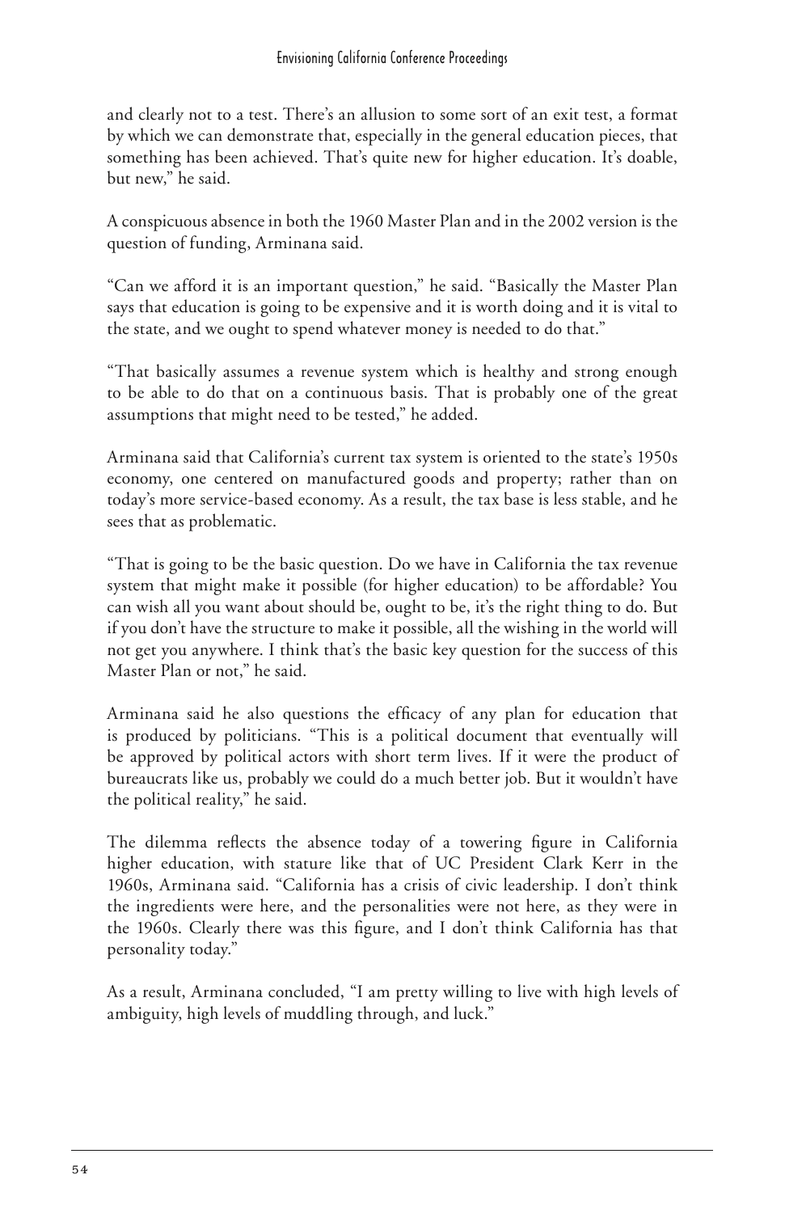and clearly not to a test. There's an allusion to some sort of an exit test, a format by which we can demonstrate that, especially in the general education pieces, that something has been achieved. That's quite new for higher education. It's doable, but new," he said.

A conspicuous absence in both the 1960 Master Plan and in the 2002 version is the question of funding, Arminana said.

"Can we afford it is an important question," he said. "Basically the Master Plan says that education is going to be expensive and it is worth doing and it is vital to the state, and we ought to spend whatever money is needed to do that."

"That basically assumes a revenue system which is healthy and strong enough to be able to do that on a continuous basis. That is probably one of the great assumptions that might need to be tested," he added.

Arminana said that California's current tax system is oriented to the state's 1950s economy, one centered on manufactured goods and property; rather than on today's more service-based economy. As a result, the tax base is less stable, and he sees that as problematic.

"That is going to be the basic question. Do we have in California the tax revenue system that might make it possible (for higher education) to be affordable? You can wish all you want about should be, ought to be, it's the right thing to do. But if you don't have the structure to make it possible, all the wishing in the world will not get you anywhere. I think that's the basic key question for the success of this Master Plan or not," he said.

Arminana said he also questions the efficacy of any plan for education that is produced by politicians. "This is a political document that eventually will be approved by political actors with short term lives. If it were the product of bureaucrats like us, probably we could do a much better job. But it wouldn't have the political reality," he said.

The dilemma reflects the absence today of a towering figure in California higher education, with stature like that of UC President Clark Kerr in the 1960s, Arminana said. "California has a crisis of civic leadership. I don't think the ingredients were here, and the personalities were not here, as they were in the 1960s. Clearly there was this figure, and I don't think California has that personality today."

As a result, Arminana concluded, "I am pretty willing to live with high levels of ambiguity, high levels of muddling through, and luck."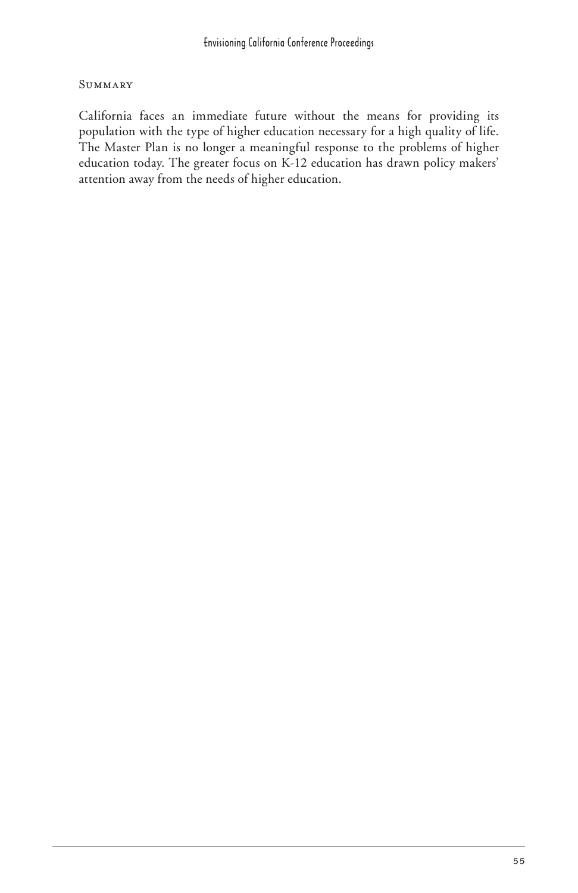### Summary

California faces an immediate future without the means for providing its population with the type of higher education necessary for a high quality of life. The Master Plan is no longer a meaningful response to the problems of higher education today. The greater focus on K-12 education has drawn policy makers' attention away from the needs of higher education.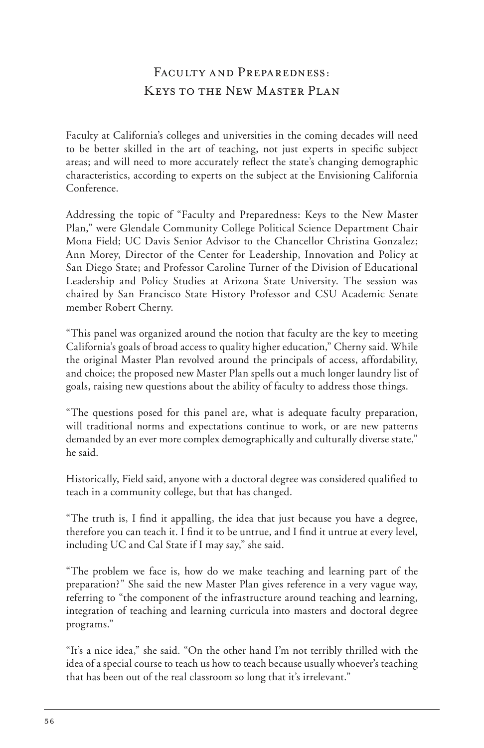# Faculty and Preparedness: Keys to the New Master Plan

Faculty at California's colleges and universities in the coming decades will need to be better skilled in the art of teaching, not just experts in specific subject areas; and will need to more accurately reflect the state's changing demographic characteristics, according to experts on the subject at the Envisioning California Conference.

Addressing the topic of "Faculty and Preparedness: Keys to the New Master Plan," were Glendale Community College Political Science Department Chair Mona Field; UC Davis Senior Advisor to the Chancellor Christina Gonzalez; Ann Morey, Director of the Center for Leadership, Innovation and Policy at San Diego State; and Professor Caroline Turner of the Division of Educational Leadership and Policy Studies at Arizona State University. The session was chaired by San Francisco State History Professor and CSU Academic Senate member Robert Cherny.

"This panel was organized around the notion that faculty are the key to meeting California's goals of broad access to quality higher education," Cherny said. While the original Master Plan revolved around the principals of access, affordability, and choice; the proposed new Master Plan spells out a much longer laundry list of goals, raising new questions about the ability of faculty to address those things.

"The questions posed for this panel are, what is adequate faculty preparation, will traditional norms and expectations continue to work, or are new patterns demanded by an ever more complex demographically and culturally diverse state," he said.

Historically, Field said, anyone with a doctoral degree was considered qualified to teach in a community college, but that has changed.

"The truth is, I find it appalling, the idea that just because you have a degree, therefore you can teach it. I find it to be untrue, and I find it untrue at every level, including UC and Cal State if I may say," she said.

"The problem we face is, how do we make teaching and learning part of the preparation?" She said the new Master Plan gives reference in a very vague way, referring to "the component of the infrastructure around teaching and learning, integration of teaching and learning curricula into masters and doctoral degree programs."

"It's a nice idea," she said. "On the other hand I'm not terribly thrilled with the idea of a special course to teach us how to teach because usually whoever's teaching that has been out of the real classroom so long that it's irrelevant."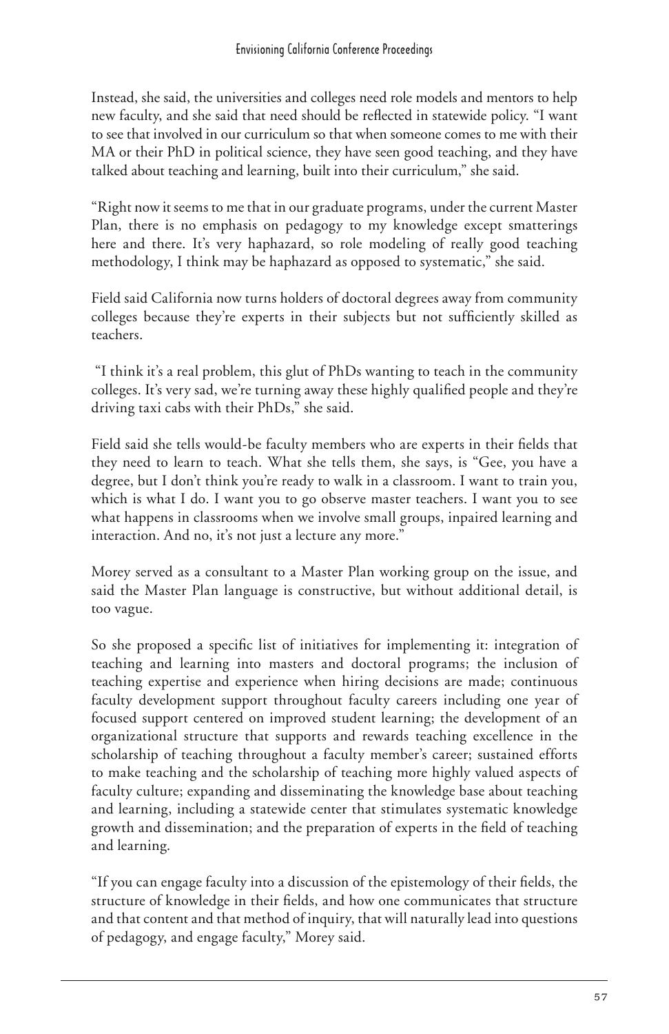Instead, she said, the universities and colleges need role models and mentors to help new faculty, and she said that need should be reflected in statewide policy. "I want to see that involved in our curriculum so that when someone comes to me with their MA or their PhD in political science, they have seen good teaching, and they have talked about teaching and learning, built into their curriculum," she said.

"Right now it seems to me that in our graduate programs, under the current Master Plan, there is no emphasis on pedagogy to my knowledge except smatterings here and there. It's very haphazard, so role modeling of really good teaching methodology, I think may be haphazard as opposed to systematic," she said.

Field said California now turns holders of doctoral degrees away from community colleges because they're experts in their subjects but not sufficiently skilled as teachers.

"I think it's a real problem, this glut of PhDs wanting to teach in the community colleges. It's very sad, we're turning away these highly qualified people and they're driving taxi cabs with their PhDs," she said.

Field said she tells would-be faculty members who are experts in their fields that they need to learn to teach. What she tells them, she says, is "Gee, you have a degree, but I don't think you're ready to walk in a classroom. I want to train you, which is what I do. I want you to go observe master teachers. I want you to see what happens in classrooms when we involve small groups, inpaired learning and interaction. And no, it's not just a lecture any more."

Morey served as a consultant to a Master Plan working group on the issue, and said the Master Plan language is constructive, but without additional detail, is too vague.

So she proposed a specific list of initiatives for implementing it: integration of teaching and learning into masters and doctoral programs; the inclusion of teaching expertise and experience when hiring decisions are made; continuous faculty development support throughout faculty careers including one year of focused support centered on improved student learning; the development of an organizational structure that supports and rewards teaching excellence in the scholarship of teaching throughout a faculty member's career; sustained efforts to make teaching and the scholarship of teaching more highly valued aspects of faculty culture; expanding and disseminating the knowledge base about teaching and learning, including a statewide center that stimulates systematic knowledge growth and dissemination; and the preparation of experts in the field of teaching and learning.

"If you can engage faculty into a discussion of the epistemology of their fields, the structure of knowledge in their fields, and how one communicates that structure and that content and that method of inquiry, that will naturally lead into questions of pedagogy, and engage faculty," Morey said.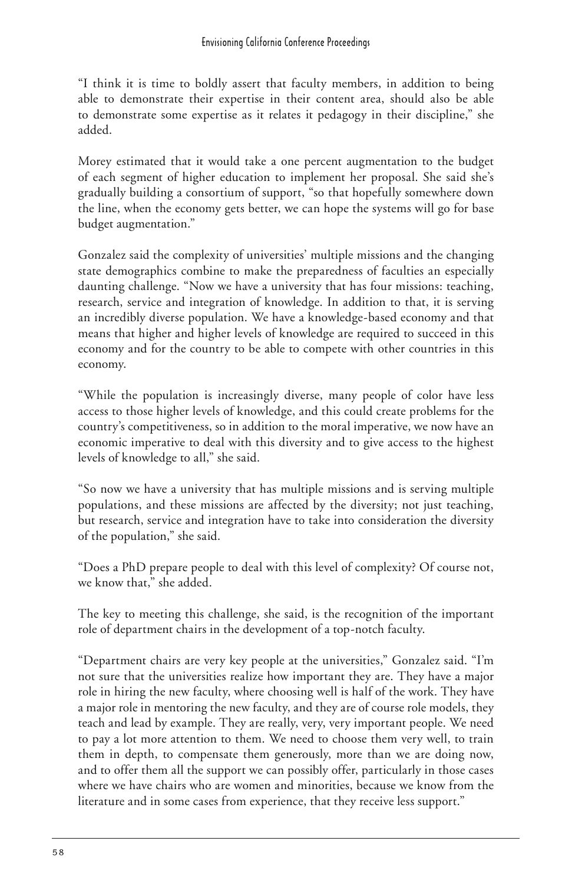"I think it is time to boldly assert that faculty members, in addition to being able to demonstrate their expertise in their content area, should also be able to demonstrate some expertise as it relates it pedagogy in their discipline," she added.

Morey estimated that it would take a one percent augmentation to the budget of each segment of higher education to implement her proposal. She said she's gradually building a consortium of support, "so that hopefully somewhere down the line, when the economy gets better, we can hope the systems will go for base budget augmentation."

Gonzalez said the complexity of universities' multiple missions and the changing state demographics combine to make the preparedness of faculties an especially daunting challenge. "Now we have a university that has four missions: teaching, research, service and integration of knowledge. In addition to that, it is serving an incredibly diverse population. We have a knowledge-based economy and that means that higher and higher levels of knowledge are required to succeed in this economy and for the country to be able to compete with other countries in this economy.

"While the population is increasingly diverse, many people of color have less access to those higher levels of knowledge, and this could create problems for the country's competitiveness, so in addition to the moral imperative, we now have an economic imperative to deal with this diversity and to give access to the highest levels of knowledge to all," she said.

"So now we have a university that has multiple missions and is serving multiple populations, and these missions are affected by the diversity; not just teaching, but research, service and integration have to take into consideration the diversity of the population," she said.

"Does a PhD prepare people to deal with this level of complexity? Of course not, we know that," she added.

The key to meeting this challenge, she said, is the recognition of the important role of department chairs in the development of a top-notch faculty.

"Department chairs are very key people at the universities," Gonzalez said. "I'm not sure that the universities realize how important they are. They have a major role in hiring the new faculty, where choosing well is half of the work. They have a major role in mentoring the new faculty, and they are of course role models, they teach and lead by example. They are really, very, very important people. We need to pay a lot more attention to them. We need to choose them very well, to train them in depth, to compensate them generously, more than we are doing now, and to offer them all the support we can possibly offer, particularly in those cases where we have chairs who are women and minorities, because we know from the literature and in some cases from experience, that they receive less support."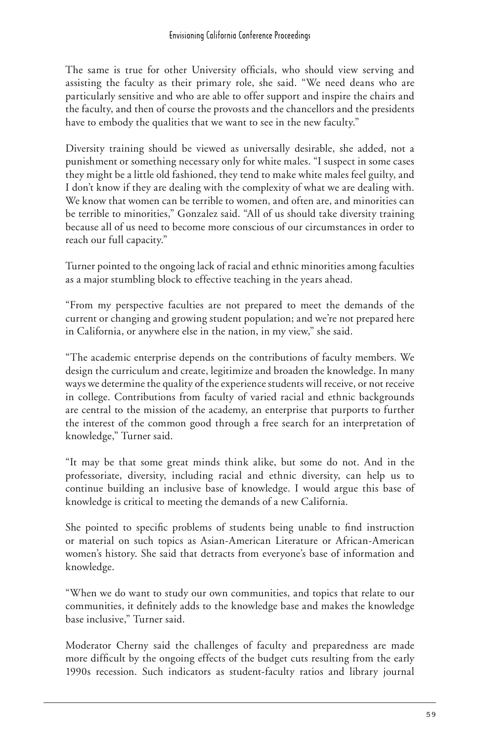The same is true for other University officials, who should view serving and assisting the faculty as their primary role, she said. "We need deans who are particularly sensitive and who are able to offer support and inspire the chairs and the faculty, and then of course the provosts and the chancellors and the presidents have to embody the qualities that we want to see in the new faculty."

Diversity training should be viewed as universally desirable, she added, not a punishment or something necessary only for white males. "I suspect in some cases they might be a little old fashioned, they tend to make white males feel guilty, and I don't know if they are dealing with the complexity of what we are dealing with. We know that women can be terrible to women, and often are, and minorities can be terrible to minorities," Gonzalez said. "All of us should take diversity training because all of us need to become more conscious of our circumstances in order to reach our full capacity."

Turner pointed to the ongoing lack of racial and ethnic minorities among faculties as a major stumbling block to effective teaching in the years ahead.

"From my perspective faculties are not prepared to meet the demands of the current or changing and growing student population; and we're not prepared here in California, or anywhere else in the nation, in my view," she said.

"The academic enterprise depends on the contributions of faculty members. We design the curriculum and create, legitimize and broaden the knowledge. In many ways we determine the quality of the experience students will receive, or not receive in college. Contributions from faculty of varied racial and ethnic backgrounds are central to the mission of the academy, an enterprise that purports to further the interest of the common good through a free search for an interpretation of knowledge," Turner said.

"It may be that some great minds think alike, but some do not. And in the professoriate, diversity, including racial and ethnic diversity, can help us to continue building an inclusive base of knowledge. I would argue this base of knowledge is critical to meeting the demands of a new California.

She pointed to specific problems of students being unable to find instruction or material on such topics as Asian-American Literature or African-American women's history. She said that detracts from everyone's base of information and knowledge.

"When we do want to study our own communities, and topics that relate to our communities, it definitely adds to the knowledge base and makes the knowledge base inclusive," Turner said.

Moderator Cherny said the challenges of faculty and preparedness are made more difficult by the ongoing effects of the budget cuts resulting from the early 1990s recession. Such indicators as student-faculty ratios and library journal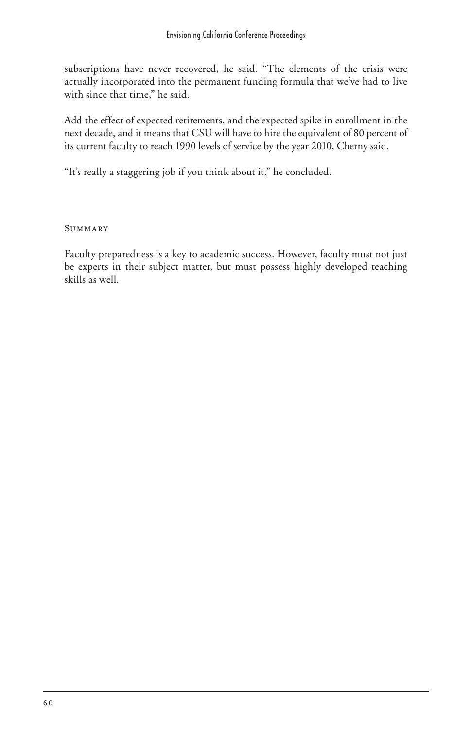subscriptions have never recovered, he said. "The elements of the crisis were actually incorporated into the permanent funding formula that we've had to live with since that time," he said.

Add the effect of expected retirements, and the expected spike in enrollment in the next decade, and it means that CSU will have to hire the equivalent of 80 percent of its current faculty to reach 1990 levels of service by the year 2010, Cherny said.

"It's really a staggering job if you think about it," he concluded.

## Summary

Faculty preparedness is a key to academic success. However, faculty must not just be experts in their subject matter, but must possess highly developed teaching skills as well.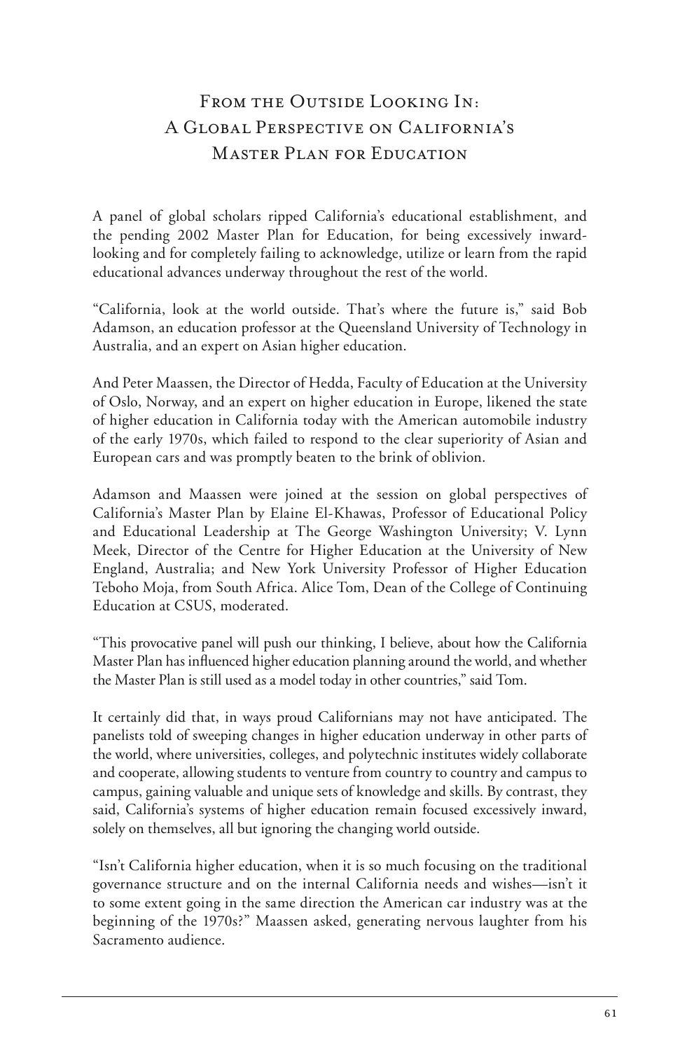# From the Outside Looking In: A Global Perspective on California's Master Plan for Education

A panel of global scholars ripped California's educational establishment, and the pending 2002 Master Plan for Education, for being excessively inward-looking and for completely failing to acknowledge, utilize or learn from the rapid educational advances underway throughout the rest of the world.

"California, look at the world outside. That's where the future is," said Bob Adamson, an education professor at the Queensland University of Technology in Australia, and an expert on Asian higher education.

And Peter Maassen, the Director of Hedda, Faculty of Education at the University of Oslo, Norway, and an expert on higher education in Europe, likened the state of higher education in California today with the American automobile industry of the early 1970s, which failed to respond to the clear superiority of Asian and European cars and was promptly beaten to the brink of oblivion.

Adamson and Maassen were joined at the session on global perspectives of California's Master Plan by Elaine El-Khawas, Professor of Educational Policy and Educational Leadership at The George Washington University; V. Lynn Meek, Director of the Centre for Higher Education at the University of New England, Australia; and New York University Professor of Higher Education Teboho Moja, from South Africa. Alice Tom, Dean of the College of Continuing Education at CSUS, moderated.

"This provocative panel will push our thinking, I believe, about how the California Master Plan has influenced higher education planning around the world, and whether the Master Plan is still used as a model today in other countries," said Tom.

It certainly did that, in ways proud Californians may not have anticipated. The panelists told of sweeping changes in higher education underway in other parts of the world, where universities, colleges, and polytechnic institutes widely collaborate and cooperate, allowing students to venture from country to country and campus to campus, gaining valuable and unique sets of knowledge and skills. By contrast, they said, California's systems of higher education remain focused excessively inward, solely on themselves, all but ignoring the changing world outside.

"Isn't California higher education, when it is so much focusing on the traditional governance structure and on the internal California needs and wishes—isn't it to some extent going in the same direction the American car industry was at the beginning of the 1970s?" Maassen asked, generating nervous laughter from his Sacramento audience.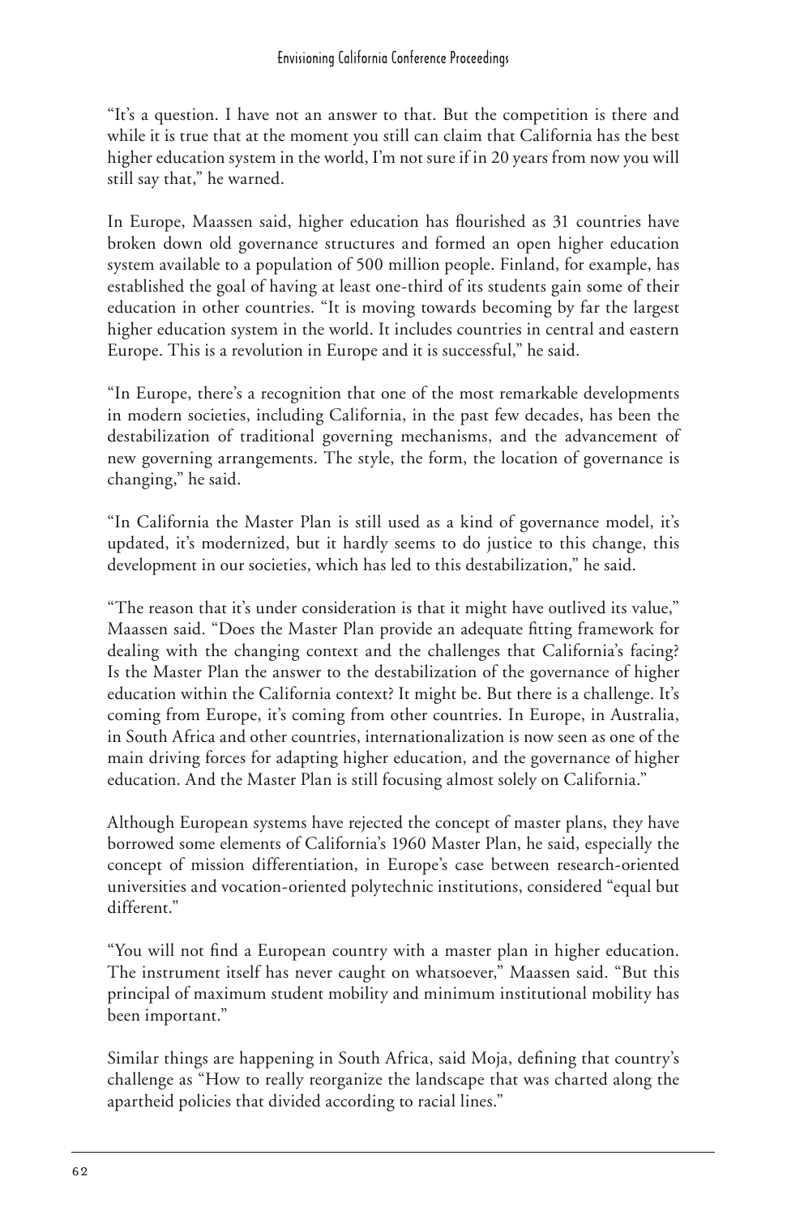"It's a question. I have not an answer to that. But the competition is there and while it is true that at the moment you still can claim that California has the best higher education system in the world, I'm not sure if in 20 years from now you will still say that," he warned.

In Europe, Maassen said, higher education has flourished as 31 countries have broken down old governance structures and formed an open higher education system available to a population of 500 million people. Finland, for example, has established the goal of having at least one-third of its students gain some of their education in other countries. "It is moving towards becoming by far the largest higher education system in the world. It includes countries in central and eastern Europe. This is a revolution in Europe and it is successful," he said.

"In Europe, there's a recognition that one of the most remarkable developments in modern societies, including California, in the past few decades, has been the destabilization of traditional governing mechanisms, and the advancement of new governing arrangements. The style, the form, the location of governance is changing," he said.

"In California the Master Plan is still used as a kind of governance model, it's updated, it's modernized, but it hardly seems to do justice to this change, this development in our societies, which has led to this destabilization," he said.

"The reason that it's under consideration is that it might have outlived its value," Maassen said. "Does the Master Plan provide an adequate fitting framework for dealing with the changing context and the challenges that California's facing? Is the Master Plan the answer to the destabilization of the governance of higher education within the California context? It might be. But there is a challenge. It's coming from Europe, it's coming from other countries. In Europe, in Australia, in South Africa and other countries, internationalization is now seen as one of the main driving forces for adapting higher education, and the governance of higher education. And the Master Plan is still focusing almost solely on California."

Although European systems have rejected the concept of master plans, they have borrowed some elements of California's 1960 Master Plan, he said, especially the concept of mission differentiation, in Europe's case between research-oriented universities and vocation-oriented polytechnic institutions, considered "equal but different."

"You will not find a European country with a master plan in higher education. The instrument itself has never caught on whatsoever," Maassen said. "But this principal of maximum student mobility and minimum institutional mobility has been important."

Similar things are happening in South Africa, said Moja, defining that country's challenge as "How to really reorganize the landscape that was charted along the apartheid policies that divided according to racial lines."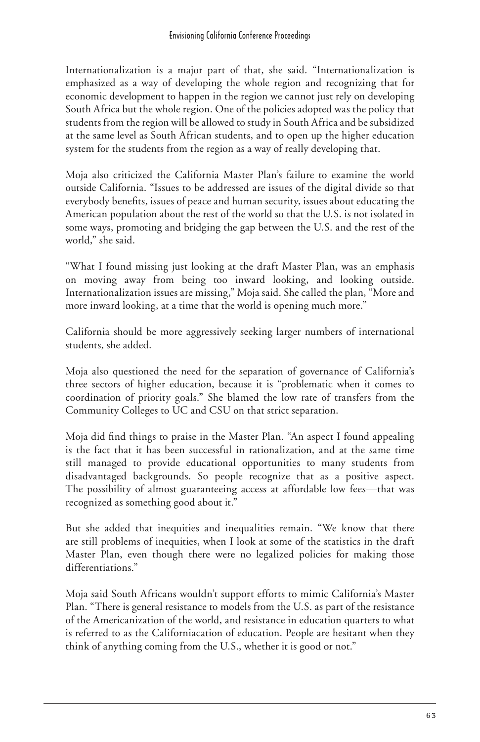Internationalization is a major part of that, she said. "Internationalization is emphasized as a way of developing the whole region and recognizing that for economic development to happen in the region we cannot just rely on developing South Africa but the whole region. One of the policies adopted was the policy that students from the region will be allowed to study in South Africa and be subsidized at the same level as South African students, and to open up the higher education system for the students from the region as a way of really developing that.

Moja also criticized the California Master Plan's failure to examine the world outside California. "Issues to be addressed are issues of the digital divide so that everybody benefits, issues of peace and human security, issues about educating the American population about the rest of the world so that the U.S. is not isolated in some ways, promoting and bridging the gap between the U.S. and the rest of the world," she said.

"What I found missing just looking at the draft Master Plan, was an emphasis on moving away from being too inward looking, and looking outside. Internationalization issues are missing," Moja said. She called the plan, "More and more inward looking, at a time that the world is opening much more."

California should be more aggressively seeking larger numbers of international students, she added.

Moja also questioned the need for the separation of governance of California's three sectors of higher education, because it is "problematic when it comes to coordination of priority goals." She blamed the low rate of transfers from the Community Colleges to UC and CSU on that strict separation.

Moja did find things to praise in the Master Plan. "An aspect I found appealing is the fact that it has been successful in rationalization, and at the same time still managed to provide educational opportunities to many students from disadvantaged backgrounds. So people recognize that as a positive aspect. The possibility of almost guaranteeing access at affordable low fees—that was recognized as something good about it."

But she added that inequities and inequalities remain. "We know that there are still problems of inequities, when I look at some of the statistics in the draft Master Plan, even though there were no legalized policies for making those differentiations."

Moja said South Africans wouldn't support efforts to mimic California's Master Plan. "There is general resistance to models from the U.S. as part of the resistance of the Americanization of the world, and resistance in education quarters to what is referred to as the Californiacation of education. People are hesitant when they think of anything coming from the U.S., whether it is good or not."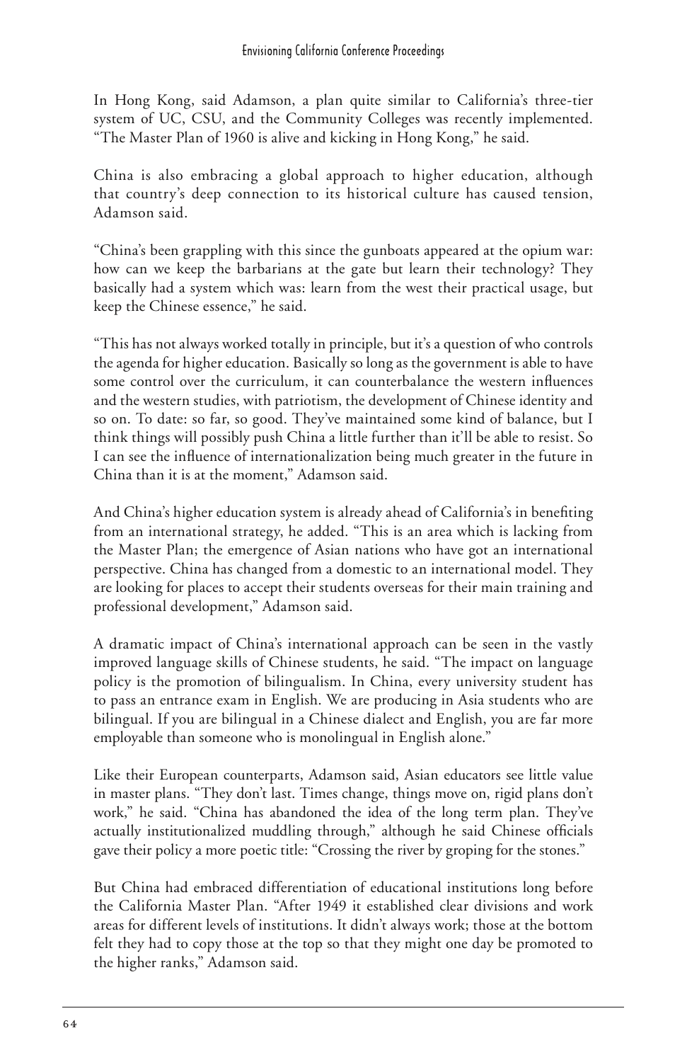In Hong Kong, said Adamson, a plan quite similar to California's three-tier system of UC, CSU, and the Community Colleges was recently implemented. "The Master Plan of 1960 is alive and kicking in Hong Kong," he said.

China is also embracing a global approach to higher education, although that country's deep connection to its historical culture has caused tension, Adamson said.

"China's been grappling with this since the gunboats appeared at the opium war: how can we keep the barbarians at the gate but learn their technology? They basically had a system which was: learn from the west their practical usage, but keep the Chinese essence," he said.

"This has not always worked totally in principle, but it's a question of who controls the agenda for higher education. Basically so long as the government is able to have some control over the curriculum, it can counterbalance the western influences and the western studies, with patriotism, the development of Chinese identity and so on. To date: so far, so good. They've maintained some kind of balance, but I think things will possibly push China a little further than it'll be able to resist. So I can see the influence of internationalization being much greater in the future in China than it is at the moment," Adamson said.

And China's higher education system is already ahead of California's in benefiting from an international strategy, he added. "This is an area which is lacking from the Master Plan; the emergence of Asian nations who have got an international perspective. China has changed from a domestic to an international model. They are looking for places to accept their students overseas for their main training and professional development," Adamson said.

A dramatic impact of China's international approach can be seen in the vastly improved language skills of Chinese students, he said. "The impact on language policy is the promotion of bilingualism. In China, every university student has to pass an entrance exam in English. We are producing in Asia students who are bilingual. If you are bilingual in a Chinese dialect and English, you are far more employable than someone who is monolingual in English alone."

Like their European counterparts, Adamson said, Asian educators see little value in master plans. "They don't last. Times change, things move on, rigid plans don't work," he said. "China has abandoned the idea of the long term plan. They've actually institutionalized muddling through," although he said Chinese officials gave their policy a more poetic title: "Crossing the river by groping for the stones."

But China had embraced differentiation of educational institutions long before the California Master Plan. "After 1949 it established clear divisions and work areas for different levels of institutions. It didn't always work; those at the bottom felt they had to copy those at the top so that they might one day be promoted to the higher ranks," Adamson said.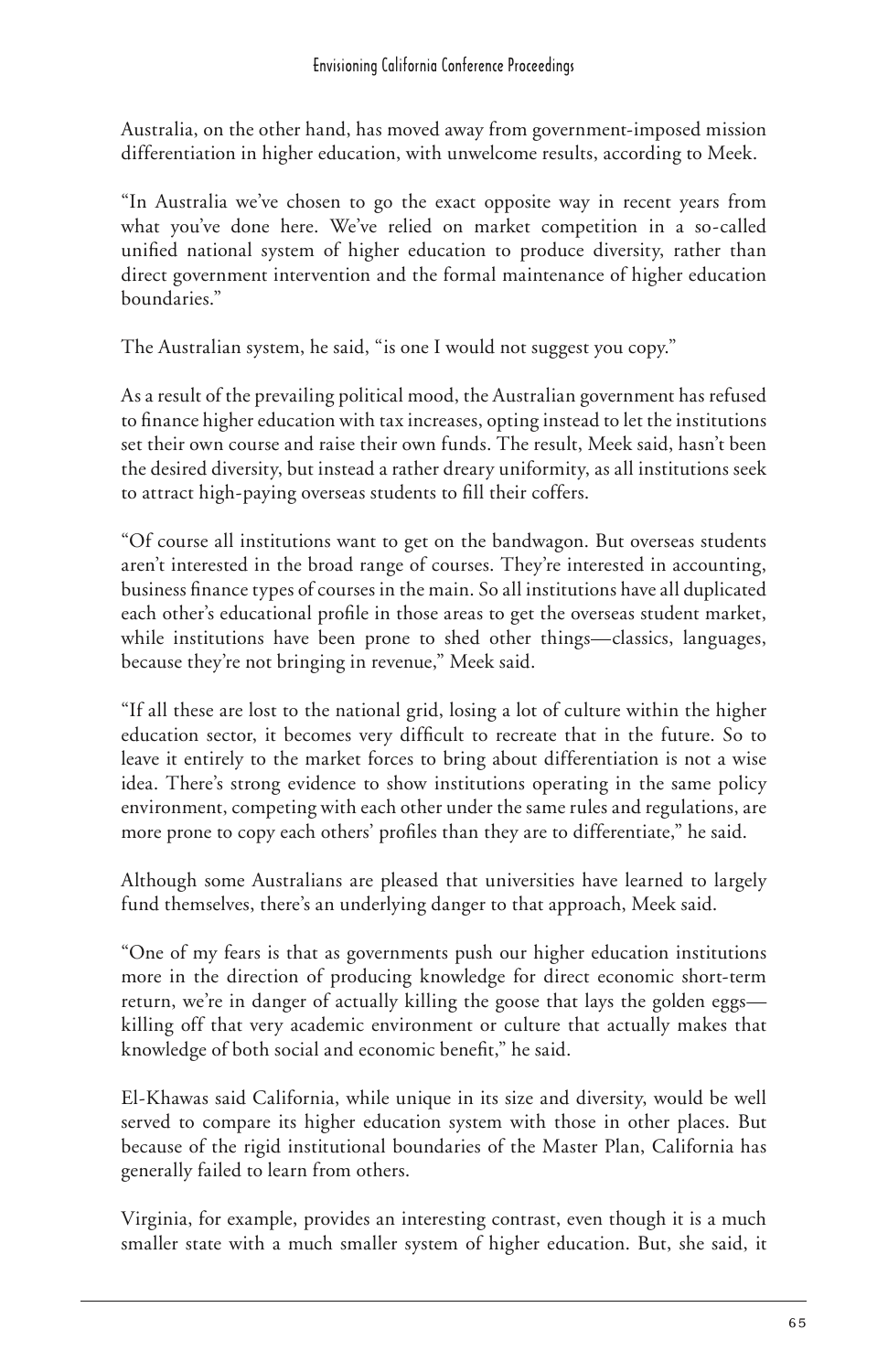Australia, on the other hand, has moved away from government-imposed mission differentiation in higher education, with unwelcome results, according to Meek.

"In Australia we've chosen to go the exact opposite way in recent years from what you've done here. We've relied on market competition in a so-called unified national system of higher education to produce diversity, rather than direct government intervention and the formal maintenance of higher education boundaries."

The Australian system, he said, "is one I would not suggest you copy."

As a result of the prevailing political mood, the Australian government has refused to finance higher education with tax increases, opting instead to let the institutions set their own course and raise their own funds. The result, Meek said, hasn't been the desired diversity, but instead a rather dreary uniformity, as all institutions seek to attract high-paying overseas students to fill their coffers.

"Of course all institutions want to get on the bandwagon. But overseas students aren't interested in the broad range of courses. They're interested in accounting, business finance types of courses in the main. So all institutions have all duplicated each other's educational profile in those areas to get the overseas student market, while institutions have been prone to shed other things—classics, languages, because they're not bringing in revenue," Meek said.

"If all these are lost to the national grid, losing a lot of culture within the higher education sector, it becomes very difficult to recreate that in the future. So to leave it entirely to the market forces to bring about differentiation is not a wise idea. There's strong evidence to show institutions operating in the same policy environment, competing with each other under the same rules and regulations, are more prone to copy each others' profiles than they are to differentiate," he said.

Although some Australians are pleased that universities have learned to largely fund themselves, there's an underlying danger to that approach, Meek said.

"One of my fears is that as governments push our higher education institutions more in the direction of producing knowledge for direct economic short-term return, we're in danger of actually killing the goose that lays the golden eggs—killing off that very academic environment or culture that actually makes that knowledge of both social and economic benefit," he said.

El-Khawas said California, while unique in its size and diversity, would be well served to compare its higher education system with those in other places. But because of the rigid institutional boundaries of the Master Plan, California has generally failed to learn from others.

Virginia, for example, provides an interesting contrast, even though it is a much smaller state with a much smaller system of higher education. But, she said, it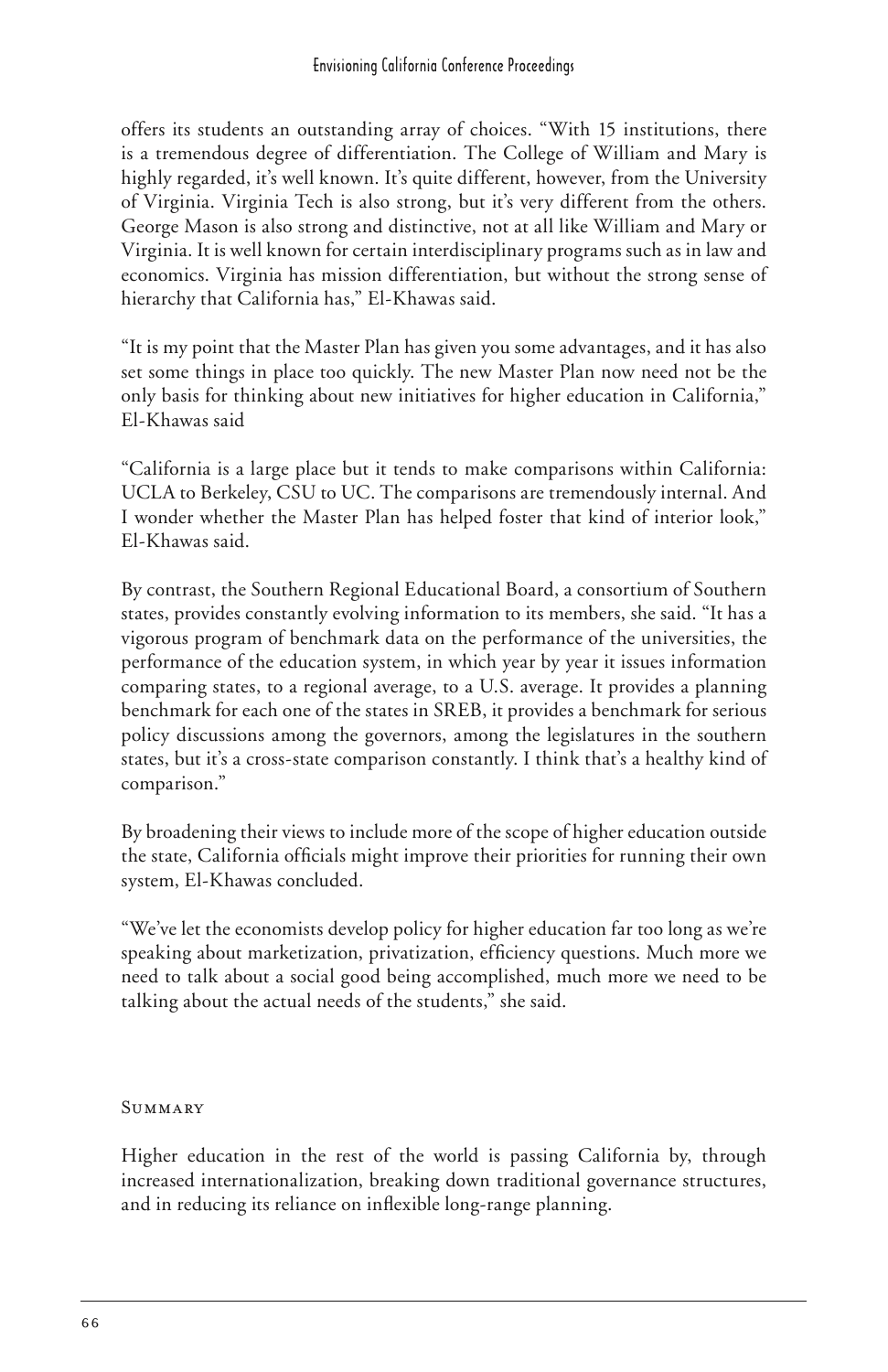offers its students an outstanding array of choices. "With 15 institutions, there is a tremendous degree of differentiation. The College of William and Mary is highly regarded, it's well known. It's quite different, however, from the University of Virginia. Virginia Tech is also strong, but it's very different from the others. George Mason is also strong and distinctive, not at all like William and Mary or Virginia. It is well known for certain interdisciplinary programs such as in law and economics. Virginia has mission differentiation, but without the strong sense of hierarchy that California has," El-Khawas said.

"It is my point that the Master Plan has given you some advantages, and it has also set some things in place too quickly. The new Master Plan now need not be the only basis for thinking about new initiatives for higher education in California," El-Khawas said

"California is a large place but it tends to make comparisons within California: UCLA to Berkeley, CSU to UC. The comparisons are tremendously internal. And I wonder whether the Master Plan has helped foster that kind of interior look," El-Khawas said.

By contrast, the Southern Regional Educational Board, a consortium of Southern states, provides constantly evolving information to its members, she said. "It has a vigorous program of benchmark data on the performance of the universities, the performance of the education system, in which year by year it issues information comparing states, to a regional average, to a U.S. average. It provides a planning benchmark for each one of the states in SREB, it provides a benchmark for serious policy discussions among the governors, among the legislatures in the southern states, but it's a cross-state comparison constantly. I think that's a healthy kind of comparison."

By broadening their views to include more of the scope of higher education outside the state, California officials might improve their priorities for running their own system, El-Khawas concluded.

"We've let the economists develop policy for higher education far too long as we're speaking about marketization, privatization, efficiency questions. Much more we need to talk about a social good being accomplished, much more we need to be talking about the actual needs of the students," she said.

## Summary

Higher education in the rest of the world is passing California by, through increased internationalization, breaking down traditional governance structures, and in reducing its reliance on inflexible long-range planning.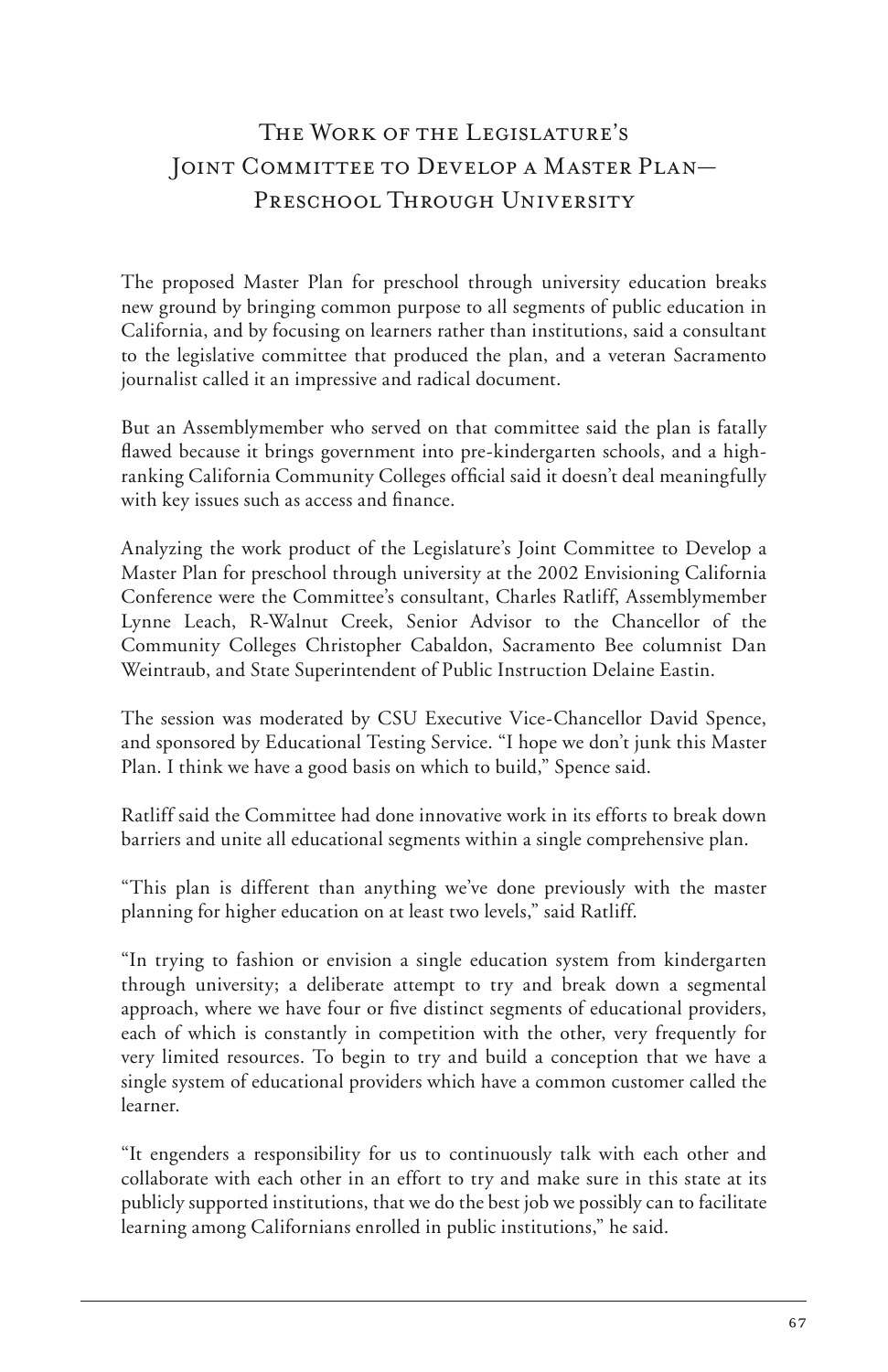# The Work of the Legislature's Joint Committee to Develop a Master Plan— Preschool Through University

The proposed Master Plan for preschool through university education breaks new ground by bringing common purpose to all segments of public education in California, and by focusing on learners rather than institutions, said a consultant to the legislative committee that produced the plan, and a veteran Sacramento journalist called it an impressive and radical document.

But an Assemblymember who served on that committee said the plan is fatally flawed because it brings government into pre-kindergarten schools, and a high-ranking California Community Colleges official said it doesn't deal meaningfully with key issues such as access and finance.

Analyzing the work product of the Legislature's Joint Committee to Develop a Master Plan for preschool through university at the 2002 Envisioning California Conference were the Committee's consultant, Charles Ratliff, Assemblymember Lynne Leach, R-Walnut Creek, Senior Advisor to the Chancellor of the Community Colleges Christopher Cabaldon, Sacramento Bee columnist Dan Weintraub, and State Superintendent of Public Instruction Delaine Eastin.

The session was moderated by CSU Executive Vice-Chancellor David Spence, and sponsored by Educational Testing Service. "I hope we don't junk this Master Plan. I think we have a good basis on which to build," Spence said.

Ratliff said the Committee had done innovative work in its efforts to break down barriers and unite all educational segments within a single comprehensive plan.

"This plan is different than anything we've done previously with the master planning for higher education on at least two levels," said Ratliff.

"In trying to fashion or envision a single education system from kindergarten through university; a deliberate attempt to try and break down a segmental approach, where we have four or five distinct segments of educational providers, each of which is constantly in competition with the other, very frequently for very limited resources. To begin to try and build a conception that we have a single system of educational providers which have a common customer called the learner.

"It engenders a responsibility for us to continuously talk with each other and collaborate with each other in an effort to try and make sure in this state at its publicly supported institutions, that we do the best job we possibly can to facilitate learning among Californians enrolled in public institutions," he said.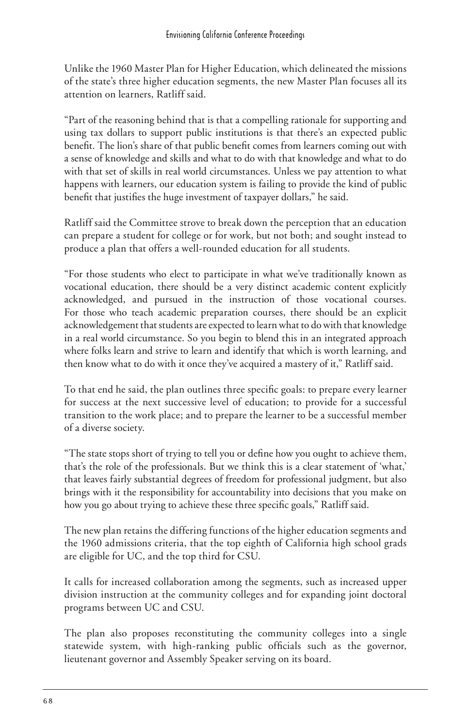Unlike the 1960 Master Plan for Higher Education, which delineated the missions of the state's three higher education segments, the new Master Plan focuses all its attention on learners, Ratliff said.

"Part of the reasoning behind that is that a compelling rationale for supporting and using tax dollars to support public institutions is that there's an expected public benefit. The lion's share of that public benefit comes from learners coming out with a sense of knowledge and skills and what to do with that knowledge and what to do with that set of skills in real world circumstances. Unless we pay attention to what happens with learners, our education system is failing to provide the kind of public benefit that justifies the huge investment of taxpayer dollars," he said.

Ratliff said the Committee strove to break down the perception that an education can prepare a student for college or for work, but not both; and sought instead to produce a plan that offers a well-rounded education for all students.

"For those students who elect to participate in what we've traditionally known as vocational education, there should be a very distinct academic content explicitly acknowledged, and pursued in the instruction of those vocational courses. For those who teach academic preparation courses, there should be an explicit acknowledgement that students are expected to learn what to do with that knowledge in a real world circumstance. So you begin to blend this in an integrated approach where folks learn and strive to learn and identify that which is worth learning, and then know what to do with it once they've acquired a mastery of it," Ratliff said.

To that end he said, the plan outlines three specific goals: to prepare every learner for success at the next successive level of education; to provide for a successful transition to the work place; and to prepare the learner to be a successful member of a diverse society.

"The state stops short of trying to tell you or define how you ought to achieve them, that's the role of the professionals. But we think this is a clear statement of 'what,' that leaves fairly substantial degrees of freedom for professional judgment, but also brings with it the responsibility for accountability into decisions that you make on how you go about trying to achieve these three specific goals," Ratliff said.

The new plan retains the differing functions of the higher education segments and the 1960 admissions criteria, that the top eighth of California high school grads are eligible for UC, and the top third for CSU.

It calls for increased collaboration among the segments, such as increased upper division instruction at the community colleges and for expanding joint doctoral programs between UC and CSU.

The plan also proposes reconstituting the community colleges into a single statewide system, with high-ranking public officials such as the governor, lieutenant governor and Assembly Speaker serving on its board.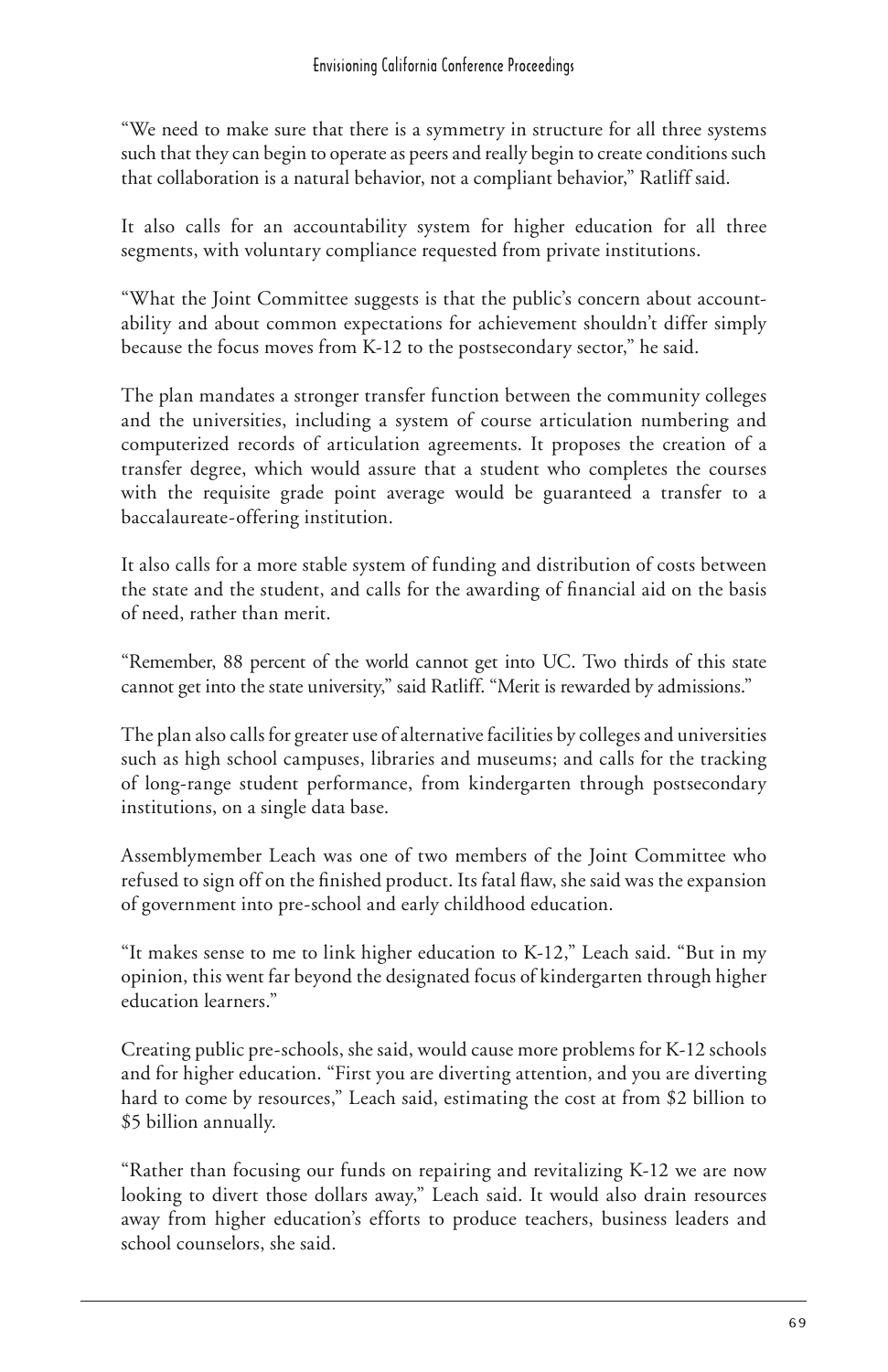"We need to make sure that there is a symmetry in structure for all three systems such that they can begin to operate as peers and really begin to create conditions such that collaboration is a natural behavior, not a compliant behavior," Ratliff said.

It also calls for an accountability system for higher education for all three segments, with voluntary compliance requested from private institutions.

"What the Joint Committee suggests is that the public's concern about accountability and about common expectations for achievement shouldn't differ simply because the focus moves from K-12 to the postsecondary sector," he said.

The plan mandates a stronger transfer function between the community colleges and the universities, including a system of course articulation numbering and computerized records of articulation agreements. It proposes the creation of a transfer degree, which would assure that a student who completes the courses with the requisite grade point average would be guaranteed a transfer to a baccalaureate-offering institution.

It also calls for a more stable system of funding and distribution of costs between the state and the student, and calls for the awarding of financial aid on the basis of need, rather than merit.

"Remember, 88 percent of the world cannot get into UC. Two thirds of this state cannot get into the state university," said Ratliff. "Merit is rewarded by admissions."

The plan also calls for greater use of alternative facilities by colleges and universities such as high school campuses, libraries and museums; and calls for the tracking of long-range student performance, from kindergarten through postsecondary institutions, on a single data base.

Assemblymember Leach was one of two members of the Joint Committee who refused to sign off on the finished product. Its fatal flaw, she said was the expansion of government into pre-school and early childhood education.

"It makes sense to me to link higher education to K-12," Leach said. "But in my opinion, this went far beyond the designated focus of kindergarten through higher education learners."

Creating public pre-schools, she said, would cause more problems for K-12 schools and for higher education. "First you are diverting attention, and you are diverting hard to come by resources," Leach said, estimating the cost at from $2 billion to $5 billion annually.

"Rather than focusing our funds on repairing and revitalizing K-12 we are now looking to divert those dollars away," Leach said. It would also drain resources away from higher education's efforts to produce teachers, business leaders and school counselors, she said.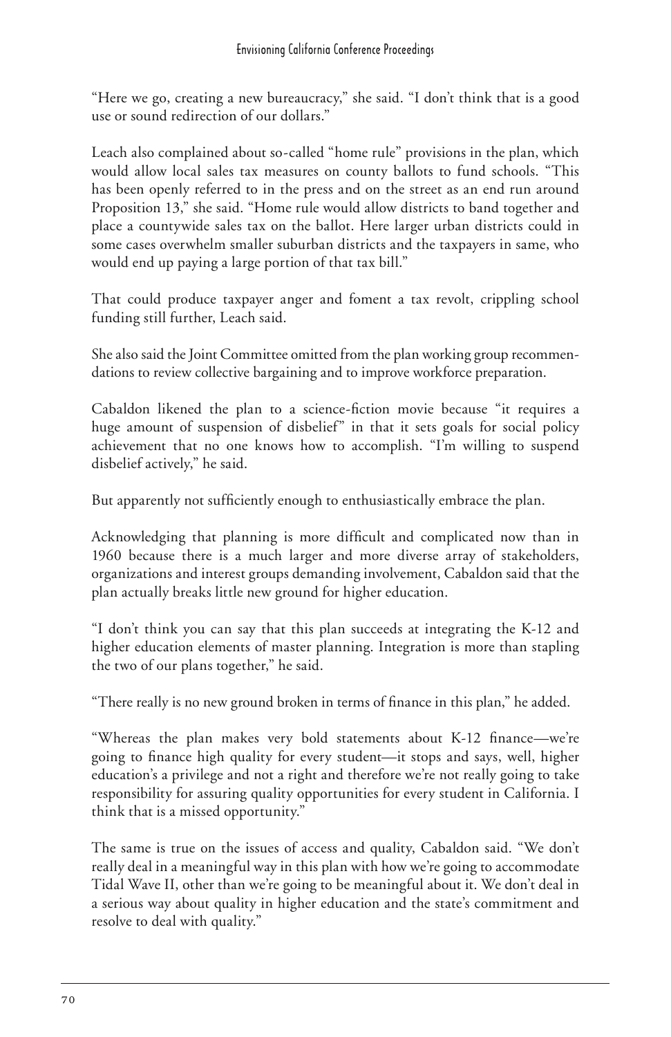"Here we go, creating a new bureaucracy," she said. "I don't think that is a good use or sound redirection of our dollars."

Leach also complained about so-called "home rule" provisions in the plan, which would allow local sales tax measures on county ballots to fund schools. "This has been openly referred to in the press and on the street as an end run around Proposition 13," she said. "Home rule would allow districts to band together and place a countywide sales tax on the ballot. Here larger urban districts could in some cases overwhelm smaller suburban districts and the taxpayers in same, who would end up paying a large portion of that tax bill."

That could produce taxpayer anger and foment a tax revolt, crippling school funding still further, Leach said.

She also said the Joint Committee omitted from the plan working group recommendations to review collective bargaining and to improve workforce preparation.

Cabaldon likened the plan to a science-fiction movie because "it requires a huge amount of suspension of disbelief" in that it sets goals for social policy achievement that no one knows how to accomplish. "I'm willing to suspend disbelief actively," he said.

But apparently not sufficiently enough to enthusiastically embrace the plan.

Acknowledging that planning is more difficult and complicated now than in 1960 because there is a much larger and more diverse array of stakeholders, organizations and interest groups demanding involvement, Cabaldon said that the plan actually breaks little new ground for higher education.

"I don't think you can say that this plan succeeds at integrating the K-12 and higher education elements of master planning. Integration is more than stapling the two of our plans together," he said.

"There really is no new ground broken in terms of finance in this plan," he added.

"Whereas the plan makes very bold statements about K-12 finance—we're going to finance high quality for every student—it stops and says, well, higher education's a privilege and not a right and therefore we're not really going to take responsibility for assuring quality opportunities for every student in California. I think that is a missed opportunity."

The same is true on the issues of access and quality, Cabaldon said. "We don't really deal in a meaningful way in this plan with how we're going to accommodate Tidal Wave II, other than we're going to be meaningful about it. We don't deal in a serious way about quality in higher education and the state's commitment and resolve to deal with quality."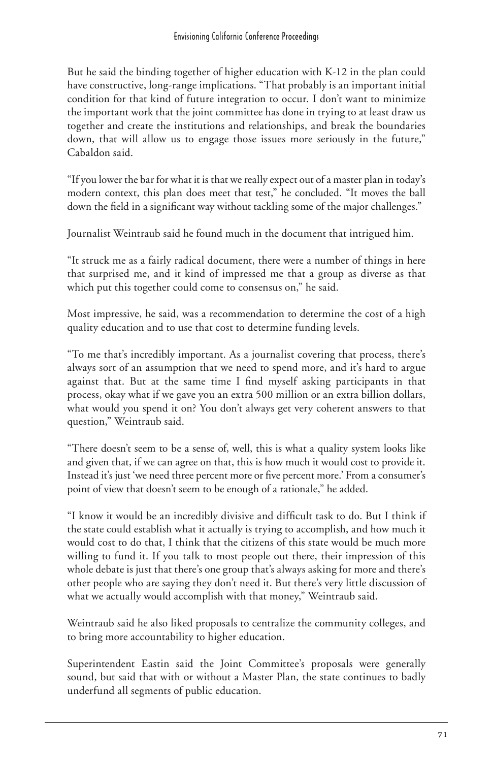But he said the binding together of higher education with K-12 in the plan could have constructive, long-range implications. "That probably is an important initial condition for that kind of future integration to occur. I don't want to minimize the important work that the joint committee has done in trying to at least draw us together and create the institutions and relationships, and break the boundaries down, that will allow us to engage those issues more seriously in the future," Cabaldon said.

"If you lower the bar for what it is that we really expect out of a master plan in today's modern context, this plan does meet that test," he concluded. "It moves the ball down the field in a significant way without tackling some of the major challenges."

Journalist Weintraub said he found much in the document that intrigued him.

"It struck me as a fairly radical document, there were a number of things in here that surprised me, and it kind of impressed me that a group as diverse as that which put this together could come to consensus on," he said.

Most impressive, he said, was a recommendation to determine the cost of a high quality education and to use that cost to determine funding levels.

"To me that's incredibly important. As a journalist covering that process, there's always sort of an assumption that we need to spend more, and it's hard to argue against that. But at the same time I find myself asking participants in that process, okay what if we gave you an extra 500 million or an extra billion dollars, what would you spend it on? You don't always get very coherent answers to that question," Weintraub said.

"There doesn't seem to be a sense of, well, this is what a quality system looks like and given that, if we can agree on that, this is how much it would cost to provide it. Instead it's just 'we need three percent more or five percent more.' From a consumer's point of view that doesn't seem to be enough of a rationale," he added.

"I know it would be an incredibly divisive and difficult task to do. But I think if the state could establish what it actually is trying to accomplish, and how much it would cost to do that, I think that the citizens of this state would be much more willing to fund it. If you talk to most people out there, their impression of this whole debate is just that there's one group that's always asking for more and there's other people who are saying they don't need it. But there's very little discussion of what we actually would accomplish with that money," Weintraub said.

Weintraub said he also liked proposals to centralize the community colleges, and to bring more accountability to higher education.

Superintendent Eastin said the Joint Committee's proposals were generally sound, but said that with or without a Master Plan, the state continues to badly underfund all segments of public education.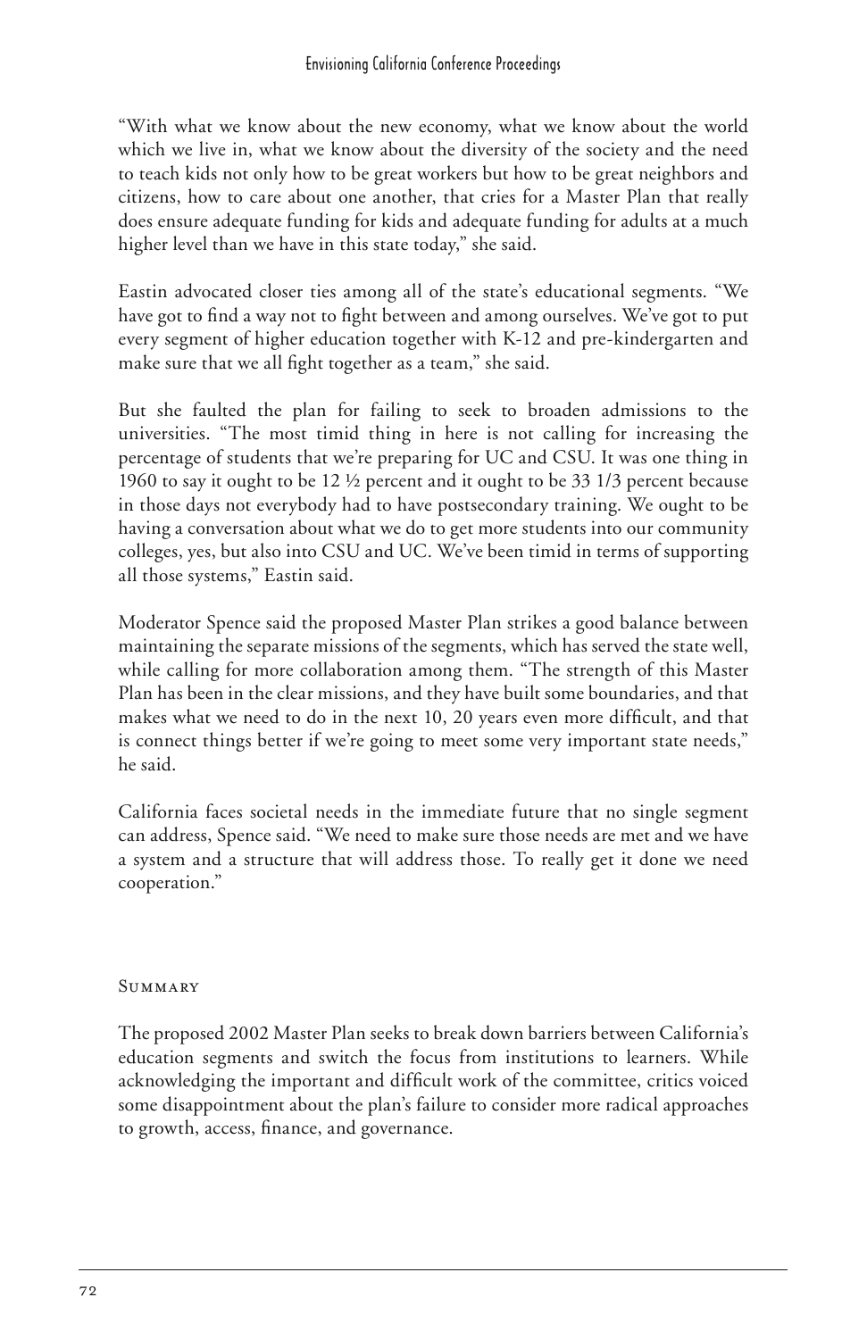"With what we know about the new economy, what we know about the world which we live in, what we know about the diversity of the society and the need to teach kids not only how to be great workers but how to be great neighbors and citizens, how to care about one another, that cries for a Master Plan that really does ensure adequate funding for kids and adequate funding for adults at a much higher level than we have in this state today," she said.

Eastin advocated closer ties among all of the state's educational segments. "We have got to find a way not to fight between and among ourselves. We've got to put every segment of higher education together with K-12 and pre-kindergarten and make sure that we all fight together as a team," she said.

But she faulted the plan for failing to seek to broaden admissions to the universities. "The most timid thing in here is not calling for increasing the percentage of students that we're preparing for UC and CSU. It was one thing in 1960 to say it ought to be 12 ½ percent and it ought to be 33 1/3 percent because in those days not everybody had to have postsecondary training. We ought to be having a conversation about what we do to get more students into our community colleges, yes, but also into CSU and UC. We've been timid in terms of supporting all those systems," Eastin said.

Moderator Spence said the proposed Master Plan strikes a good balance between maintaining the separate missions of the segments, which has served the state well, while calling for more collaboration among them. "The strength of this Master Plan has been in the clear missions, and they have built some boundaries, and that makes what we need to do in the next 10, 20 years even more difficult, and that is connect things better if we're going to meet some very important state needs," he said.

California faces societal needs in the immediate future that no single segment can address, Spence said. "We need to make sure those needs are met and we have a system and a structure that will address those. To really get it done we need cooperation."

## Summary

The proposed 2002 Master Plan seeks to break down barriers between California's education segments and switch the focus from institutions to learners. While acknowledging the important and difficult work of the committee, critics voiced some disappointment about the plan's failure to consider more radical approaches to growth, access, finance, and governance.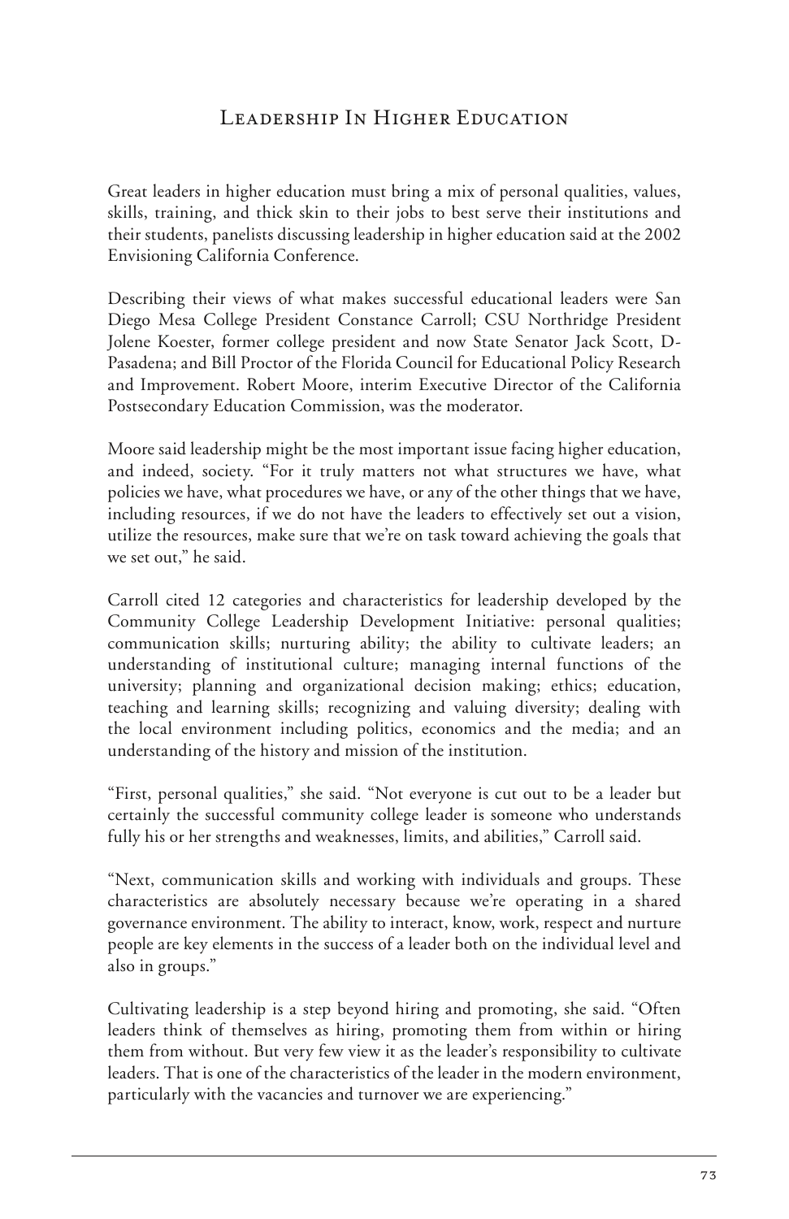# Leadership In Higher Education

Great leaders in higher education must bring a mix of personal qualities, values, skills, training, and thick skin to their jobs to best serve their institutions and their students, panelists discussing leadership in higher education said at the 2002 Envisioning California Conference.

Describing their views of what makes successful educational leaders were San Diego Mesa College President Constance Carroll; CSU Northridge President Jolene Koester, former college president and now State Senator Jack Scott, D-Pasadena; and Bill Proctor of the Florida Council for Educational Policy Research and Improvement. Robert Moore, interim Executive Director of the California Postsecondary Education Commission, was the moderator.

Moore said leadership might be the most important issue facing higher education, and indeed, society. "For it truly matters not what structures we have, what policies we have, what procedures we have, or any of the other things that we have, including resources, if we do not have the leaders to effectively set out a vision, utilize the resources, make sure that we're on task toward achieving the goals that we set out," he said.

Carroll cited 12 categories and characteristics for leadership developed by the Community College Leadership Development Initiative: personal qualities; communication skills; nurturing ability; the ability to cultivate leaders; an understanding of institutional culture; managing internal functions of the university; planning and organizational decision making; ethics; education, teaching and learning skills; recognizing and valuing diversity; dealing with the local environment including politics, economics and the media; and an understanding of the history and mission of the institution.

"First, personal qualities," she said. "Not everyone is cut out to be a leader but certainly the successful community college leader is someone who understands fully his or her strengths and weaknesses, limits, and abilities," Carroll said.

"Next, communication skills and working with individuals and groups. These characteristics are absolutely necessary because we're operating in a shared governance environment. The ability to interact, know, work, respect and nurture people are key elements in the success of a leader both on the individual level and also in groups."

Cultivating leadership is a step beyond hiring and promoting, she said. "Often leaders think of themselves as hiring, promoting them from within or hiring them from without. But very few view it as the leader's responsibility to cultivate leaders. That is one of the characteristics of the leader in the modern environment, particularly with the vacancies and turnover we are experiencing."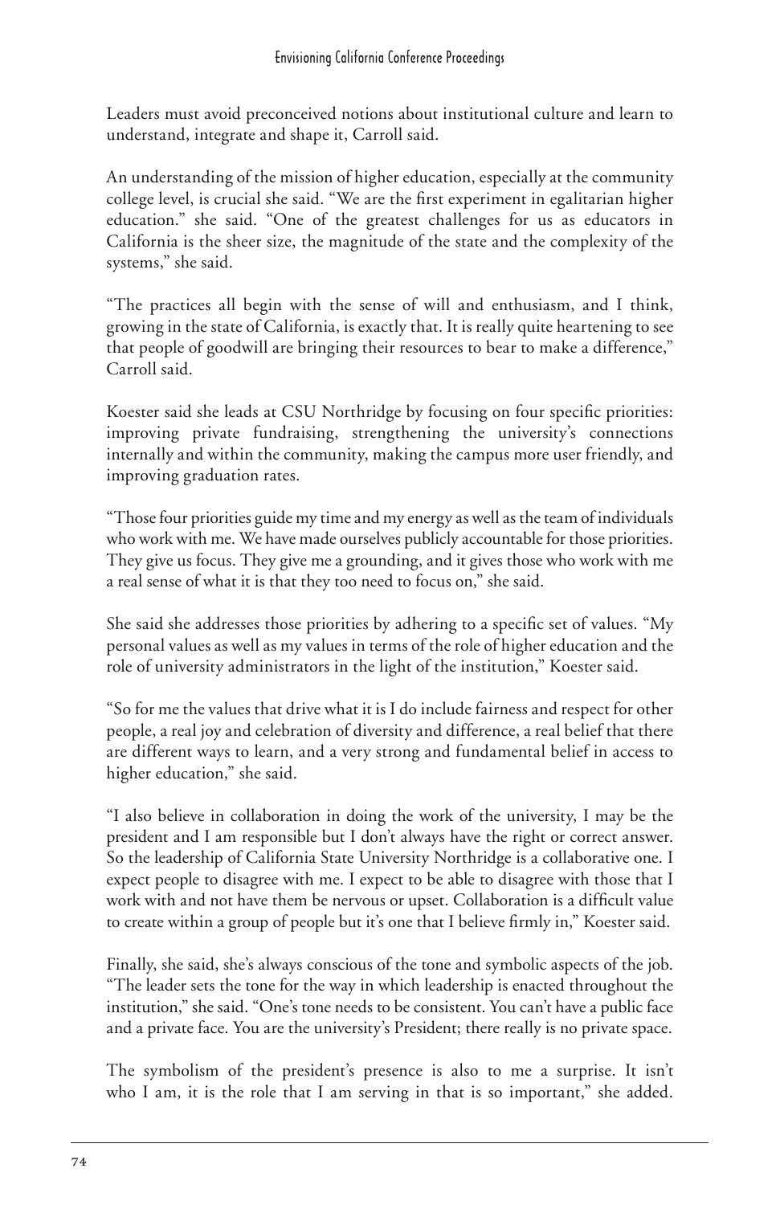Leaders must avoid preconceived notions about institutional culture and learn to understand, integrate and shape it, Carroll said.

An understanding of the mission of higher education, especially at the community college level, is crucial she said. "We are the first experiment in egalitarian higher education." she said. "One of the greatest challenges for us as educators in California is the sheer size, the magnitude of the state and the complexity of the systems," she said.

"The practices all begin with the sense of will and enthusiasm, and I think, growing in the state of California, is exactly that. It is really quite heartening to see that people of goodwill are bringing their resources to bear to make a difference," Carroll said.

Koester said she leads at CSU Northridge by focusing on four specific priorities: improving private fundraising, strengthening the university's connections internally and within the community, making the campus more user friendly, and improving graduation rates.

"Those four priorities guide my time and my energy as well as the team of individuals who work with me. We have made ourselves publicly accountable for those priorities. They give us focus. They give me a grounding, and it gives those who work with me a real sense of what it is that they too need to focus on," she said.

She said she addresses those priorities by adhering to a specific set of values. "My personal values as well as my values in terms of the role of higher education and the role of university administrators in the light of the institution," Koester said.

"So for me the values that drive what it is I do include fairness and respect for other people, a real joy and celebration of diversity and difference, a real belief that there are different ways to learn, and a very strong and fundamental belief in access to higher education," she said.

"I also believe in collaboration in doing the work of the university, I may be the president and I am responsible but I don't always have the right or correct answer. So the leadership of California State University Northridge is a collaborative one. I expect people to disagree with me. I expect to be able to disagree with those that I work with and not have them be nervous or upset. Collaboration is a difficult value to create within a group of people but it's one that I believe firmly in," Koester said.

Finally, she said, she's always conscious of the tone and symbolic aspects of the job. "The leader sets the tone for the way in which leadership is enacted throughout the institution," she said. "One's tone needs to be consistent. You can't have a public face and a private face. You are the university's President; there really is no private space.

The symbolism of the president's presence is also to me a surprise. It isn't who I am, it is the role that I am serving in that is so important," she added.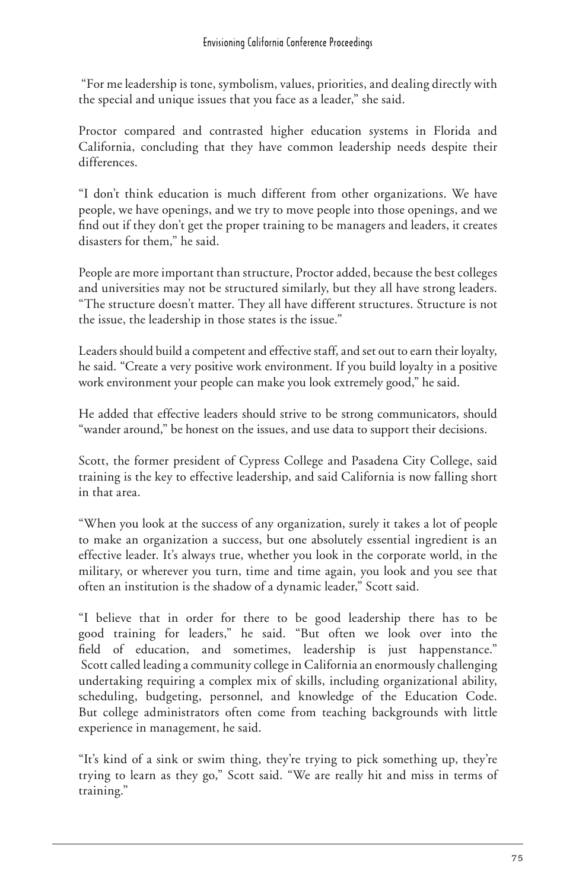"For me leadership is tone, symbolism, values, priorities, and dealing directly with the special and unique issues that you face as a leader," she said.

Proctor compared and contrasted higher education systems in Florida and California, concluding that they have common leadership needs despite their differences.

"I don't think education is much different from other organizations. We have people, we have openings, and we try to move people into those openings, and we find out if they don't get the proper training to be managers and leaders, it creates disasters for them," he said.

People are more important than structure, Proctor added, because the best colleges and universities may not be structured similarly, but they all have strong leaders. "The structure doesn't matter. They all have different structures. Structure is not the issue, the leadership in those states is the issue."

Leaders should build a competent and effective staff, and set out to earn their loyalty, he said. "Create a very positive work environment. If you build loyalty in a positive work environment your people can make you look extremely good," he said.

He added that effective leaders should strive to be strong communicators, should "wander around," be honest on the issues, and use data to support their decisions.

Scott, the former president of Cypress College and Pasadena City College, said training is the key to effective leadership, and said California is now falling short in that area.

"When you look at the success of any organization, surely it takes a lot of people to make an organization a success, but one absolutely essential ingredient is an effective leader. It's always true, whether you look in the corporate world, in the military, or wherever you turn, time and time again, you look and you see that often an institution is the shadow of a dynamic leader," Scott said.

"I believe that in order for there to be good leadership there has to be good training for leaders," he said. "But often we look over into the field of education, and sometimes, leadership is just happenstance." Scott called leading a community college in California an enormously challenging undertaking requiring a complex mix of skills, including organizational ability, scheduling, budgeting, personnel, and knowledge of the Education Code. But college administrators often come from teaching backgrounds with little experience in management, he said.

"It's kind of a sink or swim thing, they're trying to pick something up, they're trying to learn as they go," Scott said. "We are really hit and miss in terms of training."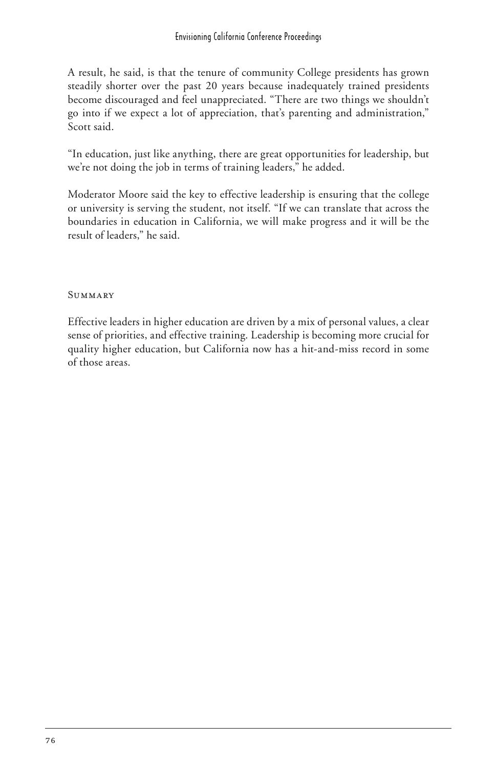A result, he said, is that the tenure of community College presidents has grown steadily shorter over the past 20 years because inadequately trained presidents become discouraged and feel unappreciated. "There are two things we shouldn't go into if we expect a lot of appreciation, that's parenting and administration," Scott said.

"In education, just like anything, there are great opportunities for leadership, but we're not doing the job in terms of training leaders," he added.

Moderator Moore said the key to effective leadership is ensuring that the college or university is serving the student, not itself. "If we can translate that across the boundaries in education in California, we will make progress and it will be the result of leaders," he said.

## Summary

Effective leaders in higher education are driven by a mix of personal values, a clear sense of priorities, and effective training. Leadership is becoming more crucial for quality higher education, but California now has a hit-and-miss record in some of those areas.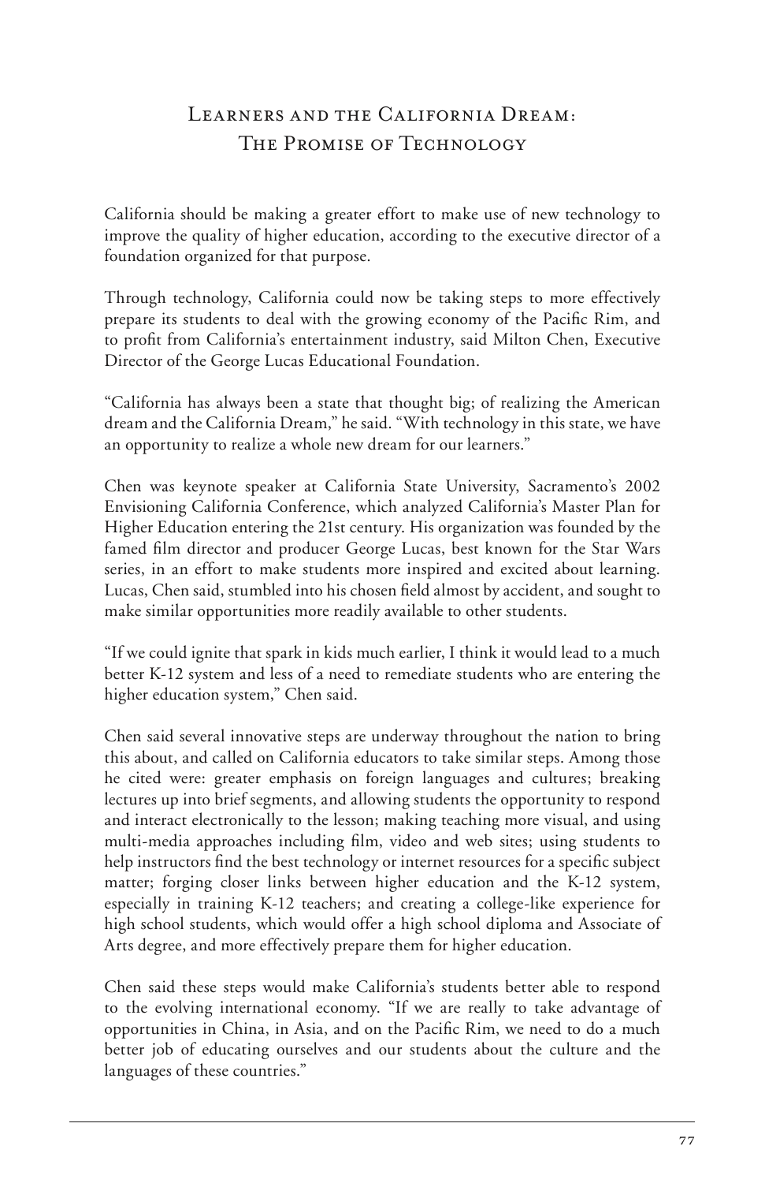## Learners and the California Dream: The Promise of Technology

California should be making a greater effort to make use of new technology to improve the quality of higher education, according to the executive director of a foundation organized for that purpose.

Through technology, California could now be taking steps to more effectively prepare its students to deal with the growing economy of the Pacific Rim, and to profit from California's entertainment industry, said Milton Chen, Executive Director of the George Lucas Educational Foundation.

"California has always been a state that thought big; of realizing the American dream and the California Dream," he said. "With technology in this state, we have an opportunity to realize a whole new dream for our learners."

Chen was keynote speaker at California State University, Sacramento's 2002 Envisioning California Conference, which analyzed California's Master Plan for Higher Education entering the 21st century. His organization was founded by the famed film director and producer George Lucas, best known for the Star Wars series, in an effort to make students more inspired and excited about learning. Lucas, Chen said, stumbled into his chosen field almost by accident, and sought to make similar opportunities more readily available to other students.

"If we could ignite that spark in kids much earlier, I think it would lead to a much better K-12 system and less of a need to remediate students who are entering the higher education system," Chen said.

Chen said several innovative steps are underway throughout the nation to bring this about, and called on California educators to take similar steps. Among those he cited were: greater emphasis on foreign languages and cultures; breaking lectures up into brief segments, and allowing students the opportunity to respond and interact electronically to the lesson; making teaching more visual, and using multi-media approaches including film, video and web sites; using students to help instructors find the best technology or internet resources for a specific subject matter; forging closer links between higher education and the K-12 system, especially in training K-12 teachers; and creating a college-like experience for high school students, which would offer a high school diploma and Associate of Arts degree, and more effectively prepare them for higher education.

Chen said these steps would make California's students better able to respond to the evolving international economy. "If we are really to take advantage of opportunities in China, in Asia, and on the Pacific Rim, we need to do a much better job of educating ourselves and our students about the culture and the languages of these countries."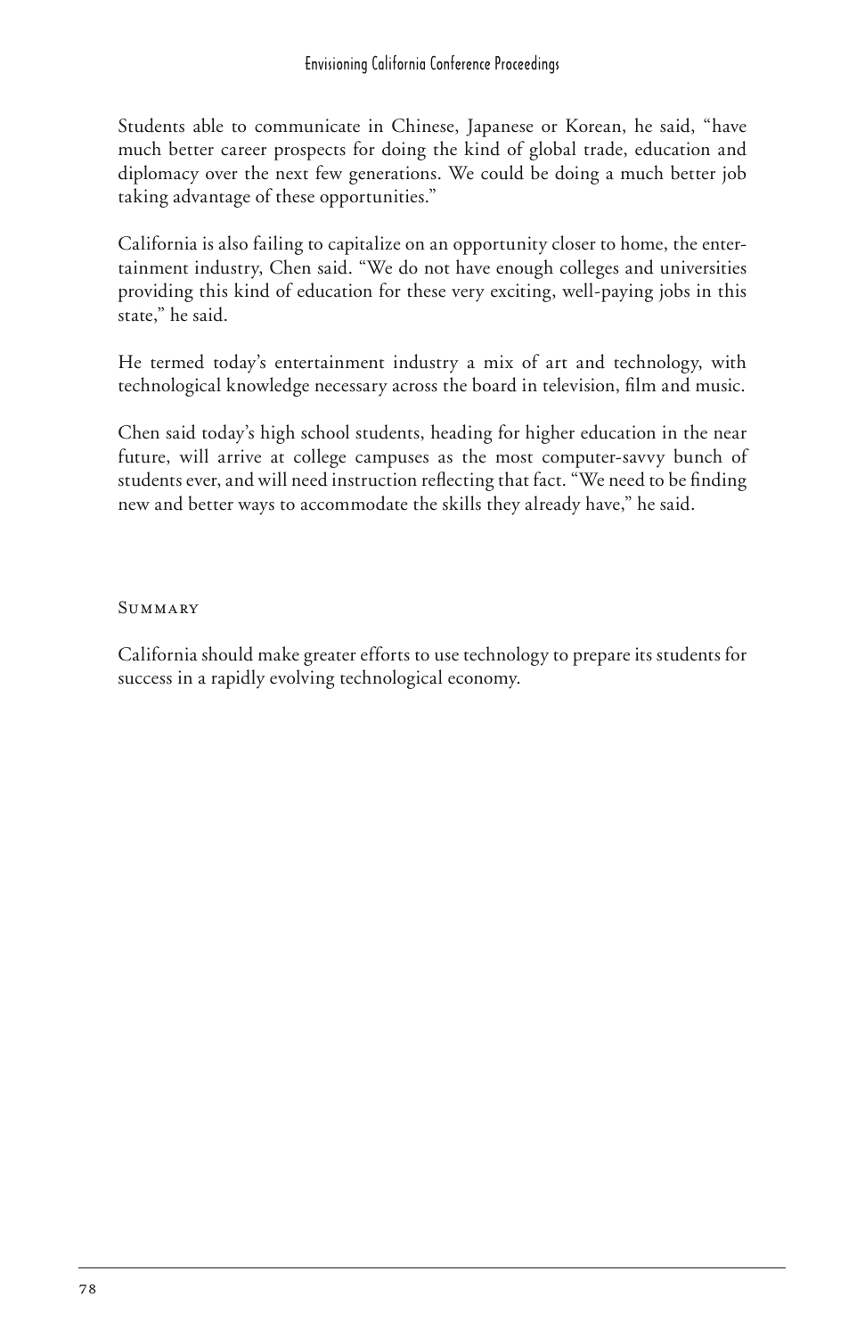Students able to communicate in Chinese, Japanese or Korean, he said, "have much better career prospects for doing the kind of global trade, education and diplomacy over the next few generations. We could be doing a much better job taking advantage of these opportunities."

California is also failing to capitalize on an opportunity closer to home, the entertainment industry, Chen said. "We do not have enough colleges and universities providing this kind of education for these very exciting, well-paying jobs in this state," he said.

He termed today's entertainment industry a mix of art and technology, with technological knowledge necessary across the board in television, film and music.

Chen said today's high school students, heading for higher education in the near future, will arrive at college campuses as the most computer-savvy bunch of students ever, and will need instruction reflecting that fact. "We need to be finding new and better ways to accommodate the skills they already have," he said.

### Summary

California should make greater efforts to use technology to prepare its students for success in a rapidly evolving technological economy.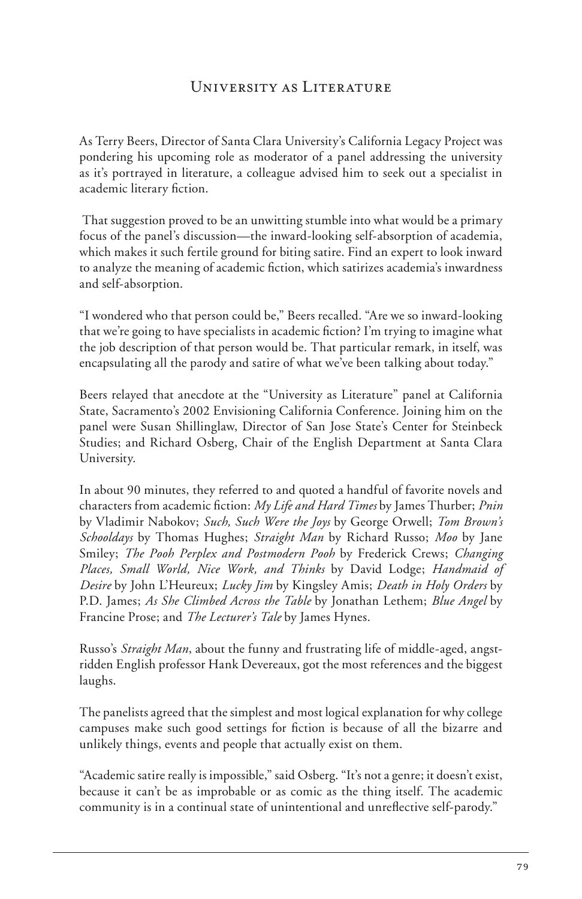# University as Literature

As Terry Beers, Director of Santa Clara University's California Legacy Project was pondering his upcoming role as moderator of a panel addressing the university as it's portrayed in literature, a colleague advised him to seek out a specialist in academic literary fiction.

That suggestion proved to be an unwitting stumble into what would be a primary focus of the panel's discussion—the inward-looking self-absorption of academia, which makes it such fertile ground for biting satire. Find an expert to look inward to analyze the meaning of academic fiction, which satirizes academia's inwardness and self-absorption.

"I wondered who that person could be," Beers recalled. "Are we so inward-looking that we're going to have specialists in academic fiction? I'm trying to imagine what the job description of that person would be. That particular remark, in itself, was encapsulating all the parody and satire of what we've been talking about today."

Beers relayed that anecdote at the "University as Literature" panel at California State, Sacramento's 2002 Envisioning California Conference. Joining him on the panel were Susan Shillinglaw, Director of San Jose State's Center for Steinbeck Studies; and Richard Osberg, Chair of the English Department at Santa Clara University.

In about 90 minutes, they referred to and quoted a handful of favorite novels and characters from academic fiction: *My Life and Hard Times* by James Thurber; *Pnin* by Vladimir Nabokov; *Such, Such Were the Joys* by George Orwell; *Tom Brown's Schooldays* by Thomas Hughes; *Straight Man* by Richard Russo; *Moo* by Jane Smiley; *The Pooh Perplex and Postmodern Pooh* by Frederick Crews; *Changing Places, Small World, Nice Work, and Thinks* by David Lodge; *Handmaid of Desire* by John L'Heureux; *Lucky Jim* by Kingsley Amis; *Death in Holy Orders* by P.D. James; *As She Climbed Across the Table* by Jonathan Lethem; *Blue Angel* by Francine Prose; and *The Lecturer's Tale* by James Hynes.

Russo's *Straight Man*, about the funny and frustrating life of middle-aged, angst-ridden English professor Hank Devereaux, got the most references and the biggest laughs.

The panelists agreed that the simplest and most logical explanation for why college campuses make such good settings for fiction is because of all the bizarre and unlikely things, events and people that actually exist on them.

"Academic satire really is impossible," said Osberg. "It's not a genre; it doesn't exist, because it can't be as improbable or as comic as the thing itself. The academic community is in a continual state of unintentional and unreflective self-parody."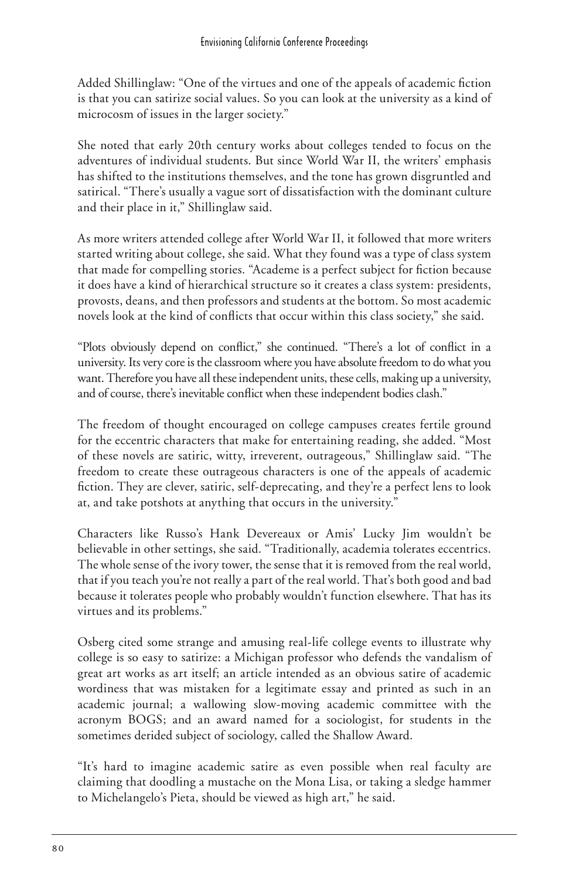Added Shillinglaw: "One of the virtues and one of the appeals of academic fiction is that you can satirize social values. So you can look at the university as a kind of microcosm of issues in the larger society."

She noted that early 20th century works about colleges tended to focus on the adventures of individual students. But since World War II, the writers' emphasis has shifted to the institutions themselves, and the tone has grown disgruntled and satirical. "There's usually a vague sort of dissatisfaction with the dominant culture and their place in it," Shillinglaw said.

As more writers attended college after World War II, it followed that more writers started writing about college, she said. What they found was a type of class system that made for compelling stories. "Academe is a perfect subject for fiction because it does have a kind of hierarchical structure so it creates a class system: presidents, provosts, deans, and then professors and students at the bottom. So most academic novels look at the kind of conflicts that occur within this class society," she said.

"Plots obviously depend on conflict," she continued. "There's a lot of conflict in a university. Its very core is the classroom where you have absolute freedom to do what you want. Therefore you have all these independent units, these cells, making up a university, and of course, there's inevitable conflict when these independent bodies clash."

The freedom of thought encouraged on college campuses creates fertile ground for the eccentric characters that make for entertaining reading, she added. "Most of these novels are satiric, witty, irreverent, outrageous," Shillinglaw said. "The freedom to create these outrageous characters is one of the appeals of academic fiction. They are clever, satiric, self-deprecating, and they're a perfect lens to look at, and take potshots at anything that occurs in the university."

Characters like Russo's Hank Devereaux or Amis' Lucky Jim wouldn't be believable in other settings, she said. "Traditionally, academia tolerates eccentrics. The whole sense of the ivory tower, the sense that it is removed from the real world, that if you teach you're not really a part of the real world. That's both good and bad because it tolerates people who probably wouldn't function elsewhere. That has its virtues and its problems."

Osberg cited some strange and amusing real-life college events to illustrate why college is so easy to satirize: a Michigan professor who defends the vandalism of great art works as art itself; an article intended as an obvious satire of academic wordiness that was mistaken for a legitimate essay and printed as such in an academic journal; a wallowing slow-moving academic committee with the acronym BOGS; and an award named for a sociologist, for students in the sometimes derided subject of sociology, called the Shallow Award.

"It's hard to imagine academic satire as even possible when real faculty are claiming that doodling a mustache on the Mona Lisa, or taking a sledge hammer to Michelangelo's Pieta, should be viewed as high art," he said.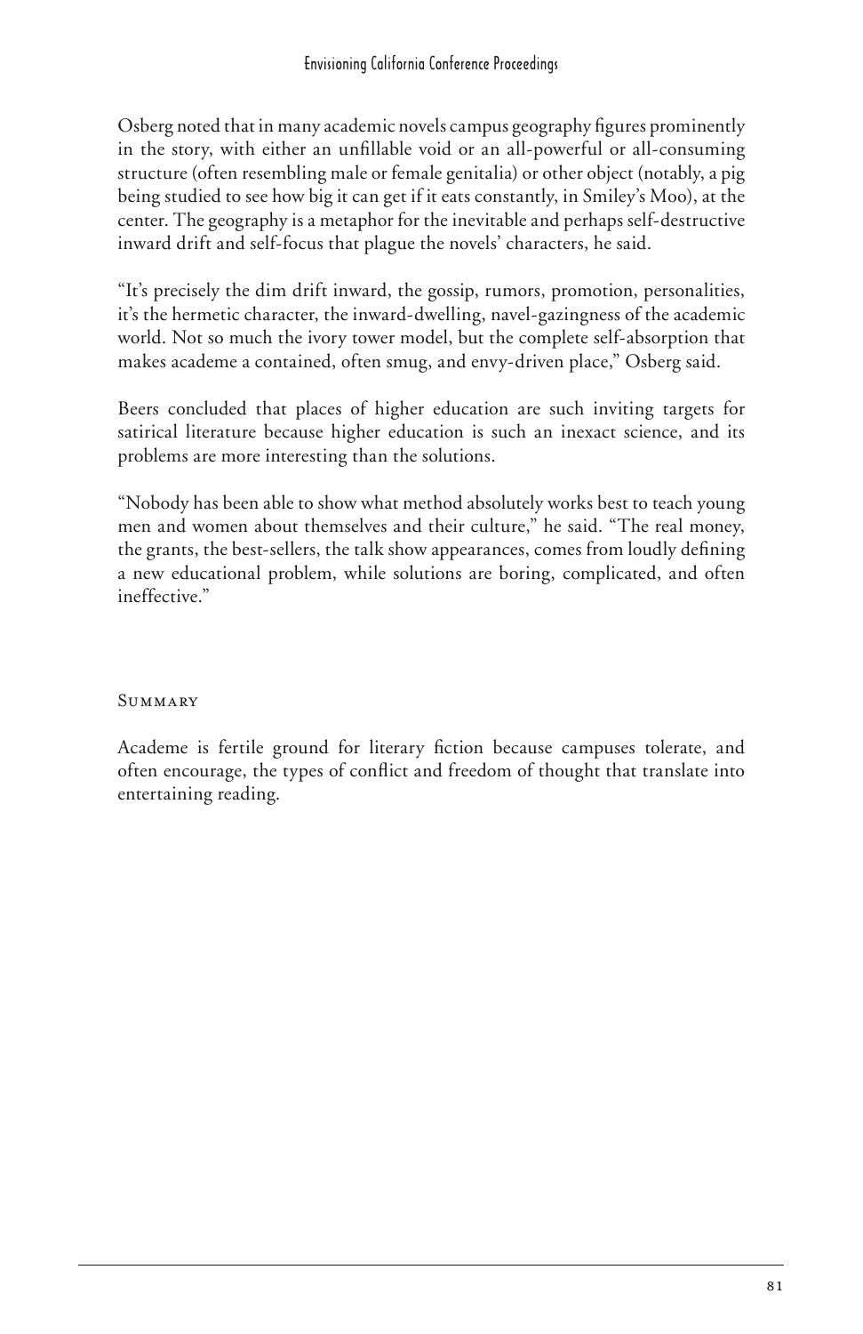Osberg noted that in many academic novels campus geography figures prominently in the story, with either an unfillable void or an all-powerful or all-consuming structure (often resembling male or female genitalia) or other object (notably, a pig being studied to see how big it can get if it eats constantly, in Smiley's Moo), at the center. The geography is a metaphor for the inevitable and perhaps self-destructive inward drift and self-focus that plague the novels' characters, he said.

"It's precisely the dim drift inward, the gossip, rumors, promotion, personalities, it's the hermetic character, the inward-dwelling, navel-gazingness of the academic world. Not so much the ivory tower model, but the complete self-absorption that makes academe a contained, often smug, and envy-driven place," Osberg said.

Beers concluded that places of higher education are such inviting targets for satirical literature because higher education is such an inexact science, and its problems are more interesting than the solutions.

"Nobody has been able to show what method absolutely works best to teach young men and women about themselves and their culture," he said. "The real money, the grants, the best-sellers, the talk show appearances, comes from loudly defining a new educational problem, while solutions are boring, complicated, and often ineffective."

## Summary

Academe is fertile ground for literary fiction because campuses tolerate, and often encourage, the types of conflict and freedom of thought that translate into entertaining reading.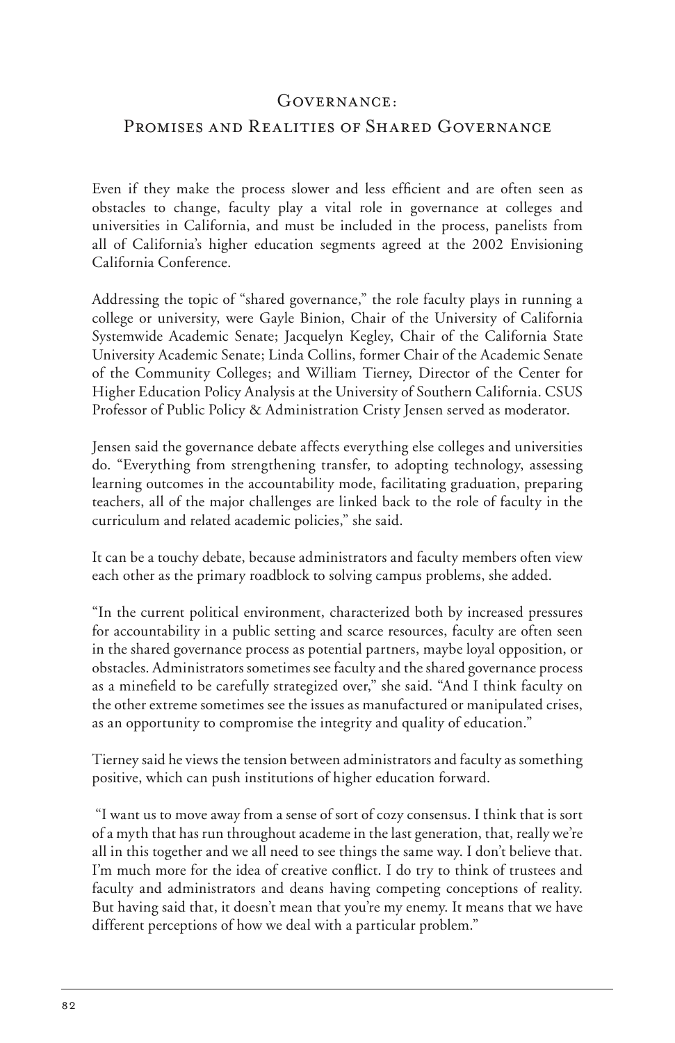## Governance:
## Promises and Realities of Shared Governance

Even if they make the process slower and less efficient and are often seen as obstacles to change, faculty play a vital role in governance at colleges and universities in California, and must be included in the process, panelists from all of California's higher education segments agreed at the 2002 Envisioning California Conference.

Addressing the topic of "shared governance," the role faculty plays in running a college or university, were Gayle Binion, Chair of the University of California Systemwide Academic Senate; Jacquelyn Kegley, Chair of the California State University Academic Senate; Linda Collins, former Chair of the Academic Senate of the Community Colleges; and William Tierney, Director of the Center for Higher Education Policy Analysis at the University of Southern California. CSUS Professor of Public Policy & Administration Cristy Jensen served as moderator.

Jensen said the governance debate affects everything else colleges and universities do. "Everything from strengthening transfer, to adopting technology, assessing learning outcomes in the accountability mode, facilitating graduation, preparing teachers, all of the major challenges are linked back to the role of faculty in the curriculum and related academic policies," she said.

It can be a touchy debate, because administrators and faculty members often view each other as the primary roadblock to solving campus problems, she added.

"In the current political environment, characterized both by increased pressures for accountability in a public setting and scarce resources, faculty are often seen in the shared governance process as potential partners, maybe loyal opposition, or obstacles. Administrators sometimes see faculty and the shared governance process as a minefield to be carefully strategized over," she said. "And I think faculty on the other extreme sometimes see the issues as manufactured or manipulated crises, as an opportunity to compromise the integrity and quality of education."

Tierney said he views the tension between administrators and faculty as something positive, which can push institutions of higher education forward.

"I want us to move away from a sense of sort of cozy consensus. I think that is sort of a myth that has run throughout academe in the last generation, that, really we're all in this together and we all need to see things the same way. I don't believe that. I'm much more for the idea of creative conflict. I do try to think of trustees and faculty and administrators and deans having competing conceptions of reality. But having said that, it doesn't mean that you're my enemy. It means that we have different perceptions of how we deal with a particular problem."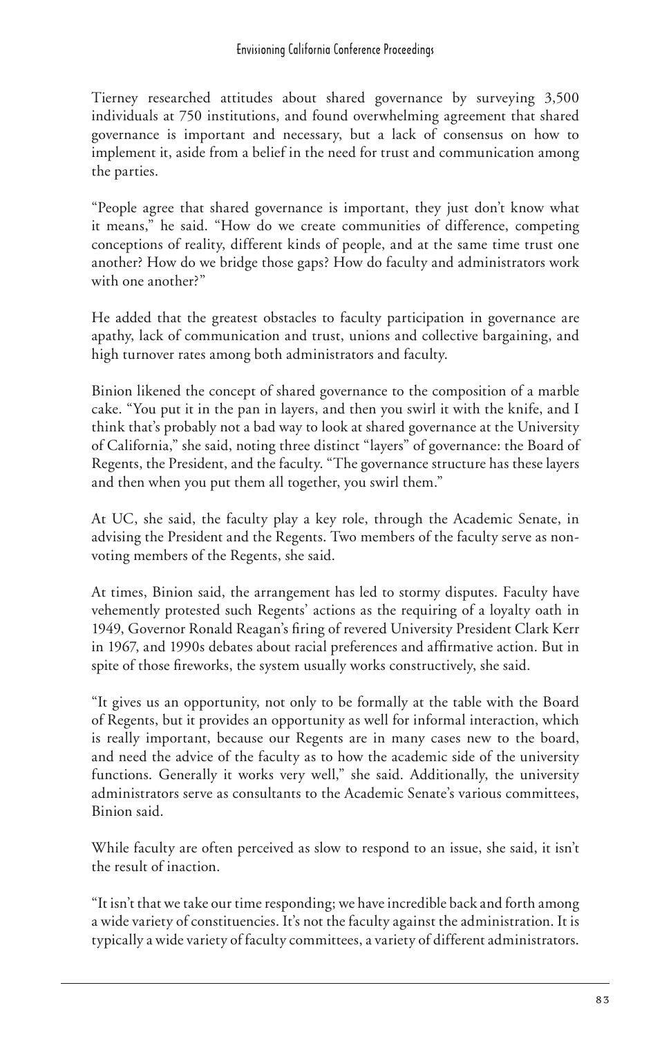Tierney researched attitudes about shared governance by surveying 3,500 individuals at 750 institutions, and found overwhelming agreement that shared governance is important and necessary, but a lack of consensus on how to implement it, aside from a belief in the need for trust and communication among the parties.

"People agree that shared governance is important, they just don't know what it means," he said. "How do we create communities of difference, competing conceptions of reality, different kinds of people, and at the same time trust one another? How do we bridge those gaps? How do faculty and administrators work with one another?"

He added that the greatest obstacles to faculty participation in governance are apathy, lack of communication and trust, unions and collective bargaining, and high turnover rates among both administrators and faculty.

Binion likened the concept of shared governance to the composition of a marble cake. "You put it in the pan in layers, and then you swirl it with the knife, and I think that's probably not a bad way to look at shared governance at the University of California," she said, noting three distinct "layers" of governance: the Board of Regents, the President, and the faculty. "The governance structure has these layers and then when you put them all together, you swirl them."

At UC, she said, the faculty play a key role, through the Academic Senate, in advising the President and the Regents. Two members of the faculty serve as non-voting members of the Regents, she said.

At times, Binion said, the arrangement has led to stormy disputes. Faculty have vehemently protested such Regents' actions as the requiring of a loyalty oath in 1949, Governor Ronald Reagan's firing of revered University President Clark Kerr in 1967, and 1990s debates about racial preferences and affirmative action. But in spite of those fireworks, the system usually works constructively, she said.

"It gives us an opportunity, not only to be formally at the table with the Board of Regents, but it provides an opportunity as well for informal interaction, which is really important, because our Regents are in many cases new to the board, and need the advice of the faculty as to how the academic side of the university functions. Generally it works very well," she said. Additionally, the university administrators serve as consultants to the Academic Senate's various committees, Binion said.

While faculty are often perceived as slow to respond to an issue, she said, it isn't the result of inaction.

"It isn't that we take our time responding; we have incredible back and forth among a wide variety of constituencies. It's not the faculty against the administration. It is typically a wide variety of faculty committees, a variety of different administrators.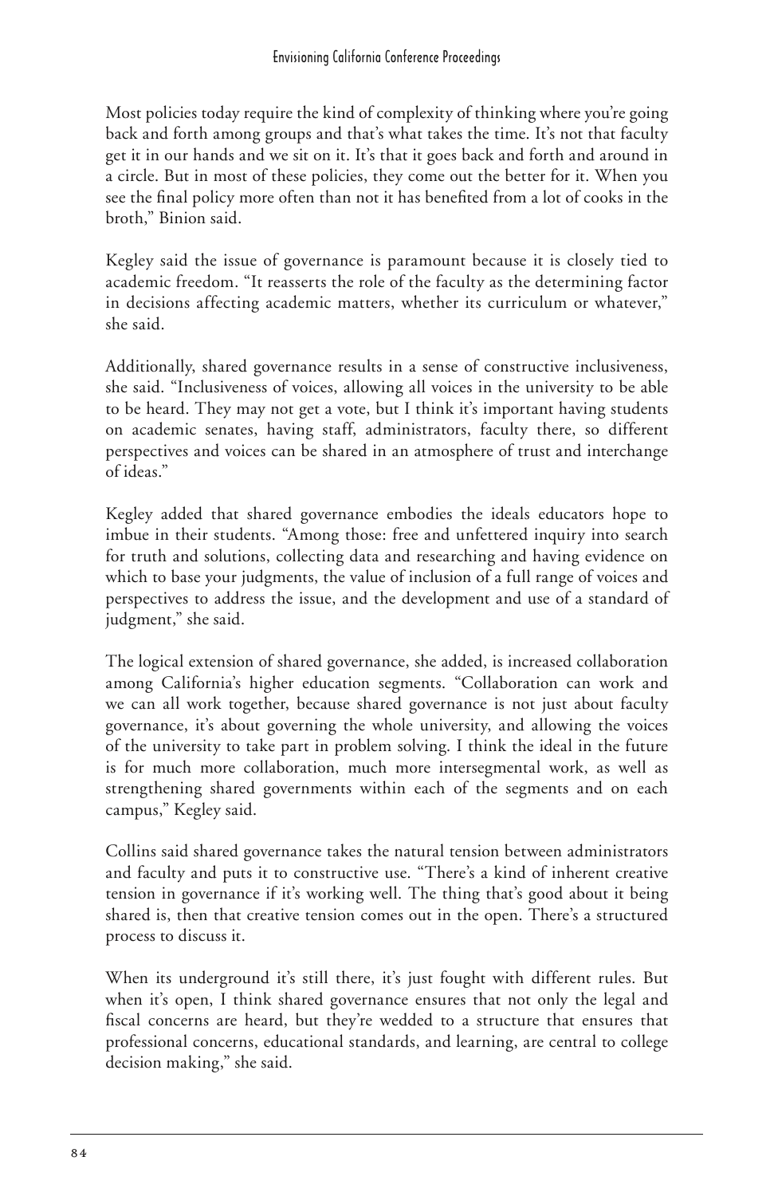Most policies today require the kind of complexity of thinking where you're going back and forth among groups and that's what takes the time. It's not that faculty get it in our hands and we sit on it. It's that it goes back and forth and around in a circle. But in most of these policies, they come out the better for it. When you see the final policy more often than not it has benefited from a lot of cooks in the broth," Binion said.

Kegley said the issue of governance is paramount because it is closely tied to academic freedom. "It reasserts the role of the faculty as the determining factor in decisions affecting academic matters, whether its curriculum or whatever," she said.

Additionally, shared governance results in a sense of constructive inclusiveness, she said. "Inclusiveness of voices, allowing all voices in the university to be able to be heard. They may not get a vote, but I think it's important having students on academic senates, having staff, administrators, faculty there, so different perspectives and voices can be shared in an atmosphere of trust and interchange of ideas."

Kegley added that shared governance embodies the ideals educators hope to imbue in their students. "Among those: free and unfettered inquiry into search for truth and solutions, collecting data and researching and having evidence on which to base your judgments, the value of inclusion of a full range of voices and perspectives to address the issue, and the development and use of a standard of judgment," she said.

The logical extension of shared governance, she added, is increased collaboration among California's higher education segments. "Collaboration can work and we can all work together, because shared governance is not just about faculty governance, it's about governing the whole university, and allowing the voices of the university to take part in problem solving. I think the ideal in the future is for much more collaboration, much more intersegmental work, as well as strengthening shared governments within each of the segments and on each campus," Kegley said.

Collins said shared governance takes the natural tension between administrators and faculty and puts it to constructive use. "There's a kind of inherent creative tension in governance if it's working well. The thing that's good about it being shared is, then that creative tension comes out in the open. There's a structured process to discuss it.

When its underground it's still there, it's just fought with different rules. But when it's open, I think shared governance ensures that not only the legal and fiscal concerns are heard, but they're wedded to a structure that ensures that professional concerns, educational standards, and learning, are central to college decision making," she said.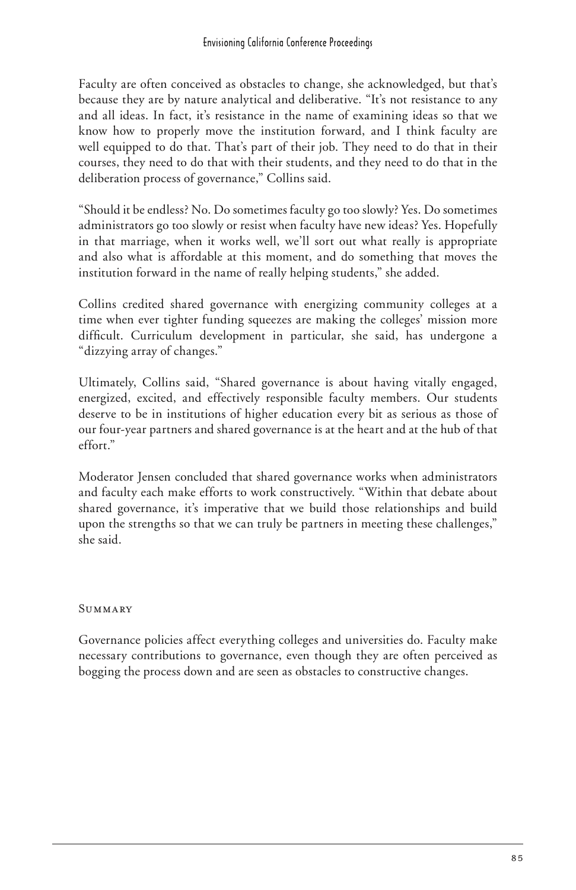Faculty are often conceived as obstacles to change, she acknowledged, but that's because they are by nature analytical and deliberative. "It's not resistance to any and all ideas. In fact, it's resistance in the name of examining ideas so that we know how to properly move the institution forward, and I think faculty are well equipped to do that. That's part of their job. They need to do that in their courses, they need to do that with their students, and they need to do that in the deliberation process of governance," Collins said.

"Should it be endless? No. Do sometimes faculty go too slowly? Yes. Do sometimes administrators go too slowly or resist when faculty have new ideas? Yes. Hopefully in that marriage, when it works well, we'll sort out what really is appropriate and also what is affordable at this moment, and do something that moves the institution forward in the name of really helping students," she added.

Collins credited shared governance with energizing community colleges at a time when ever tighter funding squeezes are making the colleges' mission more difficult. Curriculum development in particular, she said, has undergone a "dizzying array of changes."

Ultimately, Collins said, "Shared governance is about having vitally engaged, energized, excited, and effectively responsible faculty members. Our students deserve to be in institutions of higher education every bit as serious as those of our four-year partners and shared governance is at the heart and at the hub of that effort."

Moderator Jensen concluded that shared governance works when administrators and faculty each make efforts to work constructively. "Within that debate about shared governance, it's imperative that we build those relationships and build upon the strengths so that we can truly be partners in meeting these challenges," she said.

## Summary

Governance policies affect everything colleges and universities do. Faculty make necessary contributions to governance, even though they are often perceived as bogging the process down and are seen as obstacles to constructive changes.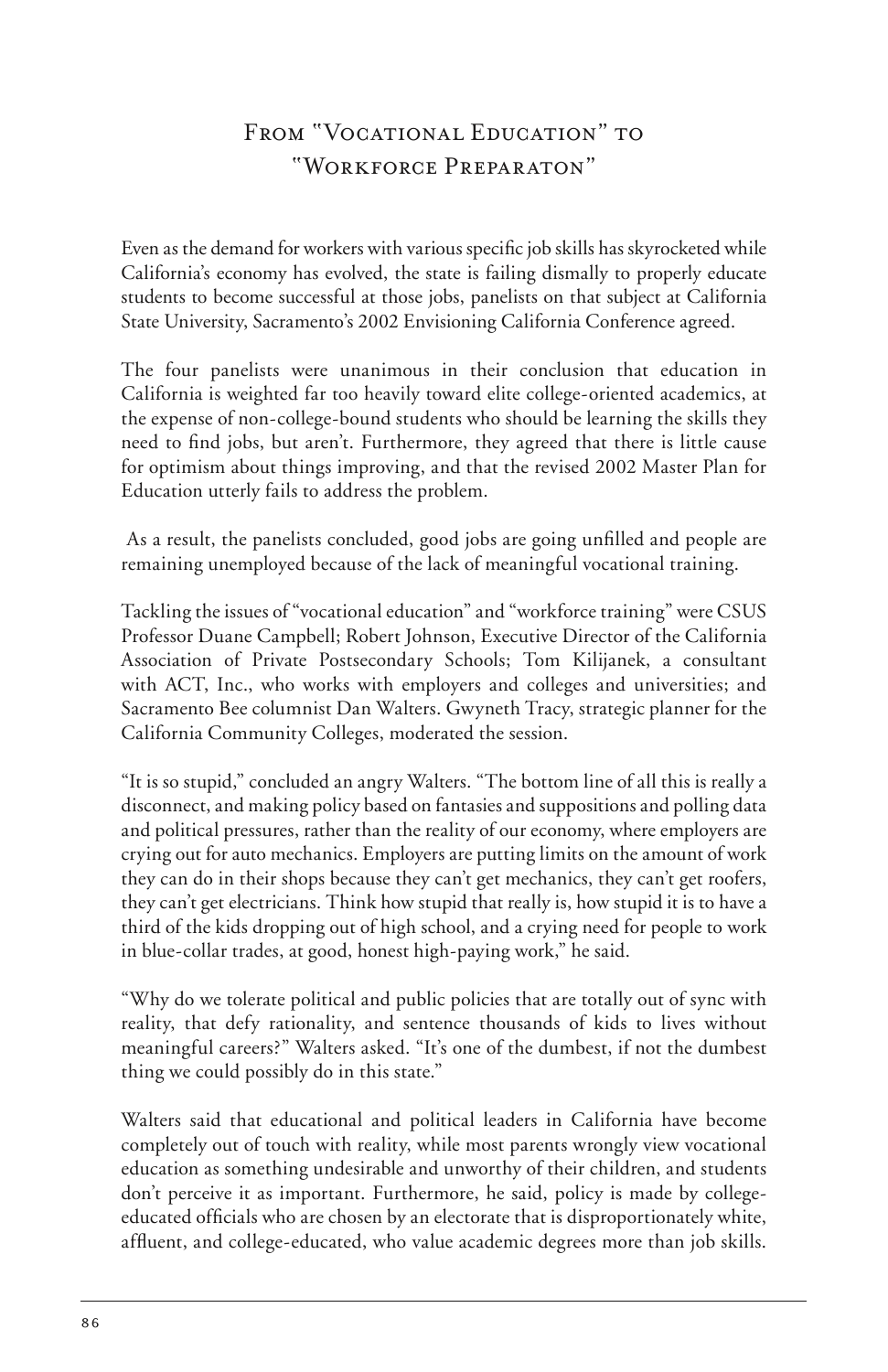# From "Vocational Education" to "Workforce Preparaton"

Even as the demand for workers with various specific job skills has skyrocketed while California's economy has evolved, the state is failing dismally to properly educate students to become successful at those jobs, panelists on that subject at California State University, Sacramento's 2002 Envisioning California Conference agreed.

The four panelists were unanimous in their conclusion that education in California is weighted far too heavily toward elite college-oriented academics, at the expense of non-college-bound students who should be learning the skills they need to find jobs, but aren't. Furthermore, they agreed that there is little cause for optimism about things improving, and that the revised 2002 Master Plan for Education utterly fails to address the problem.

As a result, the panelists concluded, good jobs are going unfilled and people are remaining unemployed because of the lack of meaningful vocational training.

Tackling the issues of "vocational education" and "workforce training" were CSUS Professor Duane Campbell; Robert Johnson, Executive Director of the California Association of Private Postsecondary Schools; Tom Kilijanek, a consultant with ACT, Inc., who works with employers and colleges and universities; and Sacramento Bee columnist Dan Walters. Gwyneth Tracy, strategic planner for the California Community Colleges, moderated the session.

"It is so stupid," concluded an angry Walters. "The bottom line of all this is really a disconnect, and making policy based on fantasies and suppositions and polling data and political pressures, rather than the reality of our economy, where employers are crying out for auto mechanics. Employers are putting limits on the amount of work they can do in their shops because they can't get mechanics, they can't get roofers, they can't get electricians. Think how stupid that really is, how stupid it is to have a third of the kids dropping out of high school, and a crying need for people to work in blue-collar trades, at good, honest high-paying work," he said.

"Why do we tolerate political and public policies that are totally out of sync with reality, that defy rationality, and sentence thousands of kids to lives without meaningful careers?" Walters asked. "It's one of the dumbest, if not the dumbest thing we could possibly do in this state."

Walters said that educational and political leaders in California have become completely out of touch with reality, while most parents wrongly view vocational education as something undesirable and unworthy of their children, and students don't perceive it as important. Furthermore, he said, policy is made by college-educated officials who are chosen by an electorate that is disproportionately white, affluent, and college-educated, who value academic degrees more than job skills.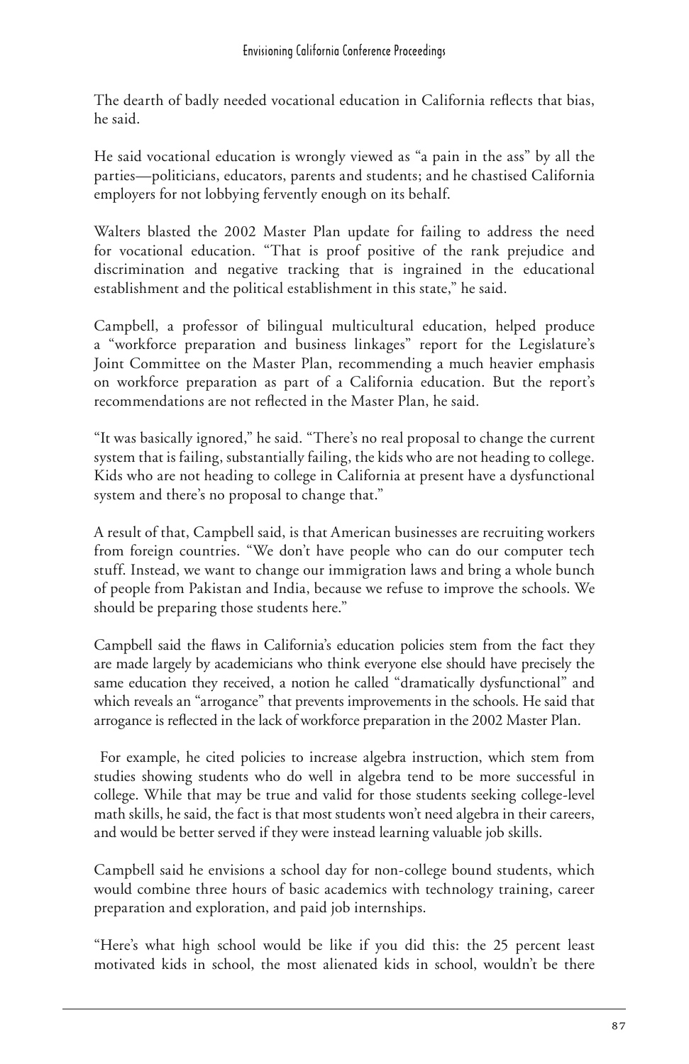The dearth of badly needed vocational education in California reflects that bias, he said.

He said vocational education is wrongly viewed as "a pain in the ass" by all the parties—politicians, educators, parents and students; and he chastised California employers for not lobbying fervently enough on its behalf.

Walters blasted the 2002 Master Plan update for failing to address the need for vocational education. "That is proof positive of the rank prejudice and discrimination and negative tracking that is ingrained in the educational establishment and the political establishment in this state," he said.

Campbell, a professor of bilingual multicultural education, helped produce a "workforce preparation and business linkages" report for the Legislature's Joint Committee on the Master Plan, recommending a much heavier emphasis on workforce preparation as part of a California education. But the report's recommendations are not reflected in the Master Plan, he said.

"It was basically ignored," he said. "There's no real proposal to change the current system that is failing, substantially failing, the kids who are not heading to college. Kids who are not heading to college in California at present have a dysfunctional system and there's no proposal to change that."

A result of that, Campbell said, is that American businesses are recruiting workers from foreign countries. "We don't have people who can do our computer tech stuff. Instead, we want to change our immigration laws and bring a whole bunch of people from Pakistan and India, because we refuse to improve the schools. We should be preparing those students here."

Campbell said the flaws in California's education policies stem from the fact they are made largely by academicians who think everyone else should have precisely the same education they received, a notion he called "dramatically dysfunctional" and which reveals an "arrogance" that prevents improvements in the schools. He said that arrogance is reflected in the lack of workforce preparation in the 2002 Master Plan.

For example, he cited policies to increase algebra instruction, which stem from studies showing students who do well in algebra tend to be more successful in college. While that may be true and valid for those students seeking college-level math skills, he said, the fact is that most students won't need algebra in their careers, and would be better served if they were instead learning valuable job skills.

Campbell said he envisions a school day for non-college bound students, which would combine three hours of basic academics with technology training, career preparation and exploration, and paid job internships.

"Here's what high school would be like if you did this: the 25 percent least motivated kids in school, the most alienated kids in school, wouldn't be there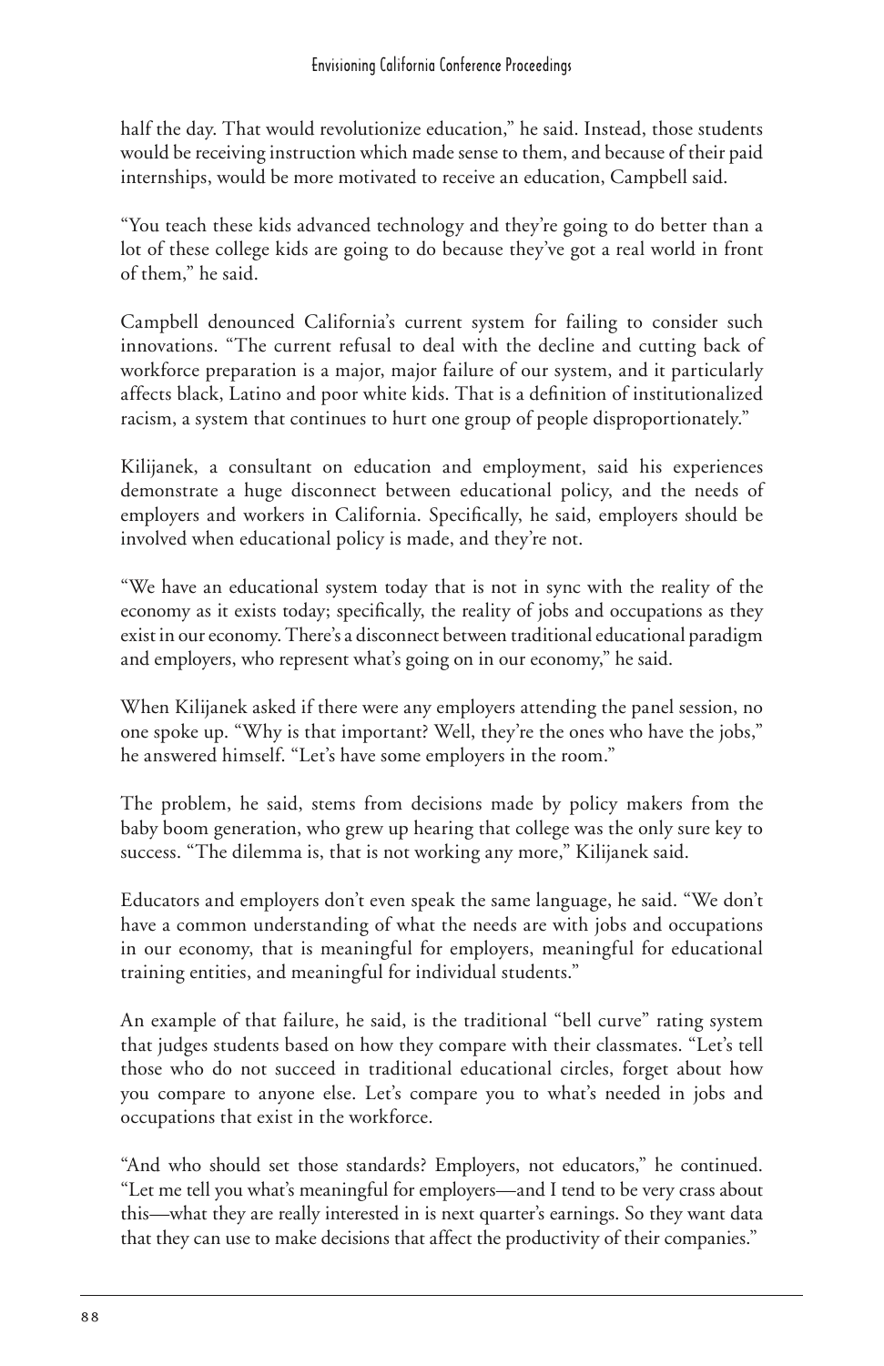half the day. That would revolutionize education," he said. Instead, those students would be receiving instruction which made sense to them, and because of their paid internships, would be more motivated to receive an education, Campbell said.

"You teach these kids advanced technology and they're going to do better than a lot of these college kids are going to do because they've got a real world in front of them," he said.

Campbell denounced California's current system for failing to consider such innovations. "The current refusal to deal with the decline and cutting back of workforce preparation is a major, major failure of our system, and it particularly affects black, Latino and poor white kids. That is a definition of institutionalized racism, a system that continues to hurt one group of people disproportionately."

Kilijanek, a consultant on education and employment, said his experiences demonstrate a huge disconnect between educational policy, and the needs of employers and workers in California. Specifically, he said, employers should be involved when educational policy is made, and they're not.

"We have an educational system today that is not in sync with the reality of the economy as it exists today; specifically, the reality of jobs and occupations as they exist in our economy. There's a disconnect between traditional educational paradigm and employers, who represent what's going on in our economy," he said.

When Kilijanek asked if there were any employers attending the panel session, no one spoke up. "Why is that important? Well, they're the ones who have the jobs," he answered himself. "Let's have some employers in the room."

The problem, he said, stems from decisions made by policy makers from the baby boom generation, who grew up hearing that college was the only sure key to success. "The dilemma is, that is not working any more," Kilijanek said.

Educators and employers don't even speak the same language, he said. "We don't have a common understanding of what the needs are with jobs and occupations in our economy, that is meaningful for employers, meaningful for educational training entities, and meaningful for individual students."

An example of that failure, he said, is the traditional "bell curve" rating system that judges students based on how they compare with their classmates. "Let's tell those who do not succeed in traditional educational circles, forget about how you compare to anyone else. Let's compare you to what's needed in jobs and occupations that exist in the workforce.

"And who should set those standards? Employers, not educators," he continued. "Let me tell you what's meaningful for employers—and I tend to be very crass about this—what they are really interested in is next quarter's earnings. So they want data that they can use to make decisions that affect the productivity of their companies."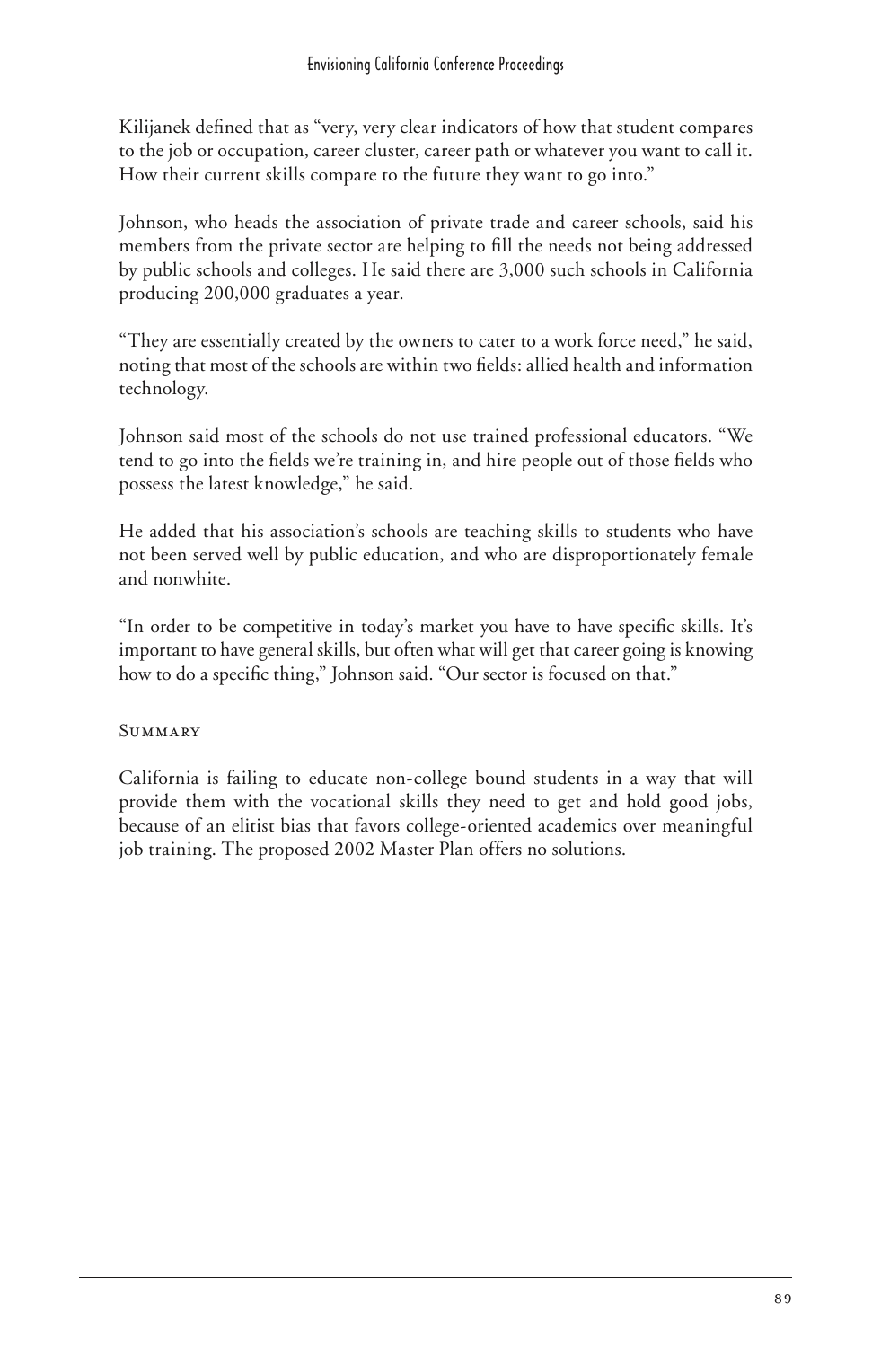Kilijanek defined that as "very, very clear indicators of how that student compares to the job or occupation, career cluster, career path or whatever you want to call it. How their current skills compare to the future they want to go into."

Johnson, who heads the association of private trade and career schools, said his members from the private sector are helping to fill the needs not being addressed by public schools and colleges. He said there are 3,000 such schools in California producing 200,000 graduates a year.

"They are essentially created by the owners to cater to a work force need," he said, noting that most of the schools are within two fields: allied health and information technology.

Johnson said most of the schools do not use trained professional educators. "We tend to go into the fields we're training in, and hire people out of those fields who possess the latest knowledge," he said.

He added that his association's schools are teaching skills to students who have not been served well by public education, and who are disproportionately female and nonwhite.

"In order to be competitive in today's market you have to have specific skills. It's important to have general skills, but often what will get that career going is knowing how to do a specific thing," Johnson said. "Our sector is focused on that."

### Summary

California is failing to educate non-college bound students in a way that will provide them with the vocational skills they need to get and hold good jobs, because of an elitist bias that favors college-oriented academics over meaningful job training. The proposed 2002 Master Plan offers no solutions.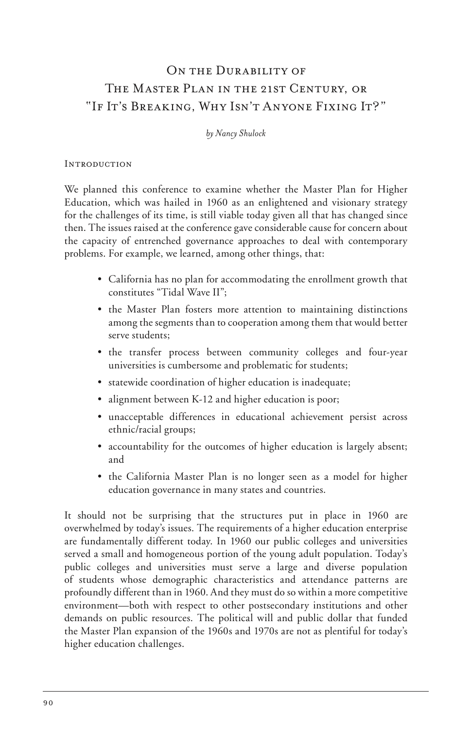# On the Durability of The Master Plan in the 21st Century, or "If It's Breaking, Why Isn't Anyone Fixing It?"

*by Nancy Shulock*

## Introduction

We planned this conference to examine whether the Master Plan for Higher Education, which was hailed in 1960 as an enlightened and visionary strategy for the challenges of its time, is still viable today given all that has changed since then. The issues raised at the conference gave considerable cause for concern about the capacity of entrenched governance approaches to deal with contemporary problems. For example, we learned, among other things, that:

- California has no plan for accommodating the enrollment growth that constitutes "Tidal Wave II";
- the Master Plan fosters more attention to maintaining distinctions among the segments than to cooperation among them that would better serve students;
- the transfer process between community colleges and four-year universities is cumbersome and problematic for students;
- statewide coordination of higher education is inadequate;
- alignment between K-12 and higher education is poor;
- unacceptable differences in educational achievement persist across ethnic/racial groups;
- accountability for the outcomes of higher education is largely absent; and
- the California Master Plan is no longer seen as a model for higher education governance in many states and countries.

It should not be surprising that the structures put in place in 1960 are overwhelmed by today's issues. The requirements of a higher education enterprise are fundamentally different today. In 1960 our public colleges and universities served a small and homogeneous portion of the young adult population. Today's public colleges and universities must serve a large and diverse population of students whose demographic characteristics and attendance patterns are profoundly different than in 1960. And they must do so within a more competitive environment—both with respect to other postsecondary institutions and other demands on public resources. The political will and public dollar that funded the Master Plan expansion of the 1960s and 1970s are not as plentiful for today's higher education challenges.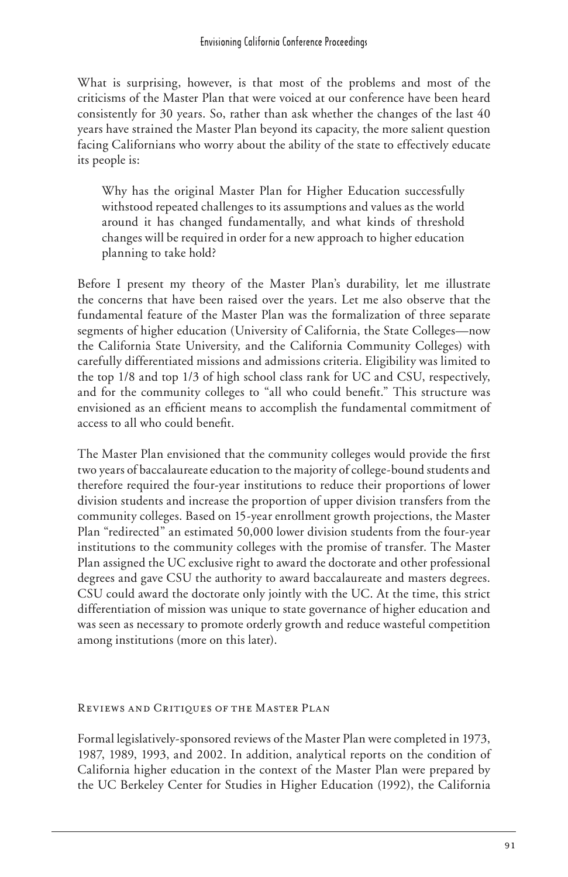What is surprising, however, is that most of the problems and most of the criticisms of the Master Plan that were voiced at our conference have been heard consistently for 30 years. So, rather than ask whether the changes of the last 40 years have strained the Master Plan beyond its capacity, the more salient question facing Californians who worry about the ability of the state to effectively educate its people is:

> Why has the original Master Plan for Higher Education successfully withstood repeated challenges to its assumptions and values as the world around it has changed fundamentally, and what kinds of threshold changes will be required in order for a new approach to higher education planning to take hold?

Before I present my theory of the Master Plan's durability, let me illustrate the concerns that have been raised over the years. Let me also observe that the fundamental feature of the Master Plan was the formalization of three separate segments of higher education (University of California, the State Colleges—now the California State University, and the California Community Colleges) with carefully differentiated missions and admissions criteria. Eligibility was limited to the top 1/8 and top 1/3 of high school class rank for UC and CSU, respectively, and for the community colleges to "all who could benefit." This structure was envisioned as an efficient means to accomplish the fundamental commitment of access to all who could benefit.

The Master Plan envisioned that the community colleges would provide the first two years of baccalaureate education to the majority of college-bound students and therefore required the four-year institutions to reduce their proportions of lower division students and increase the proportion of upper division transfers from the community colleges. Based on 15-year enrollment growth projections, the Master Plan "redirected" an estimated 50,000 lower division students from the four-year institutions to the community colleges with the promise of transfer. The Master Plan assigned the UC exclusive right to award the doctorate and other professional degrees and gave CSU the authority to award baccalaureate and masters degrees. CSU could award the doctorate only jointly with the UC. At the time, this strict differentiation of mission was unique to state governance of higher education and was seen as necessary to promote orderly growth and reduce wasteful competition among institutions (more on this later).

## Reviews and Critiques of the Master Plan

Formal legislatively-sponsored reviews of the Master Plan were completed in 1973, 1987, 1989, 1993, and 2002. In addition, analytical reports on the condition of California higher education in the context of the Master Plan were prepared by the UC Berkeley Center for Studies in Higher Education (1992), the California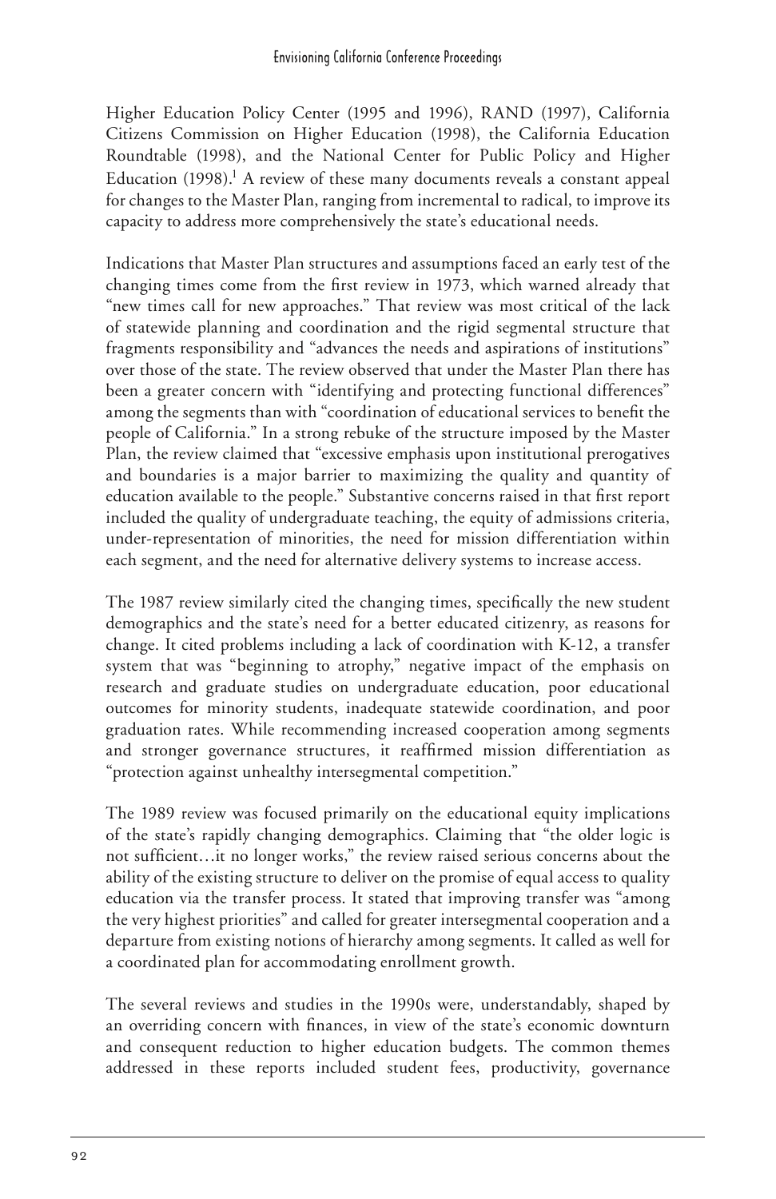Higher Education Policy Center (1995 and 1996), RAND (1997), California Citizens Commission on Higher Education (1998), the California Education Roundtable (1998), and the National Center for Public Policy and Higher Education (1998).[1] A review of these many documents reveals a constant appeal for changes to the Master Plan, ranging from incremental to radical, to improve its capacity to address more comprehensively the state's educational needs.

Indications that Master Plan structures and assumptions faced an early test of the changing times come from the first review in 1973, which warned already that "new times call for new approaches." That review was most critical of the lack of statewide planning and coordination and the rigid segmental structure that fragments responsibility and "advances the needs and aspirations of institutions" over those of the state. The review observed that under the Master Plan there has been a greater concern with "identifying and protecting functional differences" among the segments than with "coordination of educational services to benefit the people of California." In a strong rebuke of the structure imposed by the Master Plan, the review claimed that "excessive emphasis upon institutional prerogatives and boundaries is a major barrier to maximizing the quality and quantity of education available to the people." Substantive concerns raised in that first report included the quality of undergraduate teaching, the equity of admissions criteria, under-representation of minorities, the need for mission differentiation within each segment, and the need for alternative delivery systems to increase access.

The 1987 review similarly cited the changing times, specifically the new student demographics and the state's need for a better educated citizenry, as reasons for change. It cited problems including a lack of coordination with K-12, a transfer system that was "beginning to atrophy," negative impact of the emphasis on research and graduate studies on undergraduate education, poor educational outcomes for minority students, inadequate statewide coordination, and poor graduation rates. While recommending increased cooperation among segments and stronger governance structures, it reaffirmed mission differentiation as "protection against unhealthy intersegmental competition."

The 1989 review was focused primarily on the educational equity implications of the state's rapidly changing demographics. Claiming that "the older logic is not sufficient…it no longer works," the review raised serious concerns about the ability of the existing structure to deliver on the promise of equal access to quality education via the transfer process. It stated that improving transfer was "among the very highest priorities" and called for greater intersegmental cooperation and a departure from existing notions of hierarchy among segments. It called as well for a coordinated plan for accommodating enrollment growth.

The several reviews and studies in the 1990s were, understandably, shaped by an overriding concern with finances, in view of the state's economic downturn and consequent reduction to higher education budgets. The common themes addressed in these reports included student fees, productivity, governance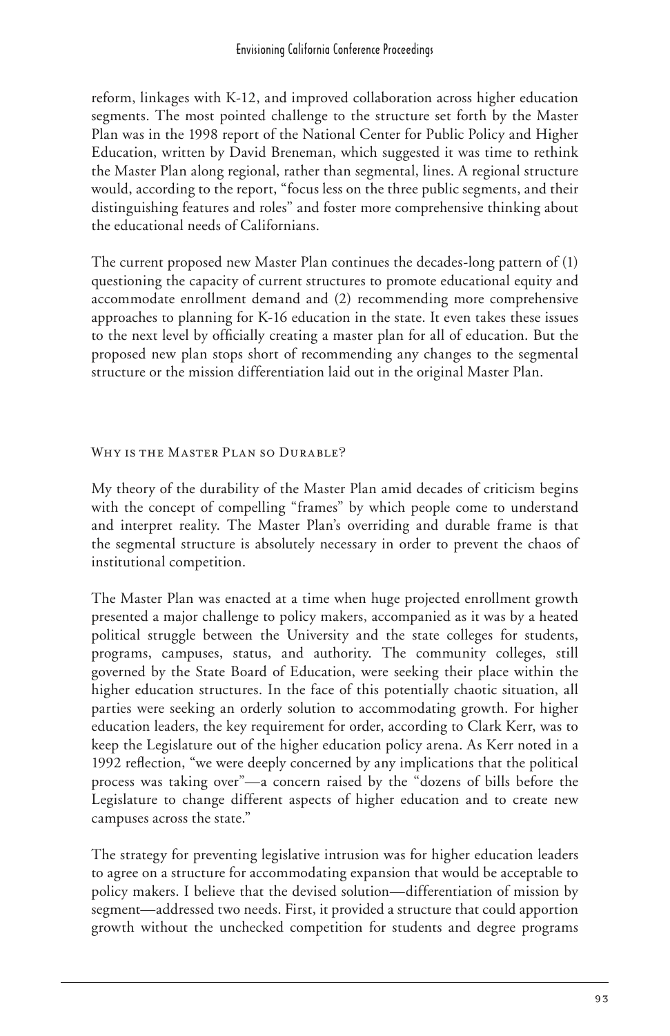reform, linkages with K-12, and improved collaboration across higher education segments. The most pointed challenge to the structure set forth by the Master Plan was in the 1998 report of the National Center for Public Policy and Higher Education, written by David Breneman, which suggested it was time to rethink the Master Plan along regional, rather than segmental, lines. A regional structure would, according to the report, "focus less on the three public segments, and their distinguishing features and roles" and foster more comprehensive thinking about the educational needs of Californians.

The current proposed new Master Plan continues the decades-long pattern of (1) questioning the capacity of current structures to promote educational equity and accommodate enrollment demand and (2) recommending more comprehensive approaches to planning for K-16 education in the state. It even takes these issues to the next level by officially creating a master plan for all of education. But the proposed new plan stops short of recommending any changes to the segmental structure or the mission differentiation laid out in the original Master Plan.

## Why is the Master Plan so Durable?

My theory of the durability of the Master Plan amid decades of criticism begins with the concept of compelling "frames" by which people come to understand and interpret reality. The Master Plan's overriding and durable frame is that the segmental structure is absolutely necessary in order to prevent the chaos of institutional competition.

The Master Plan was enacted at a time when huge projected enrollment growth presented a major challenge to policy makers, accompanied as it was by a heated political struggle between the University and the state colleges for students, programs, campuses, status, and authority. The community colleges, still governed by the State Board of Education, were seeking their place within the higher education structures. In the face of this potentially chaotic situation, all parties were seeking an orderly solution to accommodating growth. For higher education leaders, the key requirement for order, according to Clark Kerr, was to keep the Legislature out of the higher education policy arena. As Kerr noted in a 1992 reflection, "we were deeply concerned by any implications that the political process was taking over"—a concern raised by the "dozens of bills before the Legislature to change different aspects of higher education and to create new campuses across the state."

The strategy for preventing legislative intrusion was for higher education leaders to agree on a structure for accommodating expansion that would be acceptable to policy makers. I believe that the devised solution—differentiation of mission by segment—addressed two needs. First, it provided a structure that could apportion growth without the unchecked competition for students and degree programs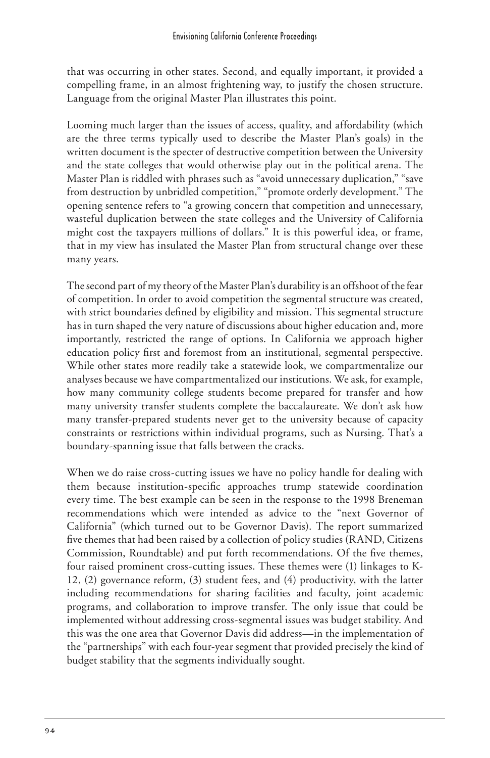that was occurring in other states. Second, and equally important, it provided a compelling frame, in an almost frightening way, to justify the chosen structure. Language from the original Master Plan illustrates this point.

Looming much larger than the issues of access, quality, and affordability (which are the three terms typically used to describe the Master Plan's goals) in the written document is the specter of destructive competition between the University and the state colleges that would otherwise play out in the political arena. The Master Plan is riddled with phrases such as "avoid unnecessary duplication," "save from destruction by unbridled competition," "promote orderly development." The opening sentence refers to "a growing concern that competition and unnecessary, wasteful duplication between the state colleges and the University of California might cost the taxpayers millions of dollars." It is this powerful idea, or frame, that in my view has insulated the Master Plan from structural change over these many years.

The second part of my theory of the Master Plan's durability is an offshoot of the fear of competition. In order to avoid competition the segmental structure was created, with strict boundaries defined by eligibility and mission. This segmental structure has in turn shaped the very nature of discussions about higher education and, more importantly, restricted the range of options. In California we approach higher education policy first and foremost from an institutional, segmental perspective. While other states more readily take a statewide look, we compartmentalize our analyses because we have compartmentalized our institutions. We ask, for example, how many community college students become prepared for transfer and how many university transfer students complete the baccalaureate. We don't ask how many transfer-prepared students never get to the university because of capacity constraints or restrictions within individual programs, such as Nursing. That's a boundary-spanning issue that falls between the cracks.

When we do raise cross-cutting issues we have no policy handle for dealing with them because institution-specific approaches trump statewide coordination every time. The best example can be seen in the response to the 1998 Breneman recommendations which were intended as advice to the "next Governor of California" (which turned out to be Governor Davis). The report summarized five themes that had been raised by a collection of policy studies (RAND, Citizens Commission, Roundtable) and put forth recommendations. Of the five themes, four raised prominent cross-cutting issues. These themes were (1) linkages to K-12, (2) governance reform, (3) student fees, and (4) productivity, with the latter including recommendations for sharing facilities and faculty, joint academic programs, and collaboration to improve transfer. The only issue that could be implemented without addressing cross-segmental issues was budget stability. And this was the one area that Governor Davis did address—in the implementation of the "partnerships" with each four-year segment that provided precisely the kind of budget stability that the segments individually sought.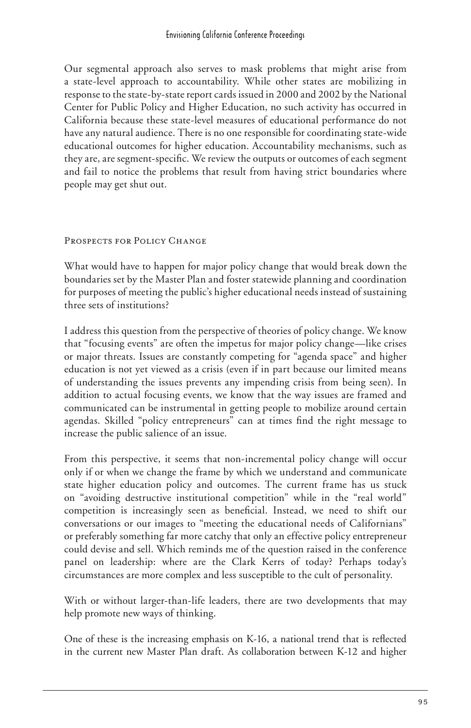Our segmental approach also serves to mask problems that might arise from a state-level approach to accountability. While other states are mobilizing in response to the state-by-state report cards issued in 2000 and 2002 by the National Center for Public Policy and Higher Education, no such activity has occurred in California because these state-level measures of educational performance do not have any natural audience. There is no one responsible for coordinating state-wide educational outcomes for higher education. Accountability mechanisms, such as they are, are segment-specific. We review the outputs or outcomes of each segment and fail to notice the problems that result from having strict boundaries where people may get shut out.

## Prospects for Policy Change

What would have to happen for major policy change that would break down the boundaries set by the Master Plan and foster statewide planning and coordination for purposes of meeting the public's higher educational needs instead of sustaining three sets of institutions?

I address this question from the perspective of theories of policy change. We know that "focusing events" are often the impetus for major policy change—like crises or major threats. Issues are constantly competing for "agenda space" and higher education is not yet viewed as a crisis (even if in part because our limited means of understanding the issues prevents any impending crisis from being seen). In addition to actual focusing events, we know that the way issues are framed and communicated can be instrumental in getting people to mobilize around certain agendas. Skilled "policy entrepreneurs" can at times find the right message to increase the public salience of an issue.

From this perspective, it seems that non-incremental policy change will occur only if or when we change the frame by which we understand and communicate state higher education policy and outcomes. The current frame has us stuck on "avoiding destructive institutional competition" while in the "real world" competition is increasingly seen as beneficial. Instead, we need to shift our conversations or our images to "meeting the educational needs of Californians" or preferably something far more catchy that only an effective policy entrepreneur could devise and sell. Which reminds me of the question raised in the conference panel on leadership: where are the Clark Kerrs of today? Perhaps today's circumstances are more complex and less susceptible to the cult of personality.

With or without larger-than-life leaders, there are two developments that may help promote new ways of thinking.

One of these is the increasing emphasis on K-16, a national trend that is reflected in the current new Master Plan draft. As collaboration between K-12 and higher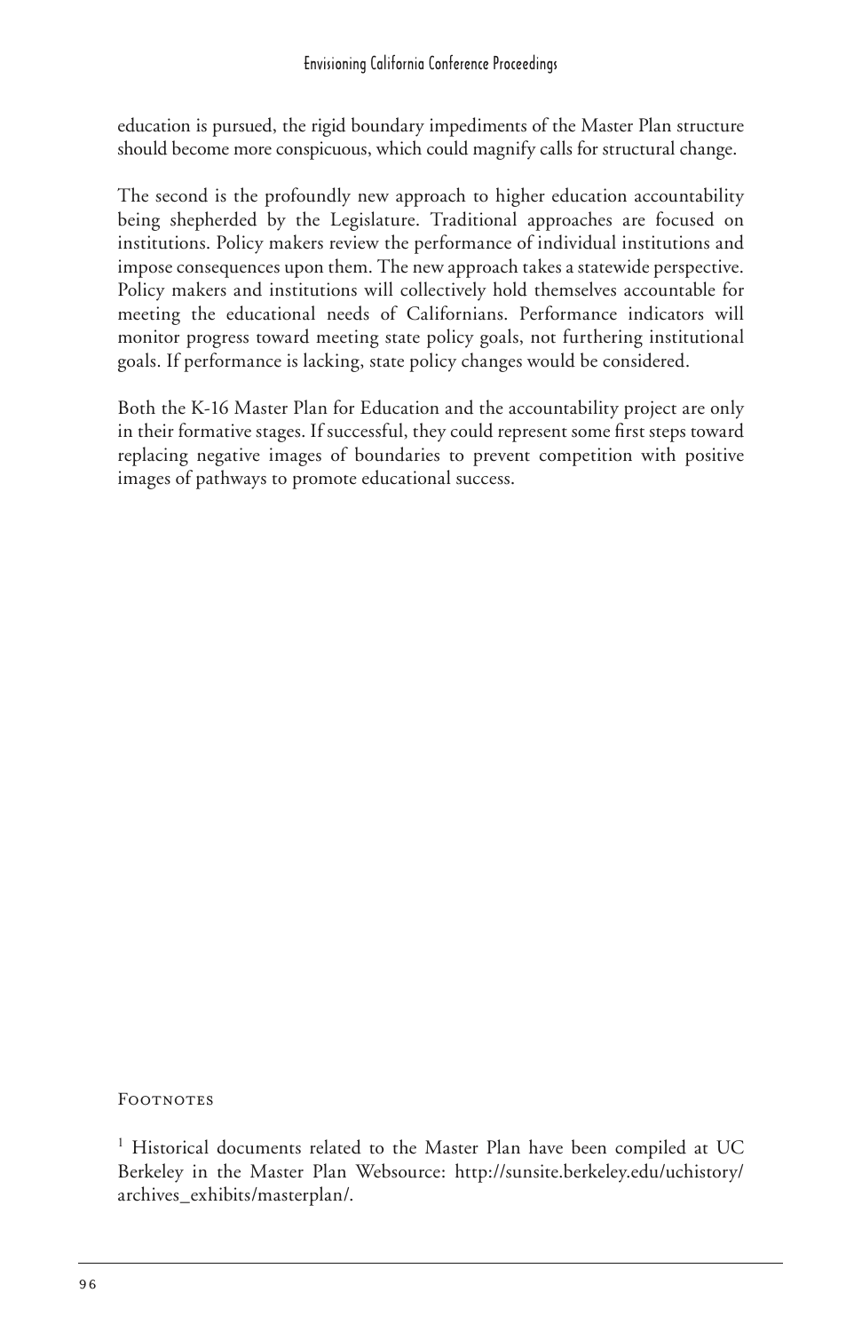education is pursued, the rigid boundary impediments of the Master Plan structure should become more conspicuous, which could magnify calls for structural change.

The second is the profoundly new approach to higher education accountability being shepherded by the Legislature. Traditional approaches are focused on institutions. Policy makers review the performance of individual institutions and impose consequences upon them. The new approach takes a statewide perspective. Policy makers and institutions will collectively hold themselves accountable for meeting the educational needs of Californians. Performance indicators will monitor progress toward meeting state policy goals, not furthering institutional goals. If performance is lacking, state policy changes would be considered.

Both the K-16 Master Plan for Education and the accountability project are only in their formative stages. If successful, they could represent some first steps toward replacing negative images of boundaries to prevent competition with positive images of pathways to promote educational success.

## Footnotes

[1] Historical documents related to the Master Plan have been compiled at UC Berkeley in the Master Plan Websource: http://sunsite.berkeley.edu/uchistory/archives_exhibits/masterplan/.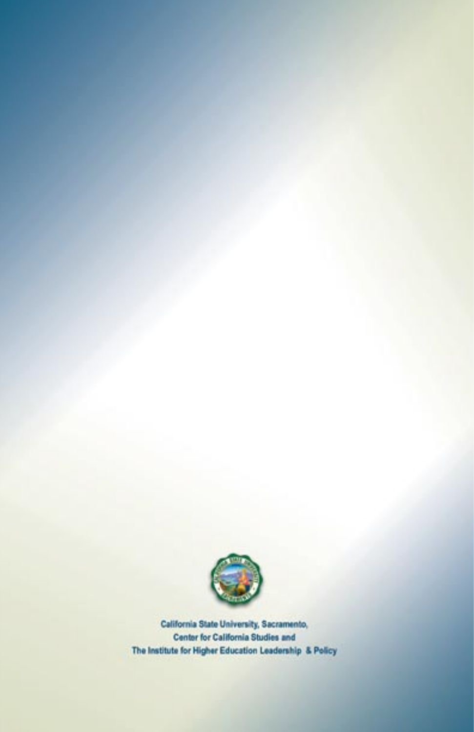California State University, Sacramento,
Center for California Studies and
The Institute for Higher Education Leadership & Policy